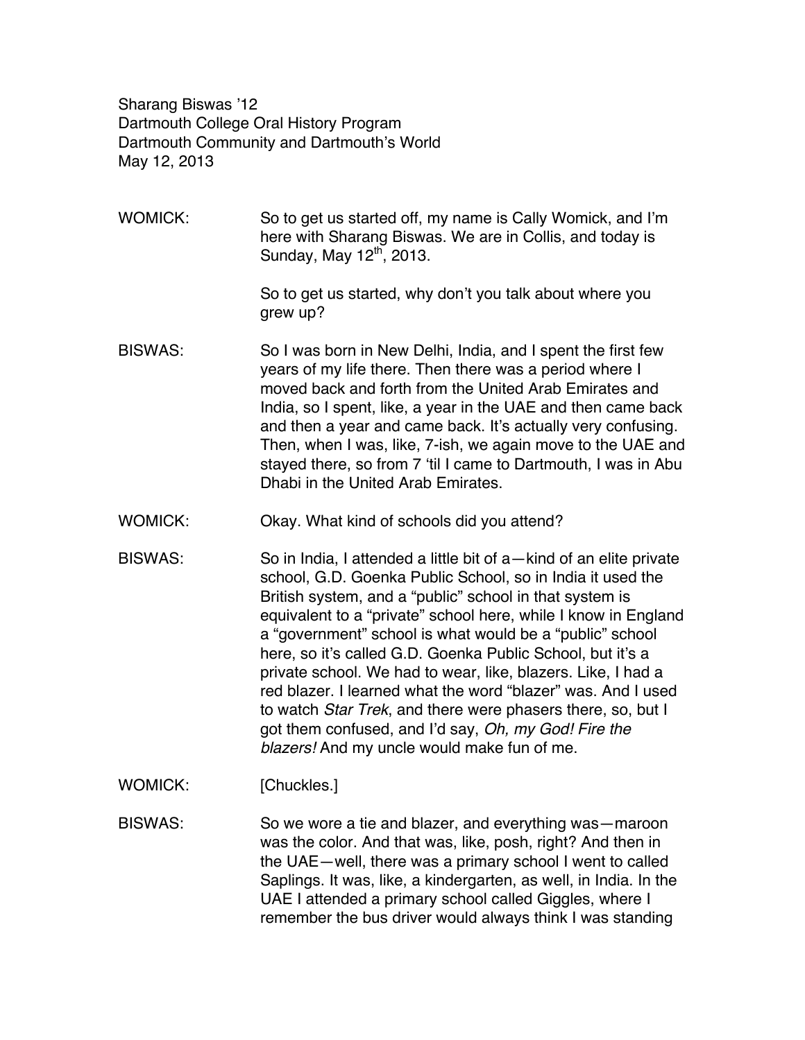Sharang Biswas '12
Dartmouth College Oral History Program
Dartmouth Community and Dartmouth's World
May 12, 2013

WOMICK: So to get us started off, my name is Cally Womick, and I'm here with Sharang Biswas. We are in Collis, and today is Sunday, May 12th, 2013.

So to get us started, why don't you talk about where you grew up?

BISWAS: So I was born in New Delhi, India, and I spent the first few years of my life there. Then there was a period where I moved back and forth from the United Arab Emirates and India, so I spent, like, a year in the UAE and then came back and then a year and came back. It's actually very confusing. Then, when I was, like, 7-ish, we again move to the UAE and stayed there, so from 7 'til I came to Dartmouth, I was in Abu Dhabi in the United Arab Emirates.

WOMICK: Okay. What kind of schools did you attend?

BISWAS: So in India, I attended a little bit of a—kind of an elite private school, G.D. Goenka Public School, so in India it used the British system, and a "public" school in that system is equivalent to a "private" school here, while I know in England a "government" school is what would be a "public" school here, so it's called G.D. Goenka Public School, but it's a private school. We had to wear, like, blazers. Like, I had a red blazer. I learned what the word "blazer" was. And I used to watch *Star Trek*, and there were phasers there, so, but I got them confused, and I'd say, *Oh, my God! Fire the blazers!* And my uncle would make fun of me.

WOMICK: [Chuckles.]

BISWAS: So we wore a tie and blazer, and everything was—maroon was the color. And that was, like, posh, right? And then in the UAE—well, there was a primary school I went to called Saplings. It was, like, a kindergarten, as well, in India. In the UAE I attended a primary school called Giggles, where I remember the bus driver would always think I was standing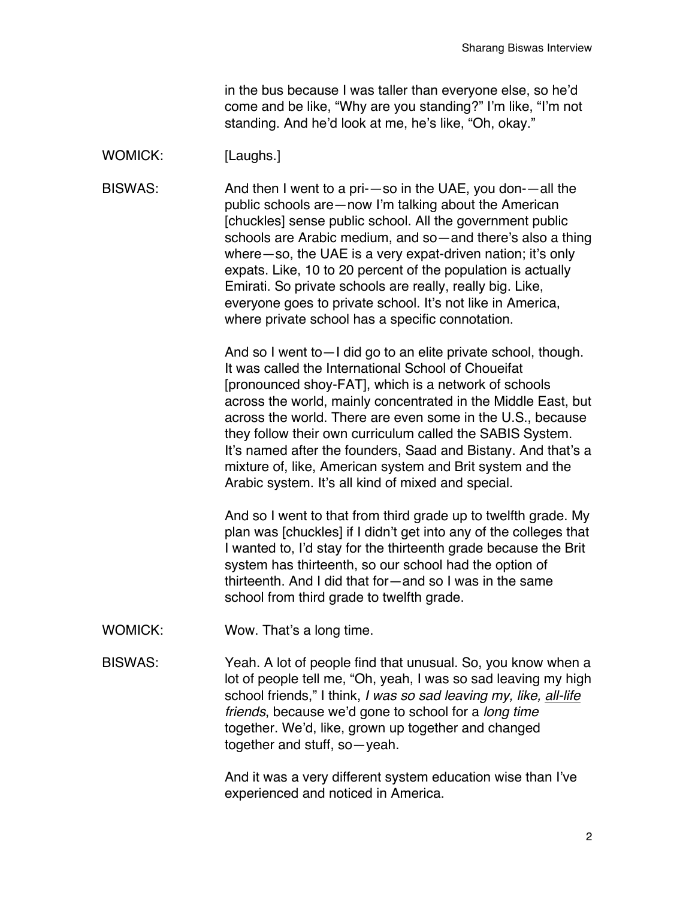in the bus because I was taller than everyone else, so he'd come and be like, "Why are you standing?" I'm like, "I'm not standing. And he'd look at me, he's like, "Oh, okay."

WOMICK: [Laughs.]

BISWAS: And then I went to a pri-—so in the UAE, you don-—all the public schools are—now I'm talking about the American [chuckles] sense public school. All the government public schools are Arabic medium, and so—and there's also a thing where—so, the UAE is a very expat-driven nation; it's only expats. Like, 10 to 20 percent of the population is actually Emirati. So private schools are really, really big. Like, everyone goes to private school. It's not like in America, where private school has a specific connotation.

And so I went to—I did go to an elite private school, though. It was called the International School of Choueifat [pronounced shoy-FAT], which is a network of schools across the world, mainly concentrated in the Middle East, but across the world. There are even some in the U.S., because they follow their own curriculum called the SABIS System. It's named after the founders, Saad and Bistany. And that's a mixture of, like, American system and Brit system and the Arabic system. It's all kind of mixed and special.

And so I went to that from third grade up to twelfth grade. My plan was [chuckles] if I didn't get into any of the colleges that I wanted to, I'd stay for the thirteenth grade because the Brit system has thirteenth, so our school had the option of thirteenth. And I did that for—and so I was in the same school from third grade to twelfth grade.

WOMICK: Wow. That's a long time.

BISWAS: Yeah. A lot of people find that unusual. So, you know when a lot of people tell me, "Oh, yeah, I was so sad leaving my high school friends," I think, *I was so sad leaving my, like, <u>all-life</u> friends*, because we'd gone to school for a *long time* together. We'd, like, grown up together and changed together and stuff, so—yeah.

And it was a very different system education wise than I've experienced and noticed in America.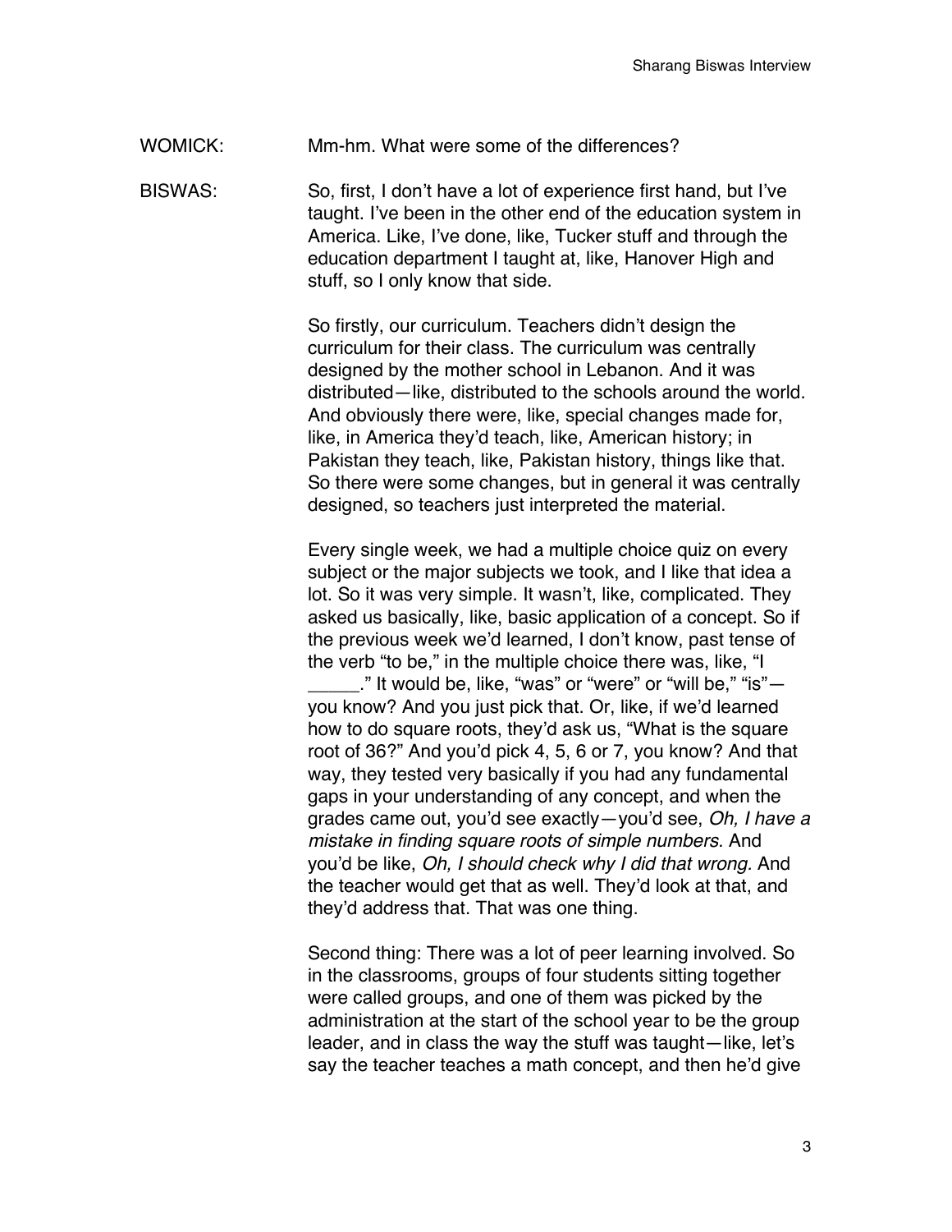WOMICK: Mm-hm. What were some of the differences?

BISWAS: So, first, I don't have a lot of experience first hand, but I've taught. I've been in the other end of the education system in America. Like, I've done, like, Tucker stuff and through the education department I taught at, like, Hanover High and stuff, so I only know that side.

So firstly, our curriculum. Teachers didn't design the curriculum for their class. The curriculum was centrally designed by the mother school in Lebanon. And it was distributed—like, distributed to the schools around the world. And obviously there were, like, special changes made for, like, in America they'd teach, like, American history; in Pakistan they teach, like, Pakistan history, things like that. So there were some changes, but in general it was centrally designed, so teachers just interpreted the material.

Every single week, we had a multiple choice quiz on every subject or the major subjects we took, and I like that idea a lot. So it was very simple. It wasn't, like, complicated. They asked us basically, like, basic application of a concept. So if the previous week we'd learned, I don't know, past tense of the verb "to be," in the multiple choice there was, like, "I _____." It would be, like, "was" or "were" or "will be," "is"—you know? And you just pick that. Or, like, if we'd learned how to do square roots, they'd ask us, "What is the square root of 36?" And you'd pick 4, 5, 6 or 7, you know? And that way, they tested very basically if you had any fundamental gaps in your understanding of any concept, and when the grades came out, you'd see exactly—you'd see, *Oh, I have a mistake in finding square roots of simple numbers.* And you'd be like, *Oh, I should check why I did that wrong.* And the teacher would get that as well. They'd look at that, and they'd address that. That was one thing.

Second thing: There was a lot of peer learning involved. So in the classrooms, groups of four students sitting together were called groups, and one of them was picked by the administration at the start of the school year to be the group leader, and in class the way the stuff was taught—like, let's say the teacher teaches a math concept, and then he'd give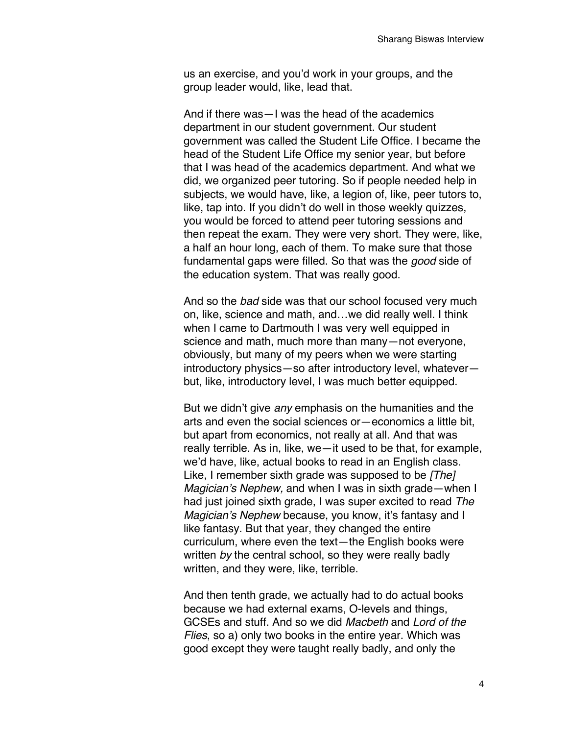us an exercise, and you'd work in your groups, and the group leader would, like, lead that.

And if there was—I was the head of the academics department in our student government. Our student government was called the Student Life Office. I became the head of the Student Life Office my senior year, but before that I was head of the academics department. And what we did, we organized peer tutoring. So if people needed help in subjects, we would have, like, a legion of, like, peer tutors to, like, tap into. If you didn't do well in those weekly quizzes, you would be forced to attend peer tutoring sessions and then repeat the exam. They were very short. They were, like, a half an hour long, each of them. To make sure that those fundamental gaps were filled. So that was the *good* side of the education system. That was really good.

And so the *bad* side was that our school focused very much on, like, science and math, and…we did really well. I think when I came to Dartmouth I was very well equipped in science and math, much more than many—not everyone, obviously, but many of my peers when we were starting introductory physics—so after introductory level, whatever—but, like, introductory level, I was much better equipped.

But we didn't give *any* emphasis on the humanities and the arts and even the social sciences or—economics a little bit, but apart from economics, not really at all. And that was really terrible. As in, like, we—it used to be that, for example, we'd have, like, actual books to read in an English class. Like, I remember sixth grade was supposed to be *[The] Magician's Nephew,* and when I was in sixth grade—when I had just joined sixth grade, I was super excited to read *The Magician's Nephew* because, you know, it's fantasy and I like fantasy. But that year, they changed the entire curriculum, where even the text—the English books were written *by* the central school, so they were really badly written, and they were, like, terrible.

And then tenth grade, we actually had to do actual books because we had external exams, O-levels and things, GCSEs and stuff. And so we did *Macbeth* and *Lord of the Flies*, so a) only two books in the entire year. Which was good except they were taught really badly, and only the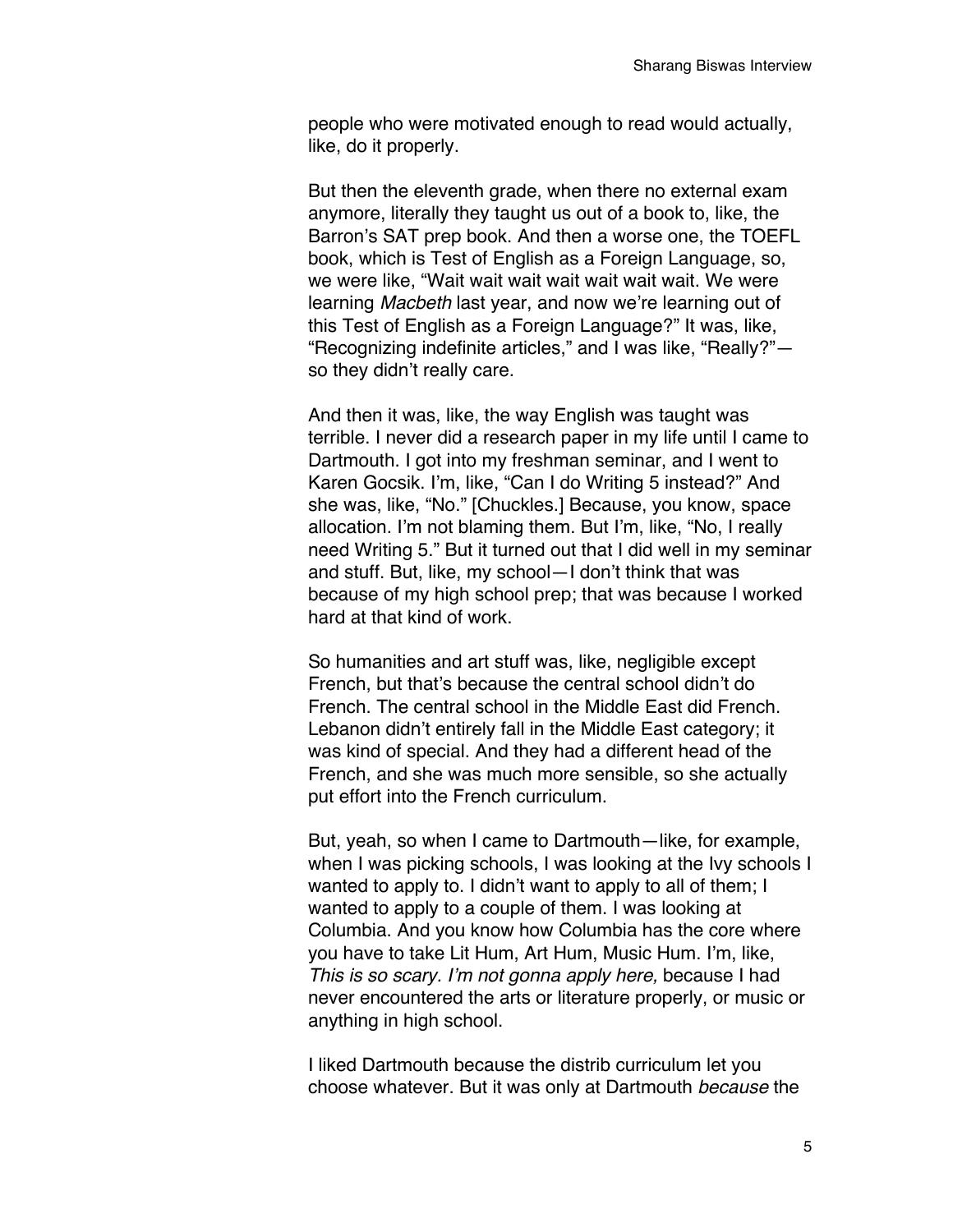people who were motivated enough to read would actually, like, do it properly.

But then the eleventh grade, when there no external exam anymore, literally they taught us out of a book to, like, the Barron's SAT prep book. And then a worse one, the TOEFL book, which is Test of English as a Foreign Language, so, we were like, "Wait wait wait wait wait wait wait. We were learning *Macbeth* last year, and now we're learning out of this Test of English as a Foreign Language?" It was, like, "Recognizing indefinite articles," and I was like, "Really?"—so they didn't really care.

And then it was, like, the way English was taught was terrible. I never did a research paper in my life until I came to Dartmouth. I got into my freshman seminar, and I went to Karen Gocsik. I'm, like, "Can I do Writing 5 instead?" And she was, like, "No." [Chuckles.] Because, you know, space allocation. I'm not blaming them. But I'm, like, "No, I really need Writing 5." But it turned out that I did well in my seminar and stuff. But, like, my school—I don't think that was because of my high school prep; that was because I worked hard at that kind of work.

So humanities and art stuff was, like, negligible except French, but that's because the central school didn't do French. The central school in the Middle East did French. Lebanon didn't entirely fall in the Middle East category; it was kind of special. And they had a different head of the French, and she was much more sensible, so she actually put effort into the French curriculum.

But, yeah, so when I came to Dartmouth—like, for example, when I was picking schools, I was looking at the Ivy schools I wanted to apply to. I didn't want to apply to all of them; I wanted to apply to a couple of them. I was looking at Columbia. And you know how Columbia has the core where you have to take Lit Hum, Art Hum, Music Hum. I'm, like, *This is so scary. I'm not gonna apply here,* because I had never encountered the arts or literature properly, or music or anything in high school.

I liked Dartmouth because the distrib curriculum let you choose whatever. But it was only at Dartmouth *because* the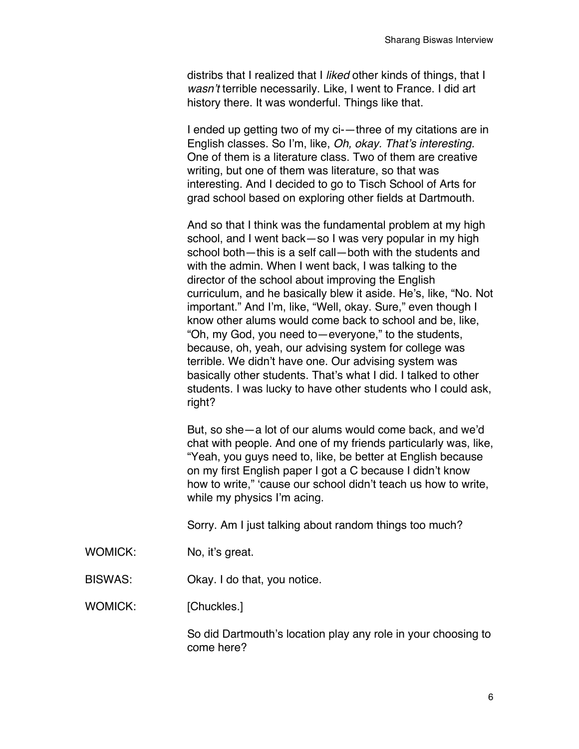distribs that I realized that I *liked* other kinds of things, that I *wasn't* terrible necessarily. Like, I went to France. I did art history there. It was wonderful. Things like that.

I ended up getting two of my ci-—three of my citations are in English classes. So I'm, like, *Oh, okay. That's interesting.* One of them is a literature class. Two of them are creative writing, but one of them was literature, so that was interesting. And I decided to go to Tisch School of Arts for grad school based on exploring other fields at Dartmouth.

And so that I think was the fundamental problem at my high school, and I went back—so I was very popular in my high school both—this is a self call—both with the students and with the admin. When I went back, I was talking to the director of the school about improving the English curriculum, and he basically blew it aside. He's, like, "No. Not important." And I'm, like, "Well, okay. Sure," even though I know other alums would come back to school and be, like, "Oh, my God, you need to—everyone," to the students, because, oh, yeah, our advising system for college was terrible. We didn't have one. Our advising system was basically other students. That's what I did. I talked to other students. I was lucky to have other students who I could ask, right?

But, so she—a lot of our alums would come back, and we'd chat with people. And one of my friends particularly was, like, "Yeah, you guys need to, like, be better at English because on my first English paper I got a C because I didn't know how to write," 'cause our school didn't teach us how to write, while my physics I'm acing.

Sorry. Am I just talking about random things too much?

WOMICK: No, it's great.

BISWAS: Okay. I do that, you notice.

WOMICK: [Chuckles.]

So did Dartmouth's location play any role in your choosing to come here?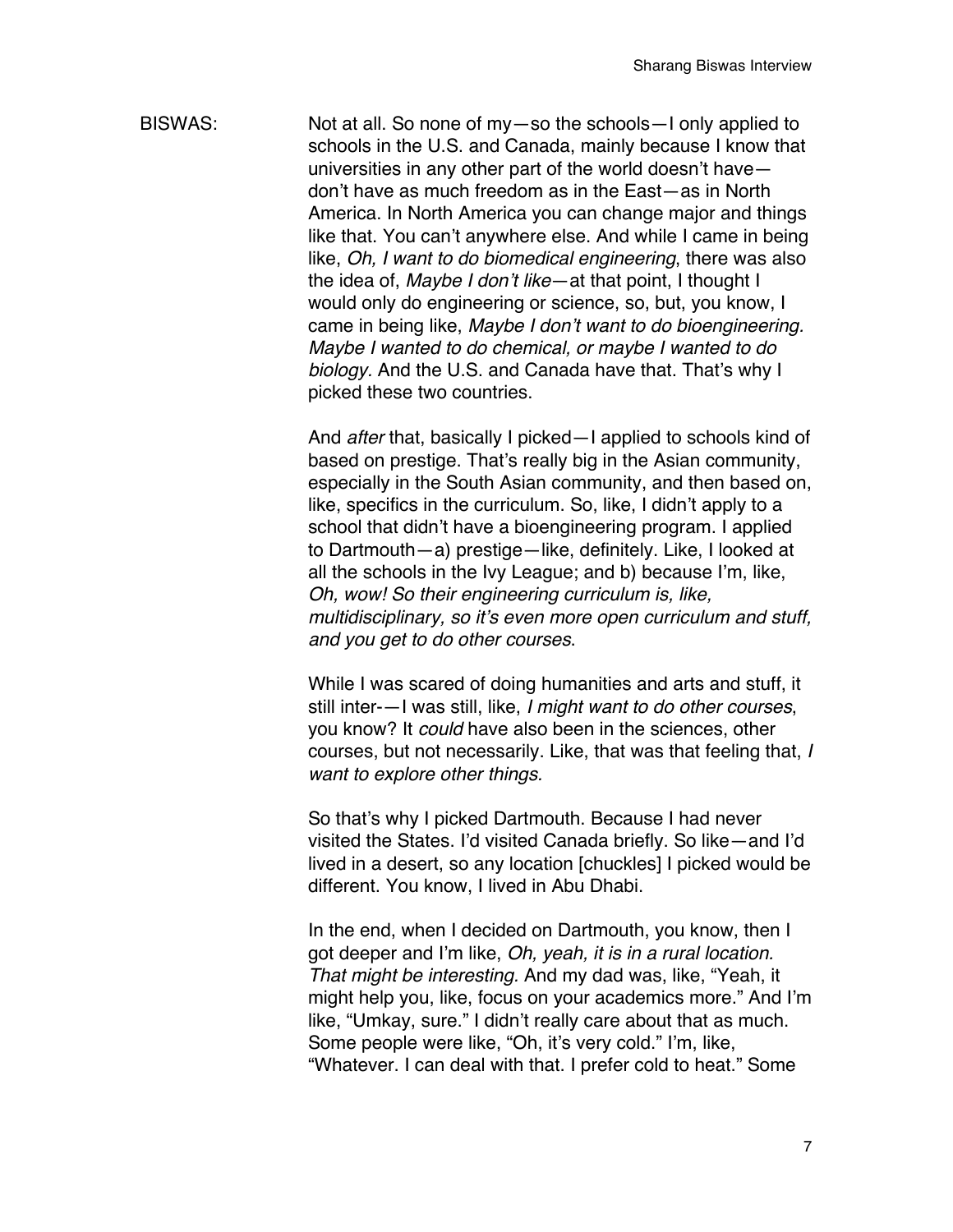BISWAS: Not at all. So none of my—so the schools—I only applied to schools in the U.S. and Canada, mainly because I know that universities in any other part of the world doesn't have—don't have as much freedom as in the East—as in North America. In North America you can change major and things like that. You can't anywhere else. And while I came in being like, *Oh, I want to do biomedical engineering*, there was also the idea of, *Maybe I don't like*—at that point, I thought I would only do engineering or science, so, but, you know, I came in being like, *Maybe I don't want to do bioengineering. Maybe I wanted to do chemical, or maybe I wanted to do biology*. And the U.S. and Canada have that. That's why I picked these two countries.

And *after* that, basically I picked—I applied to schools kind of based on prestige. That's really big in the Asian community, especially in the South Asian community, and then based on, like, specifics in the curriculum. So, like, I didn't apply to a school that didn't have a bioengineering program. I applied to Dartmouth—a) prestige—like, definitely. Like, I looked at all the schools in the Ivy League; and b) because I'm, like, *Oh, wow! So their engineering curriculum is, like, multidisciplinary, so it's even more open curriculum and stuff, and you get to do other courses*.

While I was scared of doing humanities and arts and stuff, it still inter-—I was still, like, *I might want to do other courses*, you know? It *could* have also been in the sciences, other courses, but not necessarily. Like, that was that feeling that, *I want to explore other things.*

So that's why I picked Dartmouth. Because I had never visited the States. I'd visited Canada briefly. So like—and I'd lived in a desert, so any location [chuckles] I picked would be different. You know, I lived in Abu Dhabi.

In the end, when I decided on Dartmouth, you know, then I got deeper and I'm like, *Oh, yeah, it is in a rural location. That might be interesting.* And my dad was, like, "Yeah, it might help you, like, focus on your academics more." And I'm like, "Umkay, sure." I didn't really care about that as much. Some people were like, "Oh, it's very cold." I'm, like, "Whatever. I can deal with that. I prefer cold to heat." Some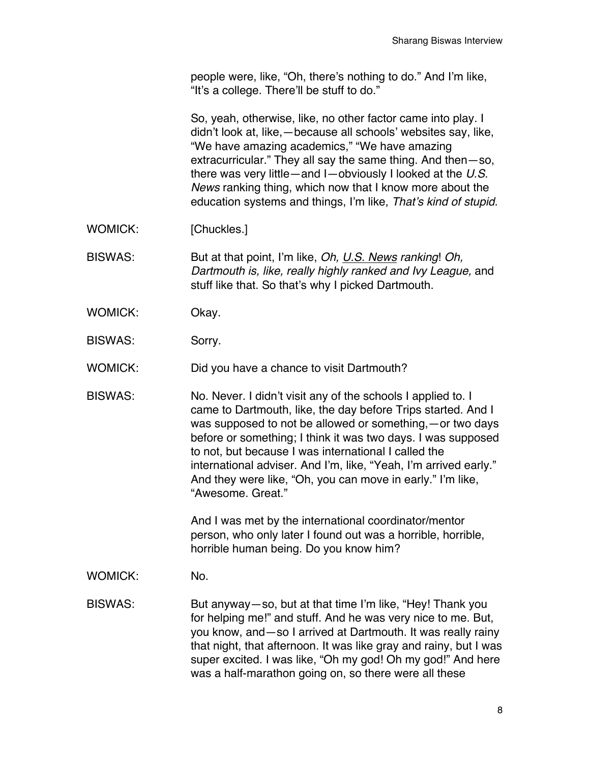people were, like, "Oh, there's nothing to do." And I'm like, "It's a college. There'll be stuff to do."

So, yeah, otherwise, like, no other factor came into play. I didn't look at, like,—because all schools' websites say, like, "We have amazing academics," "We have amazing extracurricular." They all say the same thing. And then—so, there was very little—and I—obviously I looked at the *U.S. News* ranking thing, which now that I know more about the education systems and things, I'm like, *That's kind of stupid.*

WOMICK: [Chuckles.]

BISWAS: But at that point, I'm like, *Oh, U.S. News ranking*! *Oh, Dartmouth is, like, really highly ranked and Ivy League,* and stuff like that. So that's why I picked Dartmouth.

WOMICK: Okay.

BISWAS: Sorry.

WOMICK: Did you have a chance to visit Dartmouth?

BISWAS: No. Never. I didn't visit any of the schools I applied to. I came to Dartmouth, like, the day before Trips started. And I was supposed to not be allowed or something,—or two days before or something; I think it was two days. I was supposed to not, but because I was international I called the international adviser. And I'm, like, "Yeah, I'm arrived early." And they were like, "Oh, you can move in early." I'm like, "Awesome. Great."

And I was met by the international coordinator/mentor person, who only later I found out was a horrible, horrible, horrible human being. Do you know him?

WOMICK: No.

BISWAS: But anyway—so, but at that time I'm like, "Hey! Thank you for helping me!" and stuff. And he was very nice to me. But, you know, and—so I arrived at Dartmouth. It was really rainy that night, that afternoon. It was like gray and rainy, but I was super excited. I was like, "Oh my god! Oh my god!" And here was a half-marathon going on, so there were all these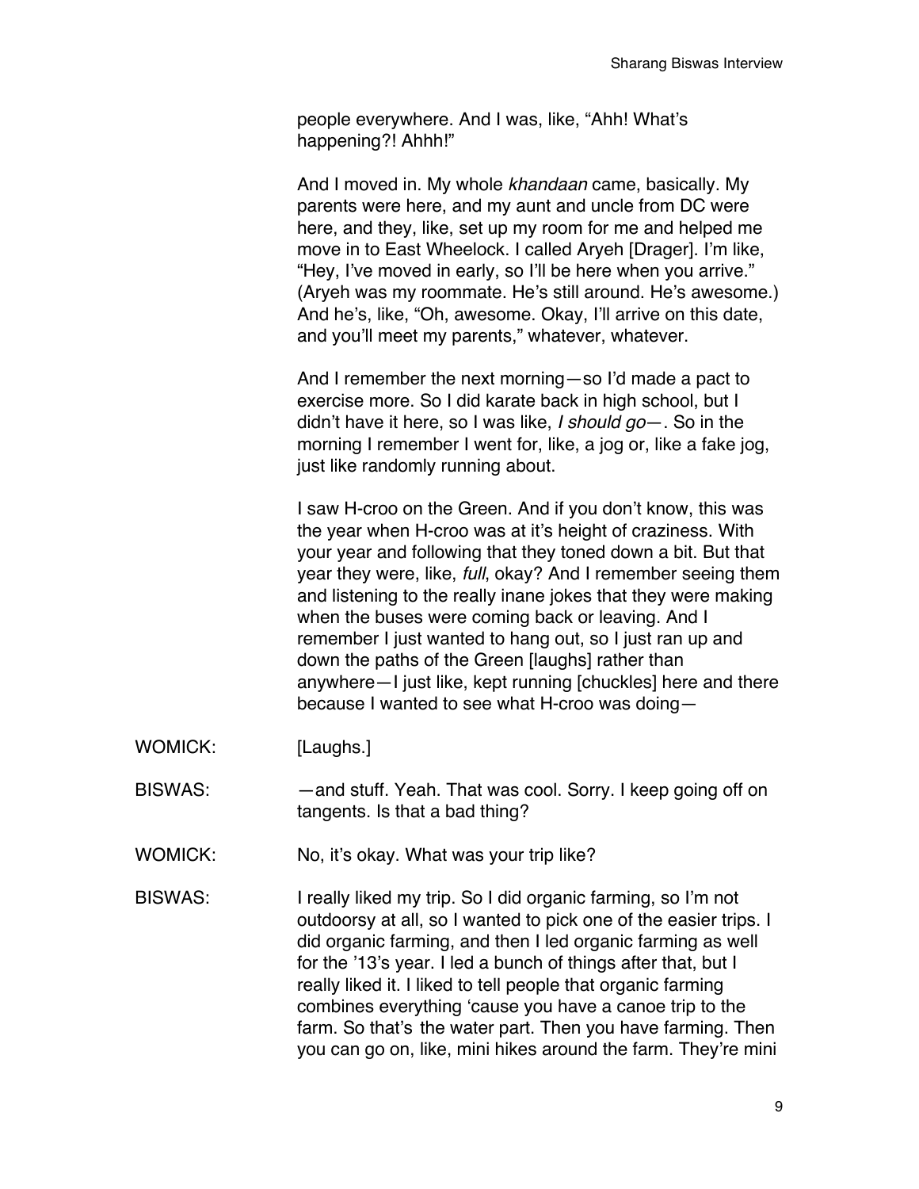people everywhere. And I was, like, “Ahh! What’s happening?! Ahhh!”

And I moved in. My whole *khandaan* came, basically. My parents were here, and my aunt and uncle from DC were here, and they, like, set up my room for me and helped me move in to East Wheelock. I called Aryeh [Drager]. I’m like, “Hey, I’ve moved in early, so I’ll be here when you arrive.” (Aryeh was my roommate. He’s still around. He’s awesome.) And he’s, like, “Oh, awesome. Okay, I’ll arrive on this date, and you’ll meet my parents,” whatever, whatever.

And I remember the next morning—so I’d made a pact to exercise more. So I did karate back in high school, but I didn’t have it here, so I was like, *I should go—*. So in the morning I remember I went for, like, a jog or, like a fake jog, just like randomly running about.

I saw H-croo on the Green. And if you don’t know, this was the year when H-croo was at it’s height of craziness. With your year and following that they toned down a bit. But that year they were, like, *full*, okay? And I remember seeing them and listening to the really inane jokes that they were making when the buses were coming back or leaving. And I remember I just wanted to hang out, so I just ran up and down the paths of the Green [laughs] rather than anywhere—I just like, kept running [chuckles] here and there because I wanted to see what H-croo was doing—

WOMICK: [Laughs.]

BISWAS: —and stuff. Yeah. That was cool. Sorry. I keep going off on tangents. Is that a bad thing?

WOMICK: No, it’s okay. What was your trip like?

BISWAS: I really liked my trip. So I did organic farming, so I’m not outdoorsy at all, so I wanted to pick one of the easier trips. I did organic farming, and then I led organic farming as well for the ’13’s year. I led a bunch of things after that, but I really liked it. I liked to tell people that organic farming combines everything ‘cause you have a canoe trip to the farm. So that’s the water part. Then you have farming. Then you can go on, like, mini hikes around the farm. They’re mini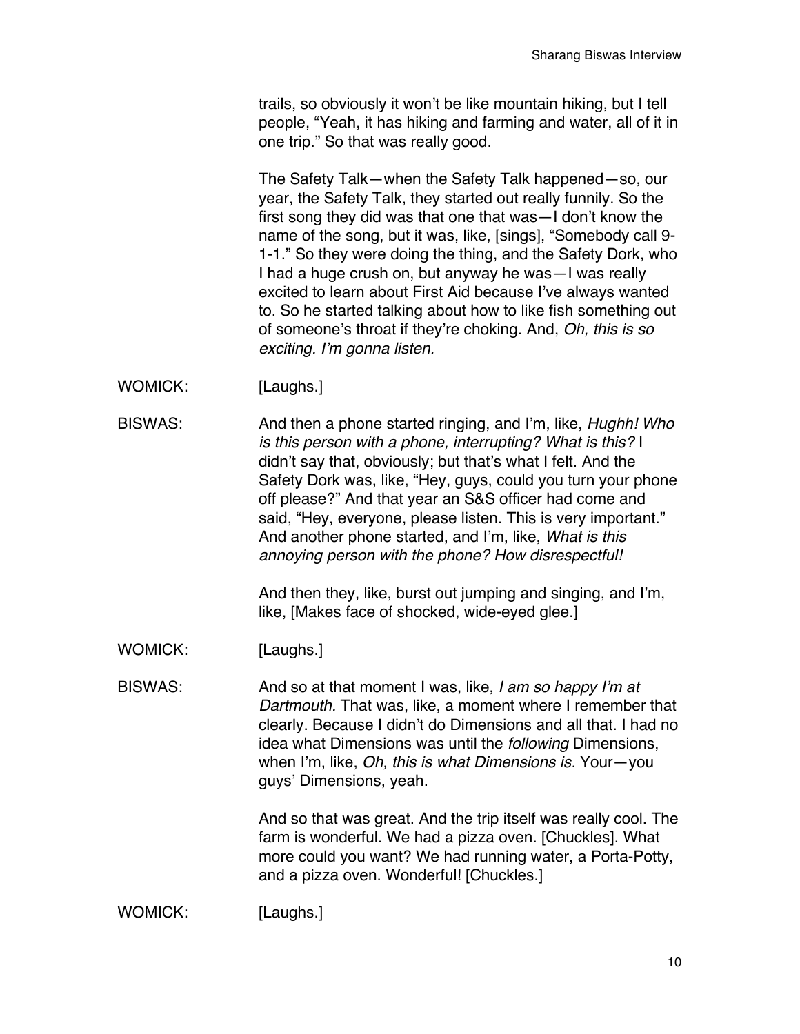trails, so obviously it won't be like mountain hiking, but I tell people, "Yeah, it has hiking and farming and water, all of it in one trip." So that was really good.

The Safety Talk—when the Safety Talk happened—so, our year, the Safety Talk, they started out really funnily. So the first song they did was that one that was—I don't know the name of the song, but it was, like, [sings], "Somebody call 9-1-1." So they were doing the thing, and the Safety Dork, who I had a huge crush on, but anyway he was—I was really excited to learn about First Aid because I've always wanted to. So he started talking about how to like fish something out of someone's throat if they're choking. And, *Oh, this is so exciting. I'm gonna listen.*

WOMICK: [Laughs.]

BISWAS: And then a phone started ringing, and I'm, like, *Hughh! Who is this person with a phone, interrupting? What is this?* I didn't say that, obviously; but that's what I felt. And the Safety Dork was, like, "Hey, guys, could you turn your phone off please?" And that year an S&S officer had come and said, "Hey, everyone, please listen. This is very important." And another phone started, and I'm, like, *What is this annoying person with the phone? How disrespectful!*

And then they, like, burst out jumping and singing, and I'm, like, [Makes face of shocked, wide-eyed glee.]

WOMICK: [Laughs.]

BISWAS: And so at that moment I was, like, *I am so happy I'm at Dartmouth.* That was, like, a moment where I remember that clearly. Because I didn't do Dimensions and all that. I had no idea what Dimensions was until the *following* Dimensions, when I'm, like, *Oh, this is what Dimensions is.* Your—you guys' Dimensions, yeah.

And so that was great. And the trip itself was really cool. The farm is wonderful. We had a pizza oven. [Chuckles]. What more could you want? We had running water, a Porta-Potty, and a pizza oven. Wonderful! [Chuckles.]

WOMICK: [Laughs.]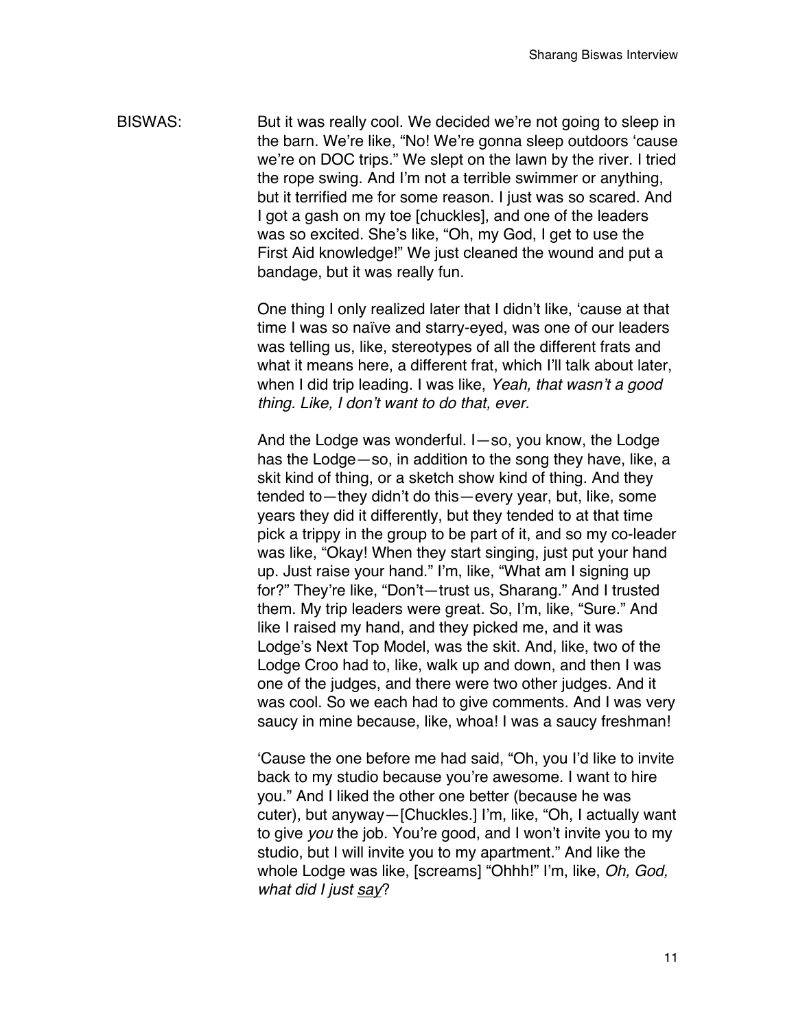BISWAS: But it was really cool. We decided we're not going to sleep in the barn. We're like, "No! We're gonna sleep outdoors 'cause we're on DOC trips." We slept on the lawn by the river. I tried the rope swing. And I'm not a terrible swimmer or anything, but it terrified me for some reason. I just was so scared. And I got a gash on my toe [chuckles], and one of the leaders was so excited. She's like, "Oh, my God, I get to use the First Aid knowledge!" We just cleaned the wound and put a bandage, but it was really fun.

One thing I only realized later that I didn't like, 'cause at that time I was so naïve and starry-eyed, was one of our leaders was telling us, like, stereotypes of all the different frats and what it means here, a different frat, which I'll talk about later, when I did trip leading. I was like, *Yeah, that wasn't a good thing. Like, I don't want to do that, ever.*

And the Lodge was wonderful. I—so, you know, the Lodge has the Lodge—so, in addition to the song they have, like, a skit kind of thing, or a sketch show kind of thing. And they tended to—they didn't do this—every year, but, like, some years they did it differently, but they tended to at that time pick a trippy in the group to be part of it, and so my co-leader was like, "Okay! When they start singing, just put your hand up. Just raise your hand." I'm, like, "What am I signing up for?" They're like, "Don't—trust us, Sharang." And I trusted them. My trip leaders were great. So, I'm, like, "Sure." And like I raised my hand, and they picked me, and it was Lodge's Next Top Model, was the skit. And, like, two of the Lodge Croo had to, like, walk up and down, and then I was one of the judges, and there were two other judges. And it was cool. So we each had to give comments. And I was very saucy in mine because, like, whoa! I was a saucy freshman!

'Cause the one before me had said, "Oh, you I'd like to invite back to my studio because you're awesome. I want to hire you." And I liked the other one better (because he was cuter), but anyway—[Chuckles.] I'm, like, "Oh, I actually want to give *you* the job. You're good, and I won't invite you to my studio, but I will invite you to my apartment." And like the whole Lodge was like, [screams] "Ohhh!" I'm, like, *Oh, God, what did I just <u>say</u>?*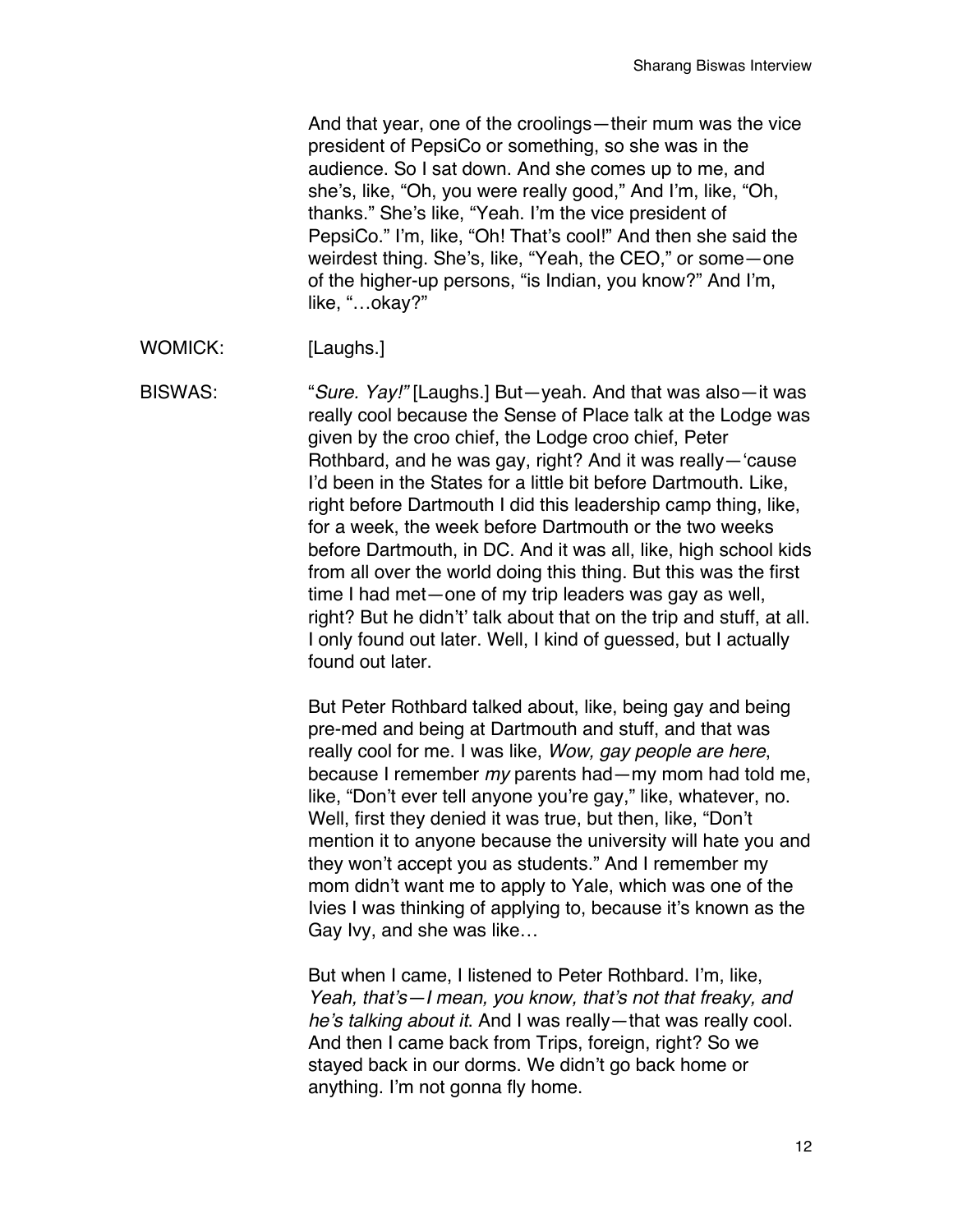And that year, one of the croolings—their mum was the vice president of PepsiCo or something, so she was in the audience. So I sat down. And she comes up to me, and she's, like, "Oh, you were really good," And I'm, like, "Oh, thanks." She's like, "Yeah. I'm the vice president of PepsiCo." I'm, like, "Oh! That's cool!" And then she said the weirdest thing. She's, like, "Yeah, the CEO," or some—one of the higher-up persons, "is Indian, you know?" And I'm, like, "…okay?"

WOMICK: [Laughs.]

BISWAS: "*Sure. Yay!"* [Laughs.] But—yeah. And that was also—it was really cool because the Sense of Place talk at the Lodge was given by the croo chief, the Lodge croo chief, Peter Rothbard, and he was gay, right? And it was really—'cause I'd been in the States for a little bit before Dartmouth. Like, right before Dartmouth I did this leadership camp thing, like, for a week, the week before Dartmouth or the two weeks before Dartmouth, in DC. And it was all, like, high school kids from all over the world doing this thing. But this was the first time I had met—one of my trip leaders was gay as well, right? But he didn't' talk about that on the trip and stuff, at all. I only found out later. Well, I kind of guessed, but I actually found out later.

But Peter Rothbard talked about, like, being gay and being pre-med and being at Dartmouth and stuff, and that was really cool for me. I was like, *Wow, gay people are here*, because I remember *my* parents had—my mom had told me, like, "Don't ever tell anyone you're gay," like, whatever, no. Well, first they denied it was true, but then, like, "Don't mention it to anyone because the university will hate you and they won't accept you as students." And I remember my mom didn't want me to apply to Yale, which was one of the Ivies I was thinking of applying to, because it's known as the Gay Ivy, and she was like…

But when I came, I listened to Peter Rothbard. I'm, like, *Yeah, that's—I mean, you know, that's not that freaky, and he's talking about it*. And I was really—that was really cool. And then I came back from Trips, foreign, right? So we stayed back in our dorms. We didn't go back home or anything. I'm not gonna fly home.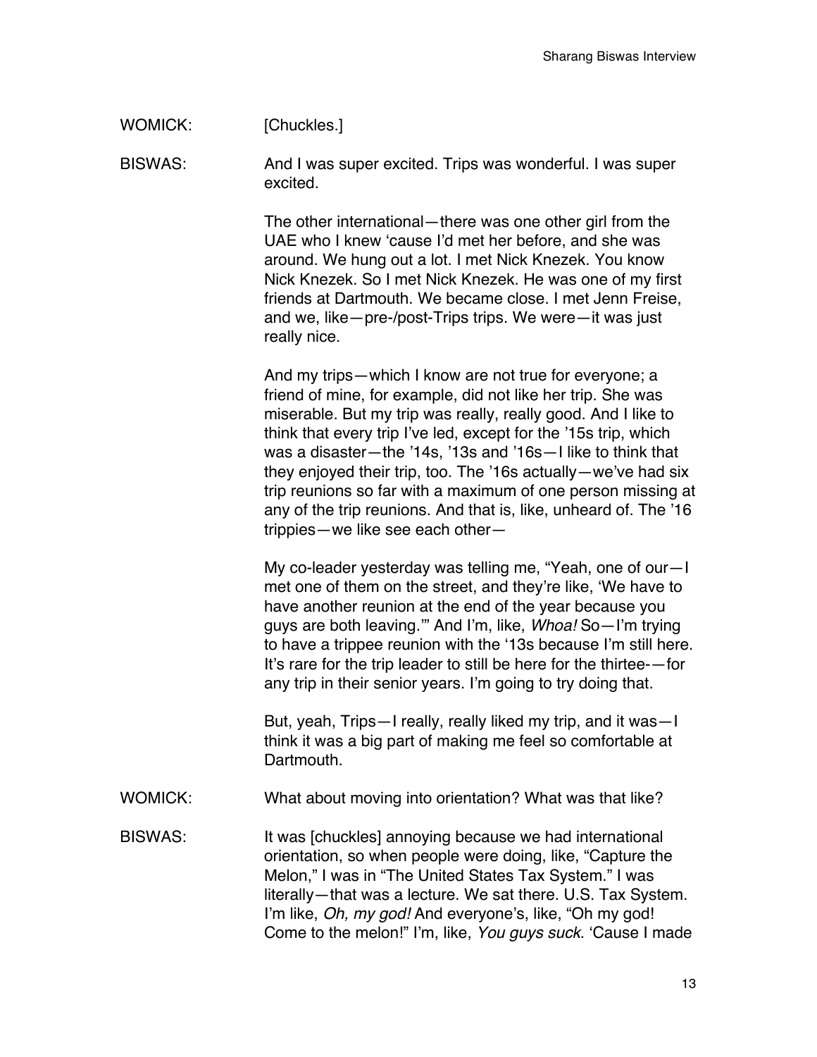WOMICK: [Chuckles.]

BISWAS: And I was super excited. Trips was wonderful. I was super excited.

The other international—there was one other girl from the UAE who I knew 'cause I'd met her before, and she was around. We hung out a lot. I met Nick Knezek. You know Nick Knezek. So I met Nick Knezek. He was one of my first friends at Dartmouth. We became close. I met Jenn Freise, and we, like—pre-/post-Trips trips. We were—it was just really nice.

And my trips—which I know are not true for everyone; a friend of mine, for example, did not like her trip. She was miserable. But my trip was really, really good. And I like to think that every trip I've led, except for the '15s trip, which was a disaster—the '14s, '13s and '16s—I like to think that they enjoyed their trip, too. The '16s actually—we've had six trip reunions so far with a maximum of one person missing at any of the trip reunions. And that is, like, unheard of. The '16 trippies—we like see each other—

My co-leader yesterday was telling me, "Yeah, one of our—I met one of them on the street, and they're like, 'We have to have another reunion at the end of the year because you guys are both leaving.'" And I'm, like, *Whoa!* So—I'm trying to have a trippee reunion with the '13s because I'm still here. It's rare for the trip leader to still be here for the thirtee-—for any trip in their senior years. I'm going to try doing that.

But, yeah, Trips—I really, really liked my trip, and it was—I think it was a big part of making me feel so comfortable at Dartmouth.

WOMICK: What about moving into orientation? What was that like?

BISWAS: It was [chuckles] annoying because we had international orientation, so when people were doing, like, "Capture the Melon," I was in "The United States Tax System." I was literally—that was a lecture. We sat there. U.S. Tax System. I'm like, *Oh, my god!* And everyone's, like, "Oh my god! Come to the melon!" I'm, like, *You guys suck*. 'Cause I made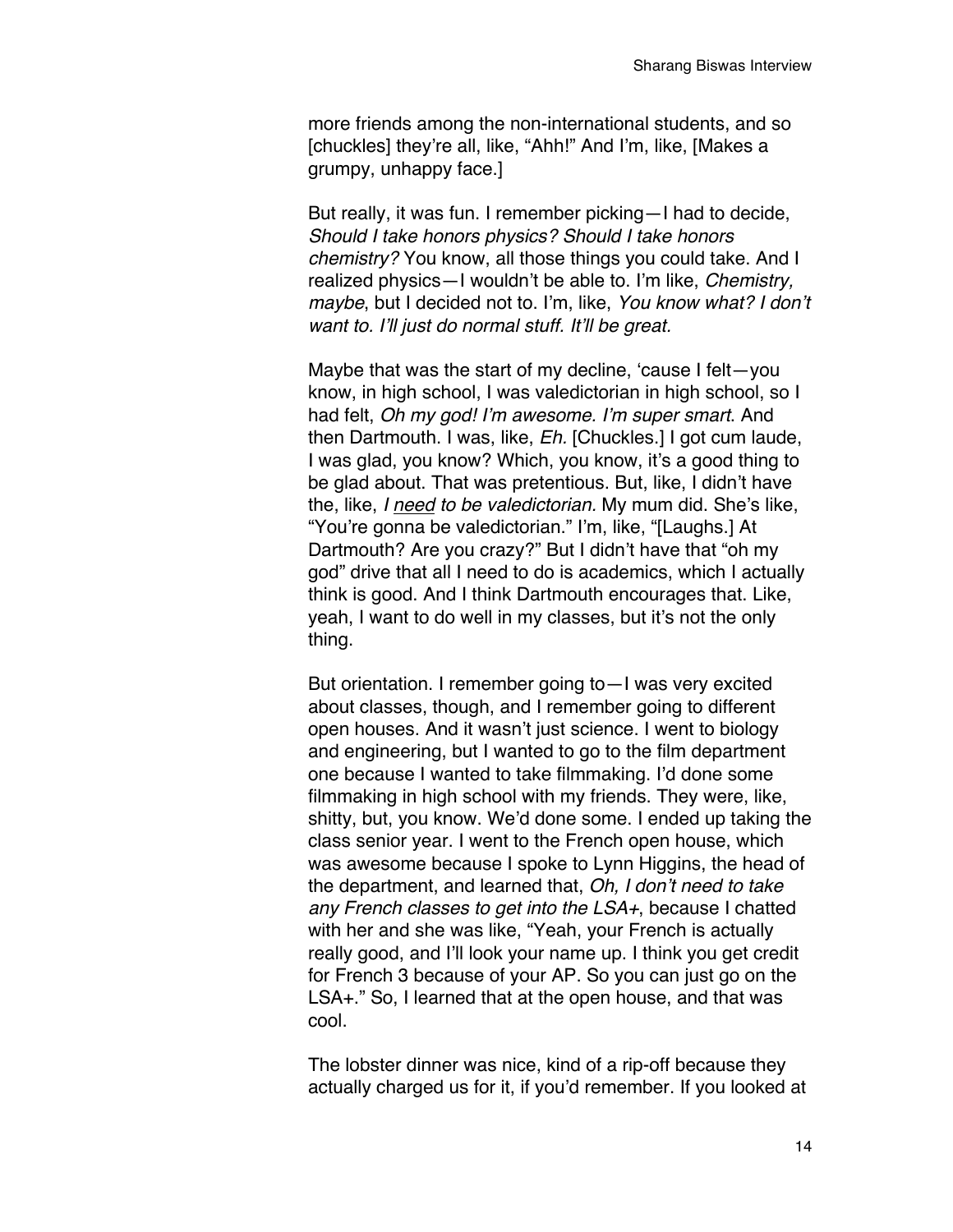more friends among the non-international students, and so [chuckles] they're all, like, "Ahh!" And I'm, like, [Makes a grumpy, unhappy face.]

But really, it was fun. I remember picking—I had to decide, *Should I take honors physics? Should I take honors chemistry?* You know, all those things you could take. And I realized physics—I wouldn't be able to. I'm like, *Chemistry, maybe*, but I decided not to. I'm, like, *You know what? I don't want to. I'll just do normal stuff. It'll be great.*

Maybe that was the start of my decline, 'cause I felt—you know, in high school, I was valedictorian in high school, so I had felt, *Oh my god! I'm awesome. I'm super smart*. And then Dartmouth. I was, like, *Eh.* [Chuckles.] I got cum laude, I was glad, you know? Which, you know, it's a good thing to be glad about. That was pretentious. But, like, I didn't have the, like, *I <u>need</u> to be valedictorian.* My mum did. She's like, "You're gonna be valedictorian." I'm, like, "[Laughs.] At Dartmouth? Are you crazy?" But I didn't have that "oh my god" drive that all I need to do is academics, which I actually think is good. And I think Dartmouth encourages that. Like, yeah, I want to do well in my classes, but it's not the only thing.

But orientation. I remember going to—I was very excited about classes, though, and I remember going to different open houses. And it wasn't just science. I went to biology and engineering, but I wanted to go to the film department one because I wanted to take filmmaking. I'd done some filmmaking in high school with my friends. They were, like, shitty, but, you know. We'd done some. I ended up taking the class senior year. I went to the French open house, which was awesome because I spoke to Lynn Higgins, the head of the department, and learned that, *Oh, I don't need to take any French classes to get into the LSA+*, because I chatted with her and she was like, "Yeah, your French is actually really good, and I'll look your name up. I think you get credit for French 3 because of your AP. So you can just go on the LSA+." So, I learned that at the open house, and that was cool.

The lobster dinner was nice, kind of a rip-off because they actually charged us for it, if you'd remember. If you looked at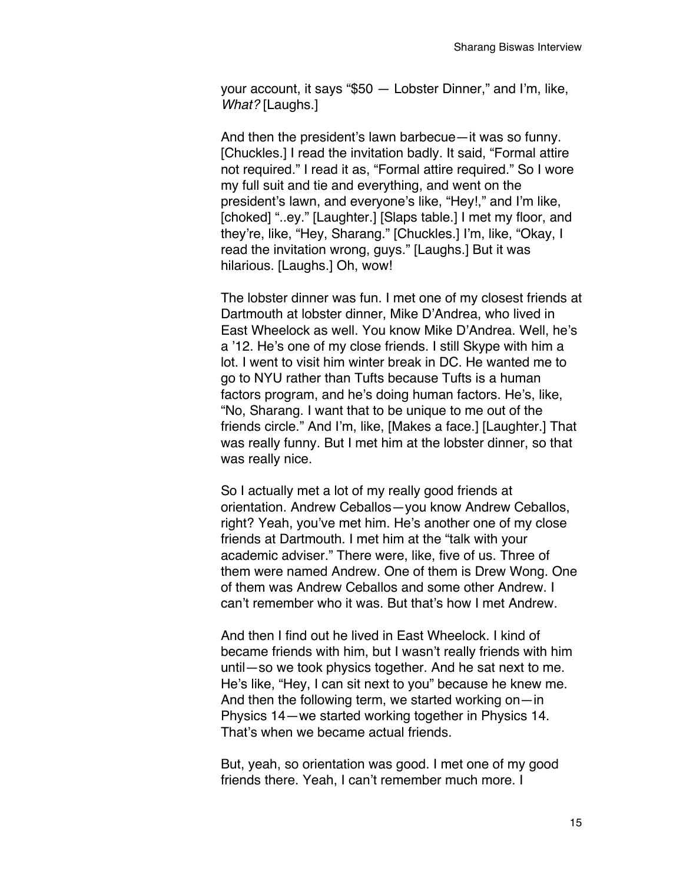your account, it says "$50 — Lobster Dinner," and I'm, like, *What?* [Laughs.]

And then the president's lawn barbecue—it was so funny. [Chuckles.] I read the invitation badly. It said, "Formal attire not required." I read it as, "Formal attire required." So I wore my full suit and tie and everything, and went on the president's lawn, and everyone's like, "Hey!," and I'm like, [choked] "..ey." [Laughter.] [Slaps table.] I met my floor, and they're, like, "Hey, Sharang." [Chuckles.] I'm, like, "Okay, I read the invitation wrong, guys." [Laughs.] But it was hilarious. [Laughs.] Oh, wow!

The lobster dinner was fun. I met one of my closest friends at Dartmouth at lobster dinner, Mike D'Andrea, who lived in East Wheelock as well. You know Mike D'Andrea. Well, he's a '12. He's one of my close friends. I still Skype with him a lot. I went to visit him winter break in DC. He wanted me to go to NYU rather than Tufts because Tufts is a human factors program, and he's doing human factors. He's, like, "No, Sharang. I want that to be unique to me out of the friends circle." And I'm, like, [Makes a face.] [Laughter.] That was really funny. But I met him at the lobster dinner, so that was really nice.

So I actually met a lot of my really good friends at orientation. Andrew Ceballos—you know Andrew Ceballos, right? Yeah, you've met him. He's another one of my close friends at Dartmouth. I met him at the "talk with your academic adviser." There were, like, five of us. Three of them were named Andrew. One of them is Drew Wong. One of them was Andrew Ceballos and some other Andrew. I can't remember who it was. But that's how I met Andrew.

And then I find out he lived in East Wheelock. I kind of became friends with him, but I wasn't really friends with him until—so we took physics together. And he sat next to me. He's like, "Hey, I can sit next to you" because he knew me. And then the following term, we started working on—in Physics 14—we started working together in Physics 14. That's when we became actual friends.

But, yeah, so orientation was good. I met one of my good friends there. Yeah, I can't remember much more. I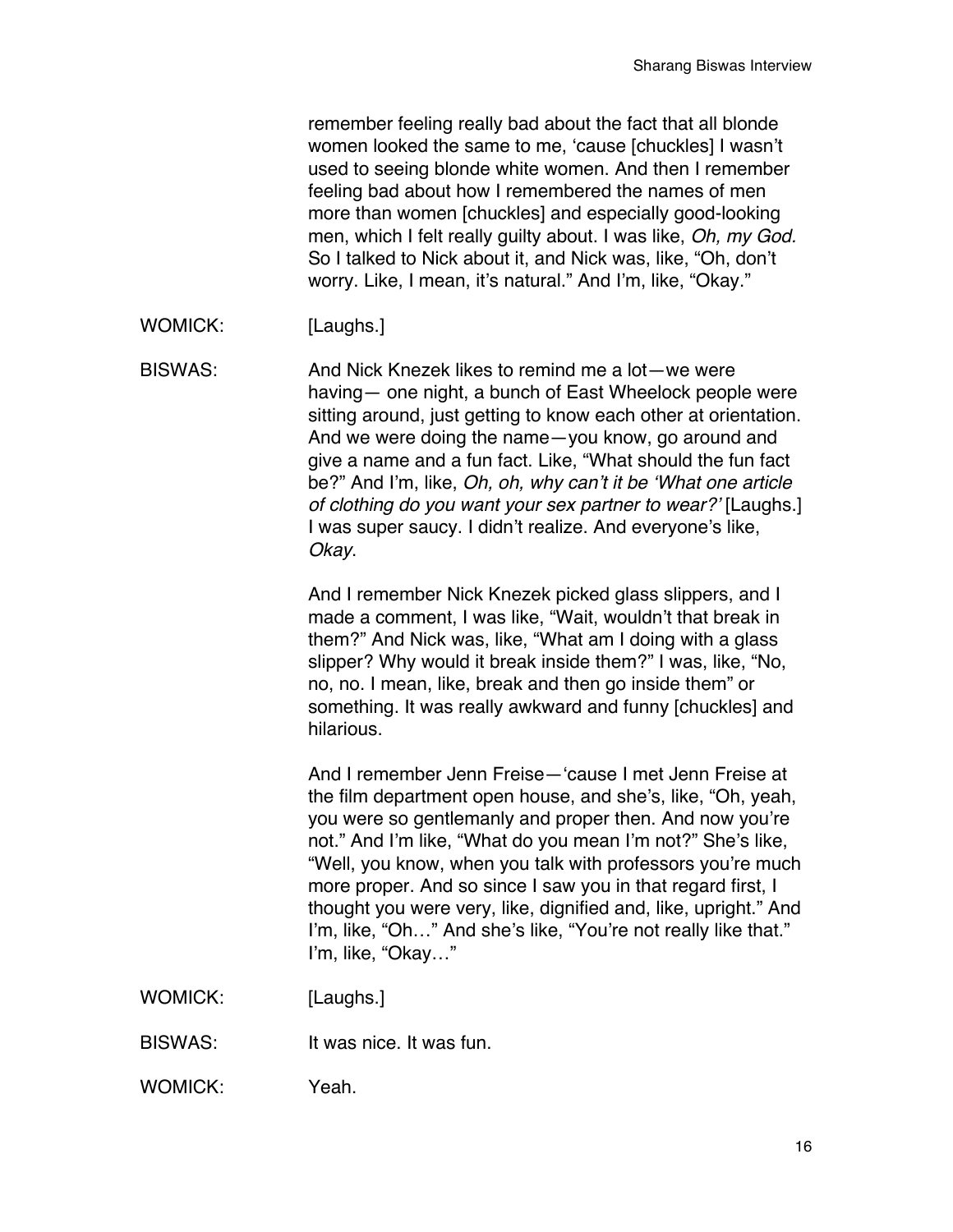remember feeling really bad about the fact that all blonde women looked the same to me, 'cause [chuckles] I wasn't used to seeing blonde white women. And then I remember feeling bad about how I remembered the names of men more than women [chuckles] and especially good-looking men, which I felt really guilty about. I was like, *Oh, my God.* So I talked to Nick about it, and Nick was, like, "Oh, don't worry. Like, I mean, it's natural." And I'm, like, "Okay."

WOMICK: [Laughs.]

BISWAS: And Nick Knezek likes to remind me a lot—we were having— one night, a bunch of East Wheelock people were sitting around, just getting to know each other at orientation. And we were doing the name—you know, go around and give a name and a fun fact. Like, "What should the fun fact be?" And I'm, like, *Oh, oh, why can't it be 'What one article of clothing do you want your sex partner to wear?'* [Laughs.] I was super saucy. I didn't realize. And everyone's like, *Okay*.

And I remember Nick Knezek picked glass slippers, and I made a comment, I was like, "Wait, wouldn't that break in them?" And Nick was, like, "What am I doing with a glass slipper? Why would it break inside them?" I was, like, "No, no, no. I mean, like, break and then go inside them" or something. It was really awkward and funny [chuckles] and hilarious.

And I remember Jenn Freise—'cause I met Jenn Freise at the film department open house, and she's, like, "Oh, yeah, you were so gentlemanly and proper then. And now you're not." And I'm like, "What do you mean I'm not?" She's like, "Well, you know, when you talk with professors you're much more proper. And so since I saw you in that regard first, I thought you were very, like, dignified and, like, upright." And I'm, like, "Oh…" And she's like, "You're not really like that." I'm, like, "Okay…"

WOMICK: [Laughs.]

BISWAS: It was nice. It was fun.

WOMICK: Yeah.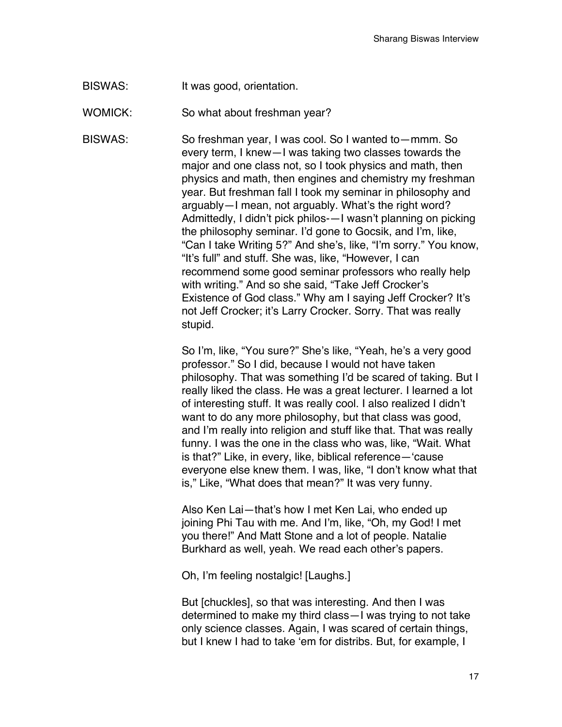BISWAS: It was good, orientation.

WOMICK: So what about freshman year?

BISWAS: So freshman year, I was cool. So I wanted to—mmm. So every term, I knew—I was taking two classes towards the major and one class not, so I took physics and math, then physics and math, then engines and chemistry my freshman year. But freshman fall I took my seminar in philosophy and arguably—I mean, not arguably. What's the right word? Admittedly, I didn't pick philos-—I wasn't planning on picking the philosophy seminar. I'd gone to Gocsik, and I'm, like, "Can I take Writing 5?" And she's, like, "I'm sorry." You know, "It's full" and stuff. She was, like, "However, I can recommend some good seminar professors who really help with writing." And so she said, "Take Jeff Crocker's Existence of God class." Why am I saying Jeff Crocker? It's not Jeff Crocker; it's Larry Crocker. Sorry. That was really stupid.

So I'm, like, "You sure?" She's like, "Yeah, he's a very good professor." So I did, because I would not have taken philosophy. That was something I'd be scared of taking. But I really liked the class. He was a great lecturer. I learned a lot of interesting stuff. It was really cool. I also realized I didn't want to do any more philosophy, but that class was good, and I'm really into religion and stuff like that. That was really funny. I was the one in the class who was, like, "Wait. What is that?" Like, in every, like, biblical reference—'cause everyone else knew them. I was, like, "I don't know what that is," Like, "What does that mean?" It was very funny.

Also Ken Lai—that's how I met Ken Lai, who ended up joining Phi Tau with me. And I'm, like, "Oh, my God! I met you there!" And Matt Stone and a lot of people. Natalie Burkhard as well, yeah. We read each other's papers.

Oh, I'm feeling nostalgic! [Laughs.]

But [chuckles], so that was interesting. And then I was determined to make my third class—I was trying to not take only science classes. Again, I was scared of certain things, but I knew I had to take 'em for distribs. But, for example, I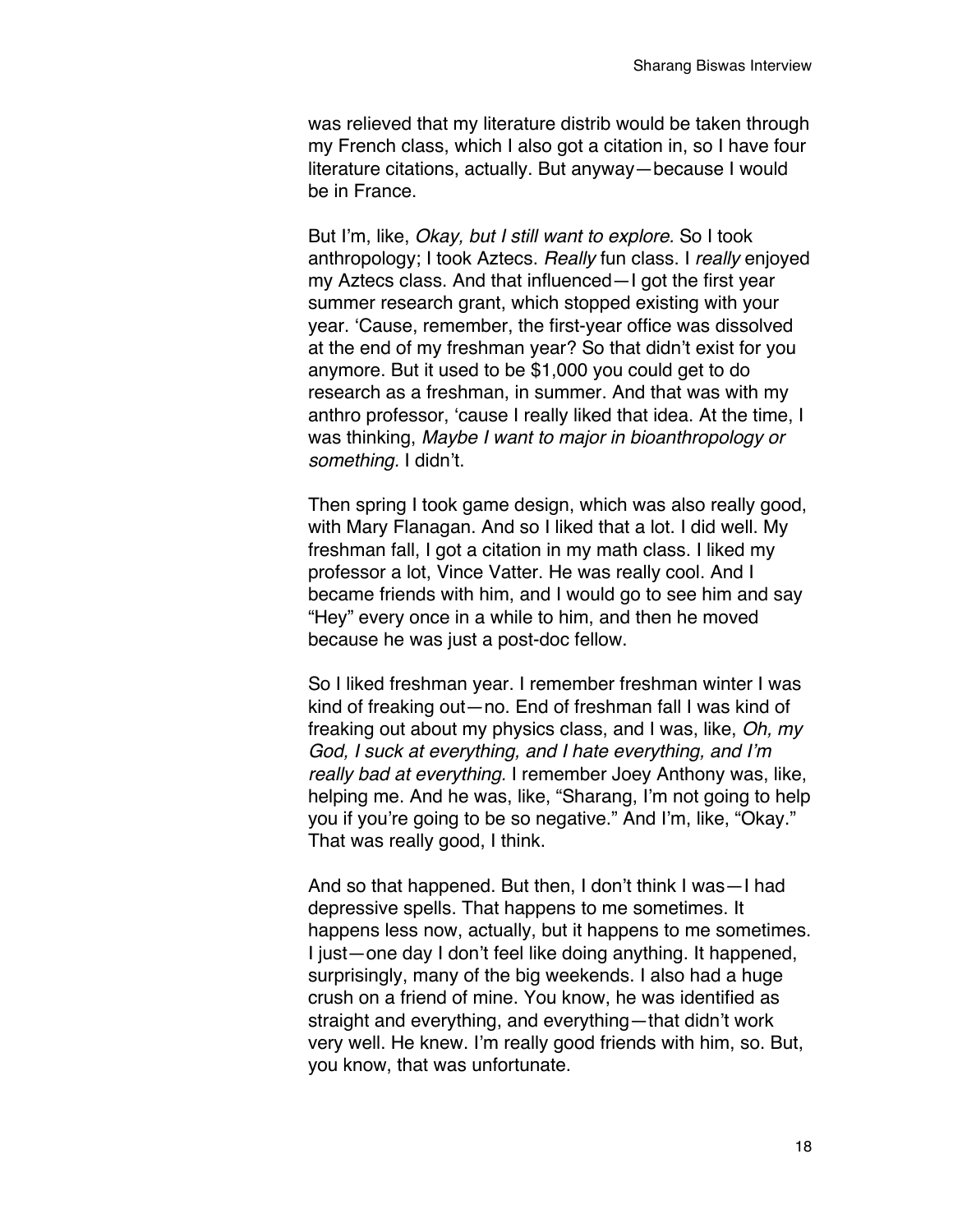was relieved that my literature distrib would be taken through my French class, which I also got a citation in, so I have four literature citations, actually. But anyway—because I would be in France.

But I'm, like, *Okay, but I still want to explore.* So I took anthropology; I took Aztecs. *Really* fun class. I *really* enjoyed my Aztecs class. And that influenced—I got the first year summer research grant, which stopped existing with your year. 'Cause, remember, the first-year office was dissolved at the end of my freshman year? So that didn't exist for you anymore. But it used to be $1,000 you could get to do research as a freshman, in summer. And that was with my anthro professor, 'cause I really liked that idea. At the time, I was thinking, *Maybe I want to major in bioanthropology or something.* I didn't.

Then spring I took game design, which was also really good, with Mary Flanagan. And so I liked that a lot. I did well. My freshman fall, I got a citation in my math class. I liked my professor a lot, Vince Vatter. He was really cool. And I became friends with him, and I would go to see him and say "Hey" every once in a while to him, and then he moved because he was just a post-doc fellow.

So I liked freshman year. I remember freshman winter I was kind of freaking out—no. End of freshman fall I was kind of freaking out about my physics class, and I was, like, *Oh, my God, I suck at everything, and I hate everything, and I'm really bad at everything.* I remember Joey Anthony was, like, helping me. And he was, like, "Sharang, I'm not going to help you if you're going to be so negative." And I'm, like, "Okay." That was really good, I think.

And so that happened. But then, I don't think I was—I had depressive spells. That happens to me sometimes. It happens less now, actually, but it happens to me sometimes. I just—one day I don't feel like doing anything. It happened, surprisingly, many of the big weekends. I also had a huge crush on a friend of mine. You know, he was identified as straight and everything, and everything—that didn't work very well. He knew. I'm really good friends with him, so. But, you know, that was unfortunate.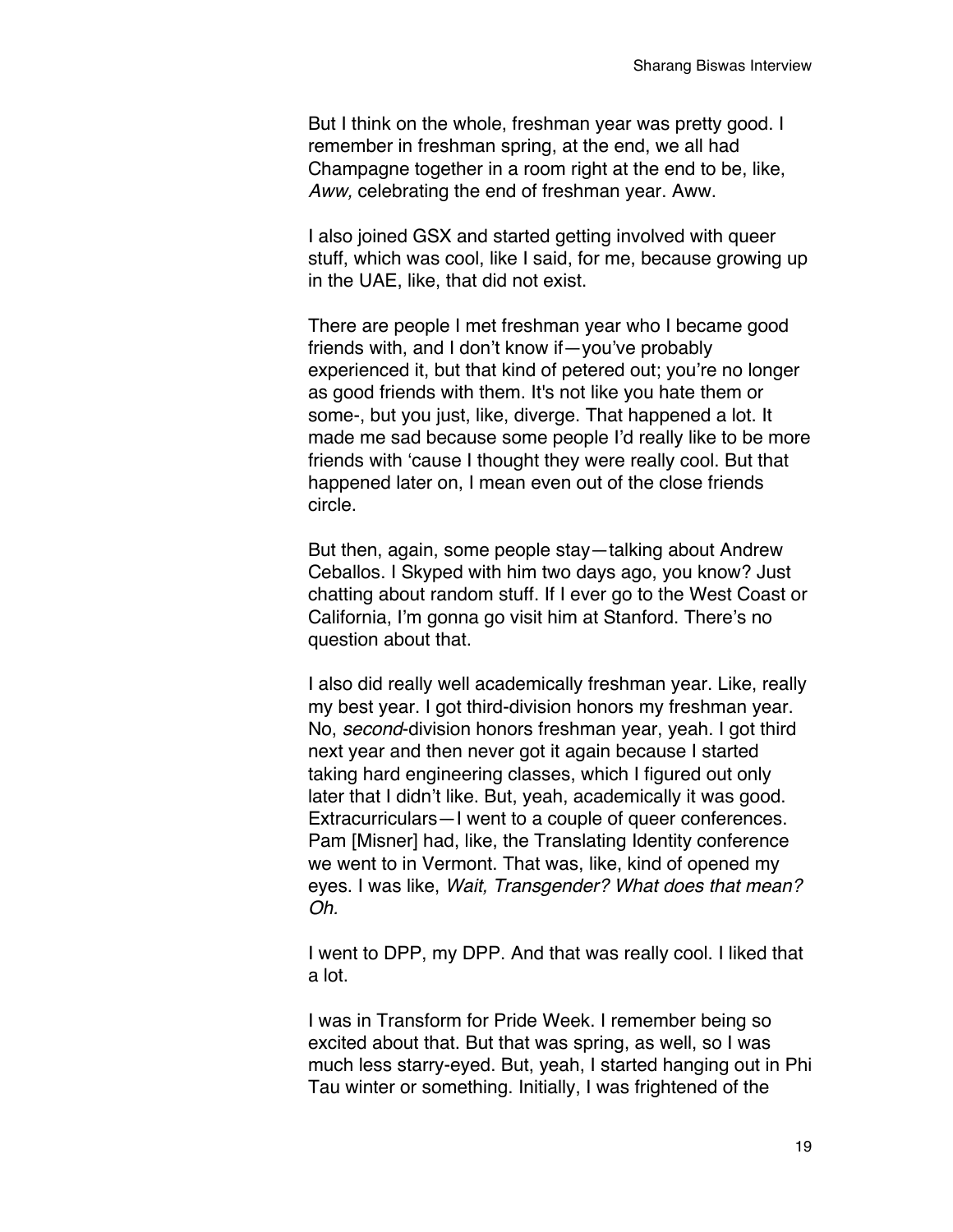But I think on the whole, freshman year was pretty good. I remember in freshman spring, at the end, we all had Champagne together in a room right at the end to be, like, *Aww,* celebrating the end of freshman year. Aww.

I also joined GSX and started getting involved with queer stuff, which was cool, like I said, for me, because growing up in the UAE, like, that did not exist.

There are people I met freshman year who I became good friends with, and I don't know if—you've probably experienced it, but that kind of petered out; you're no longer as good friends with them. It's not like you hate them or some-, but you just, like, diverge. That happened a lot. It made me sad because some people I'd really like to be more friends with 'cause I thought they were really cool. But that happened later on, I mean even out of the close friends circle.

But then, again, some people stay—talking about Andrew Ceballos. I Skyped with him two days ago, you know? Just chatting about random stuff. If I ever go to the West Coast or California, I'm gonna go visit him at Stanford. There's no question about that.

I also did really well academically freshman year. Like, really my best year. I got third-division honors my freshman year. No, *second*-division honors freshman year, yeah. I got third next year and then never got it again because I started taking hard engineering classes, which I figured out only later that I didn't like. But, yeah, academically it was good. Extracurriculars—I went to a couple of queer conferences. Pam [Misner] had, like, the Translating Identity conference we went to in Vermont. That was, like, kind of opened my eyes. I was like, *Wait, Transgender? What does that mean? Oh.*

I went to DPP, my DPP. And that was really cool. I liked that a lot.

I was in Transform for Pride Week. I remember being so excited about that. But that was spring, as well, so I was much less starry-eyed. But, yeah, I started hanging out in Phi Tau winter or something. Initially, I was frightened of the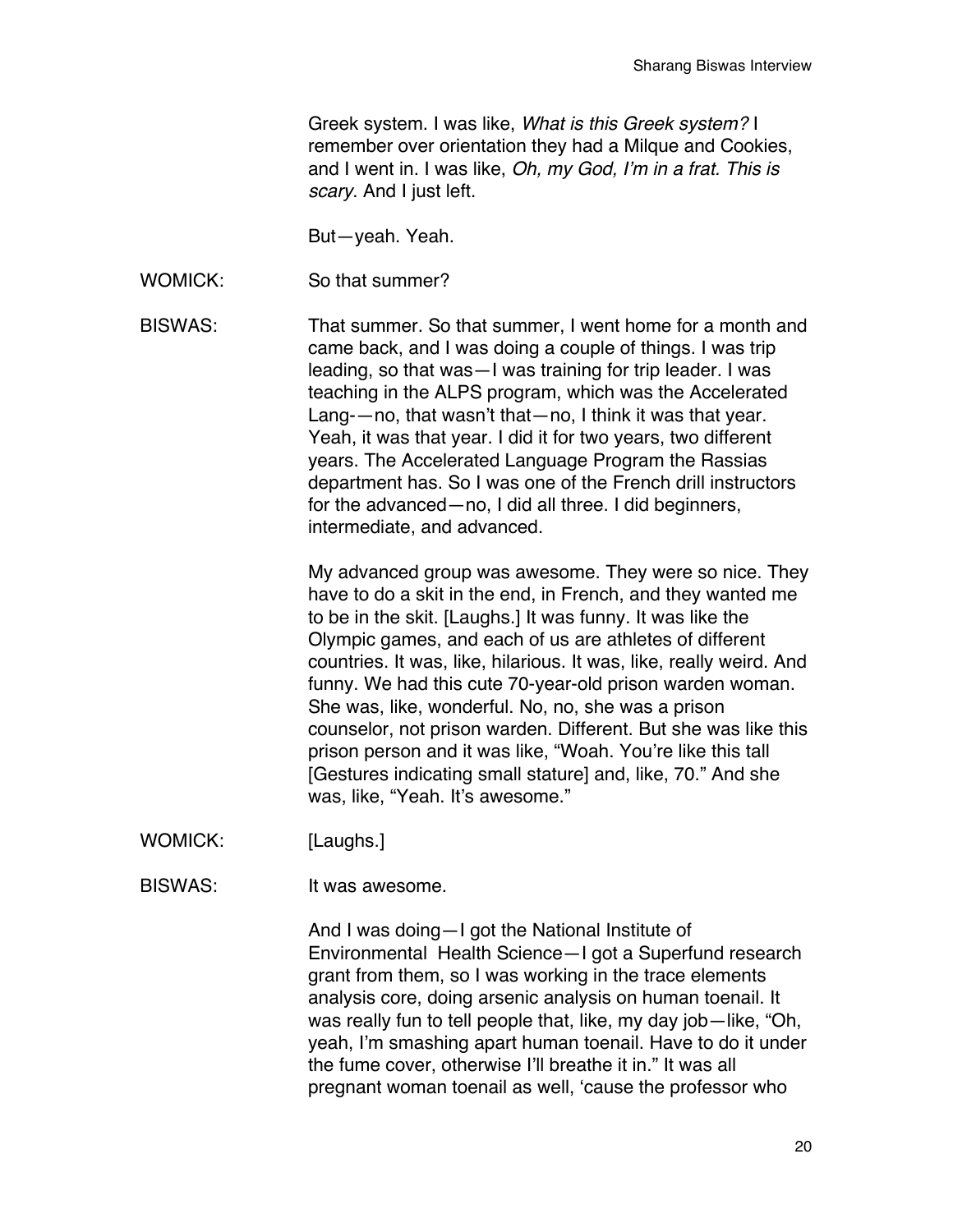Greek system. I was like, *What is this Greek system?* I remember over orientation they had a Milque and Cookies, and I went in. I was like, *Oh, my God, I'm in a frat. This is scary*. And I just left.

But—yeah. Yeah.

WOMICK: So that summer?

BISWAS: That summer. So that summer, I went home for a month and came back, and I was doing a couple of things. I was trip leading, so that was—I was training for trip leader. I was teaching in the ALPS program, which was the Accelerated Lang-—no, that wasn't that—no, I think it was that year. Yeah, it was that year. I did it for two years, two different years. The Accelerated Language Program the Rassias department has. So I was one of the French drill instructors for the advanced—no, I did all three. I did beginners, intermediate, and advanced.

My advanced group was awesome. They were so nice. They have to do a skit in the end, in French, and they wanted me to be in the skit. [Laughs.] It was funny. It was like the Olympic games, and each of us are athletes of different countries. It was, like, hilarious. It was, like, really weird. And funny. We had this cute 70-year-old prison warden woman. She was, like, wonderful. No, no, she was a prison counselor, not prison warden. Different. But she was like this prison person and it was like, "Woah. You're like this tall [Gestures indicating small stature] and, like, 70." And she was, like, "Yeah. It's awesome."

WOMICK: [Laughs.]

BISWAS: It was awesome.

And I was doing—I got the National Institute of Environmental Health Science—I got a Superfund research grant from them, so I was working in the trace elements analysis core, doing arsenic analysis on human toenail. It was really fun to tell people that, like, my day job—like, "Oh, yeah, I'm smashing apart human toenail. Have to do it under the fume cover, otherwise I'll breathe it in." It was all pregnant woman toenail as well, 'cause the professor who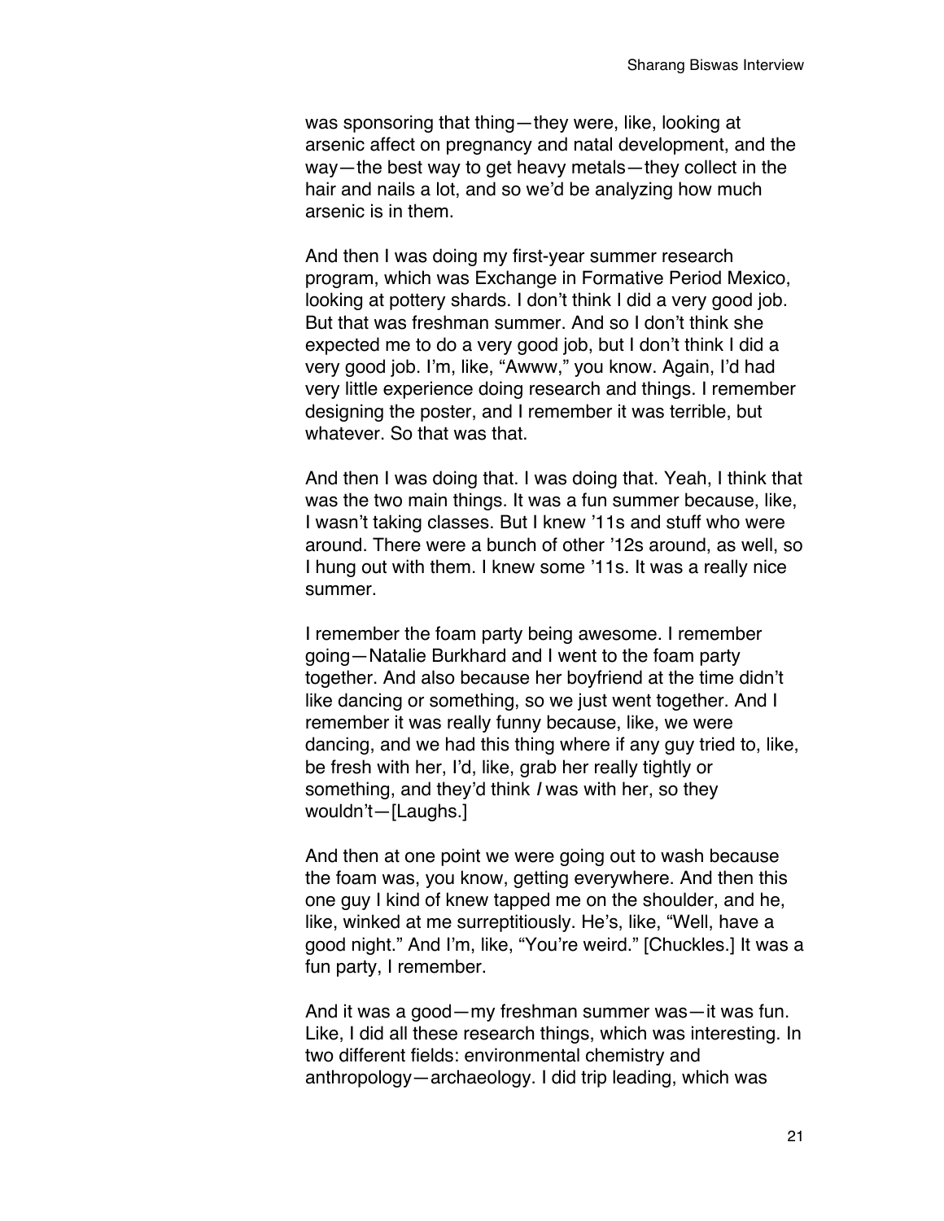was sponsoring that thing—they were, like, looking at arsenic affect on pregnancy and natal development, and the way—the best way to get heavy metals—they collect in the hair and nails a lot, and so we'd be analyzing how much arsenic is in them.

And then I was doing my first-year summer research program, which was Exchange in Formative Period Mexico, looking at pottery shards. I don't think I did a very good job. But that was freshman summer. And so I don't think she expected me to do a very good job, but I don't think I did a very good job. I'm, like, "Awww," you know. Again, I'd had very little experience doing research and things. I remember designing the poster, and I remember it was terrible, but whatever. So that was that.

And then I was doing that. I was doing that. Yeah, I think that was the two main things. It was a fun summer because, like, I wasn't taking classes. But I knew '11s and stuff who were around. There were a bunch of other '12s around, as well, so I hung out with them. I knew some '11s. It was a really nice summer.

I remember the foam party being awesome. I remember going—Natalie Burkhard and I went to the foam party together. And also because her boyfriend at the time didn't like dancing or something, so we just went together. And I remember it was really funny because, like, we were dancing, and we had this thing where if any guy tried to, like, be fresh with her, I'd, like, grab her really tightly or something, and they'd think *I* was with her, so they wouldn't—[Laughs.]

And then at one point we were going out to wash because the foam was, you know, getting everywhere. And then this one guy I kind of knew tapped me on the shoulder, and he, like, winked at me surreptitiously. He's, like, "Well, have a good night." And I'm, like, "You're weird." [Chuckles.] It was a fun party, I remember.

And it was a good—my freshman summer was—it was fun. Like, I did all these research things, which was interesting. In two different fields: environmental chemistry and anthropology—archaeology. I did trip leading, which was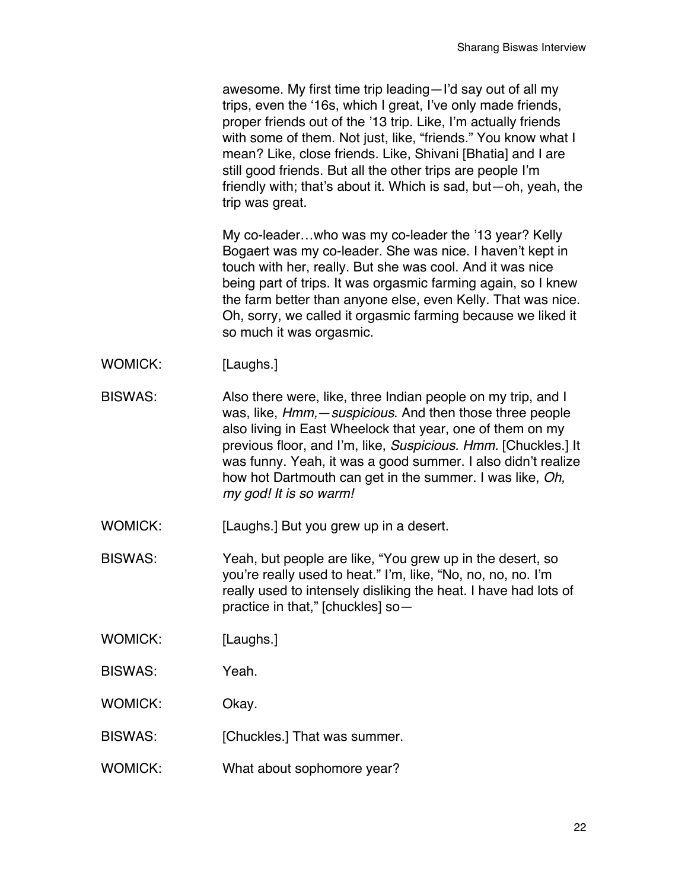awesome. My first time trip leading—I'd say out of all my trips, even the '16s, which I great, I've only made friends, proper friends out of the '13 trip. Like, I'm actually friends with some of them. Not just, like, "friends." You know what I mean? Like, close friends. Like, Shivani [Bhatia] and I are still good friends. But all the other trips are people I'm friendly with; that's about it. Which is sad, but—oh, yeah, the trip was great.

My co-leader…who was my co-leader the '13 year? Kelly Bogaert was my co-leader. She was nice. I haven't kept in touch with her, really. But she was cool. And it was nice being part of trips. It was orgasmic farming again, so I knew the farm better than anyone else, even Kelly. That was nice. Oh, sorry, we called it orgasmic farming because we liked it so much it was orgasmic.

WOMICK: [Laughs.]

BISWAS: Also there were, like, three Indian people on my trip, and I was, like, *Hmm,—suspicious*. And then those three people also living in East Wheelock that year, one of them on my previous floor, and I'm, like, *Suspicious. Hmm.* [Chuckles.] It was funny. Yeah, it was a good summer. I also didn't realize how hot Dartmouth can get in the summer. I was like, *Oh, my god! It is so warm!*

WOMICK: [Laughs.] But you grew up in a desert.

BISWAS: Yeah, but people are like, "You grew up in the desert, so you're really used to heat." I'm, like, "No, no, no, no. I'm really used to intensely disliking the heat. I have had lots of practice in that," [chuckles] so—

WOMICK: [Laughs.]

BISWAS: Yeah.

WOMICK: Okay.

BISWAS: [Chuckles.] That was summer.

WOMICK: What about sophomore year?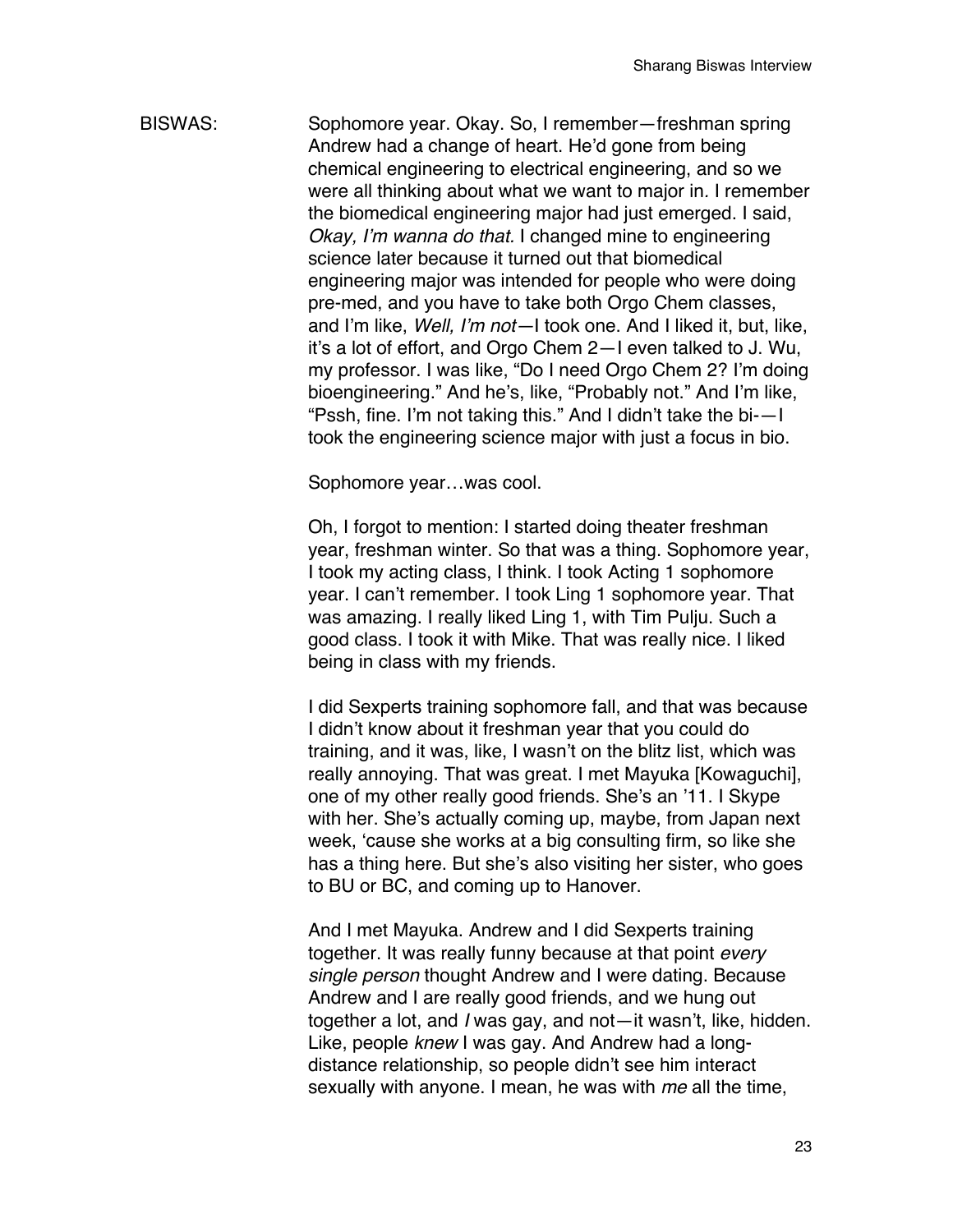BISWAS: Sophomore year. Okay. So, I remember—freshman spring Andrew had a change of heart. He'd gone from being chemical engineering to electrical engineering, and so we were all thinking about what we want to major in. I remember the biomedical engineering major had just emerged. I said, *Okay, I'm wanna do that.* I changed mine to engineering science later because it turned out that biomedical engineering major was intended for people who were doing pre-med, and you have to take both Orgo Chem classes, and I'm like, *Well, I'm not*—I took one. And I liked it, but, like, it's a lot of effort, and Orgo Chem 2—I even talked to J. Wu, my professor. I was like, "Do I need Orgo Chem 2? I'm doing bioengineering." And he's, like, "Probably not." And I'm like, "Pssh, fine. I'm not taking this." And I didn't take the bi-—I took the engineering science major with just a focus in bio.

Sophomore year…was cool.

Oh, I forgot to mention: I started doing theater freshman year, freshman winter. So that was a thing. Sophomore year, I took my acting class, I think. I took Acting 1 sophomore year. I can't remember. I took Ling 1 sophomore year. That was amazing. I really liked Ling 1, with Tim Pulju. Such a good class. I took it with Mike. That was really nice. I liked being in class with my friends.

I did Sexperts training sophomore fall, and that was because I didn't know about it freshman year that you could do training, and it was, like, I wasn't on the blitz list, which was really annoying. That was great. I met Mayuka [Kowaguchi], one of my other really good friends. She's an '11. I Skype with her. She's actually coming up, maybe, from Japan next week, 'cause she works at a big consulting firm, so like she has a thing here. But she's also visiting her sister, who goes to BU or BC, and coming up to Hanover.

And I met Mayuka. Andrew and I did Sexperts training together. It was really funny because at that point *every single person* thought Andrew and I were dating. Because Andrew and I are really good friends, and we hung out together a lot, and *I* was gay, and not—it wasn't, like, hidden. Like, people *knew* I was gay. And Andrew had a long-distance relationship, so people didn't see him interact sexually with anyone. I mean, he was with *me* all the time,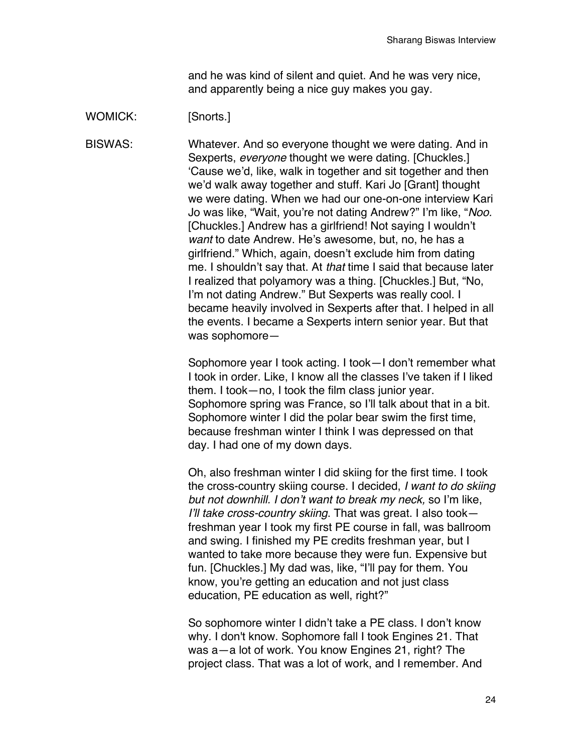and he was kind of silent and quiet. And he was very nice, and apparently being a nice guy makes you gay.

WOMICK: [Snorts.]

BISWAS: Whatever. And so everyone thought we were dating. And in Sexperts, *everyone* thought we were dating. [Chuckles.] 'Cause we'd, like, walk in together and sit together and then we'd walk away together and stuff. Kari Jo [Grant] thought we were dating. When we had our one-on-one interview Kari Jo was like, "Wait, you're not dating Andrew?" I'm like, "*Noo.* [Chuckles.] Andrew has a girlfriend! Not saying I wouldn't *want* to date Andrew. He's awesome, but, no, he has a girlfriend." Which, again, doesn't exclude him from dating me. I shouldn't say that. At *that* time I said that because later I realized that polyamory was a thing. [Chuckles.] But, "No, I'm not dating Andrew." But Sexperts was really cool. I became heavily involved in Sexperts after that. I helped in all the events. I became a Sexperts intern senior year. But that was sophomore—

Sophomore year I took acting. I took—I don't remember what I took in order. Like, I know all the classes I've taken if I liked them. I took—no, I took the film class junior year. Sophomore spring was France, so I'll talk about that in a bit. Sophomore winter I did the polar bear swim the first time, because freshman winter I think I was depressed on that day. I had one of my down days.

Oh, also freshman winter I did skiing for the first time. I took the cross-country skiing course. I decided, *I want to do skiing but not downhill. I don't want to break my neck,* so I'm like, *I'll take cross-country skiing*. That was great. I also took—freshman year I took my first PE course in fall, was ballroom and swing. I finished my PE credits freshman year, but I wanted to take more because they were fun. Expensive but fun. [Chuckles.] My dad was, like, "I'll pay for them. You know, you're getting an education and not just class education, PE education as well, right?"

So sophomore winter I didn't take a PE class. I don't know why. I don't know. Sophomore fall I took Engines 21. That was a—a lot of work. You know Engines 21, right? The project class. That was a lot of work, and I remember. And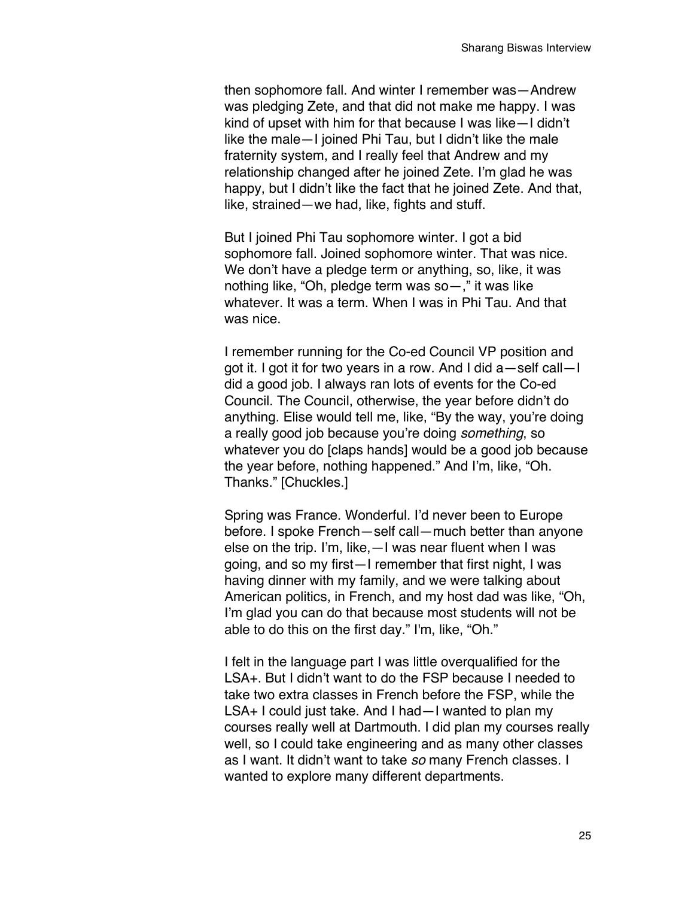then sophomore fall. And winter I remember was—Andrew was pledging Zete, and that did not make me happy. I was kind of upset with him for that because I was like—I didn't like the male—I joined Phi Tau, but I didn't like the male fraternity system, and I really feel that Andrew and my relationship changed after he joined Zete. I'm glad he was happy, but I didn't like the fact that he joined Zete. And that, like, strained—we had, like, fights and stuff.

But I joined Phi Tau sophomore winter. I got a bid sophomore fall. Joined sophomore winter. That was nice. We don't have a pledge term or anything, so, like, it was nothing like, "Oh, pledge term was so—," it was like whatever. It was a term. When I was in Phi Tau. And that was nice.

I remember running for the Co-ed Council VP position and got it. I got it for two years in a row. And I did a—self call—I did a good job. I always ran lots of events for the Co-ed Council. The Council, otherwise, the year before didn't do anything. Elise would tell me, like, "By the way, you're doing a really good job because you're doing *something*, so whatever you do [claps hands] would be a good job because the year before, nothing happened." And I'm, like, "Oh. Thanks." [Chuckles.]

Spring was France. Wonderful. I'd never been to Europe before. I spoke French—self call—much better than anyone else on the trip. I'm, like,—I was near fluent when I was going, and so my first—I remember that first night, I was having dinner with my family, and we were talking about American politics, in French, and my host dad was like, "Oh, I'm glad you can do that because most students will not be able to do this on the first day." I'm, like, "Oh."

I felt in the language part I was little overqualified for the LSA+. But I didn't want to do the FSP because I needed to take two extra classes in French before the FSP, while the LSA+ I could just take. And I had—I wanted to plan my courses really well at Dartmouth. I did plan my courses really well, so I could take engineering and as many other classes as I want. It didn't want to take *so* many French classes. I wanted to explore many different departments.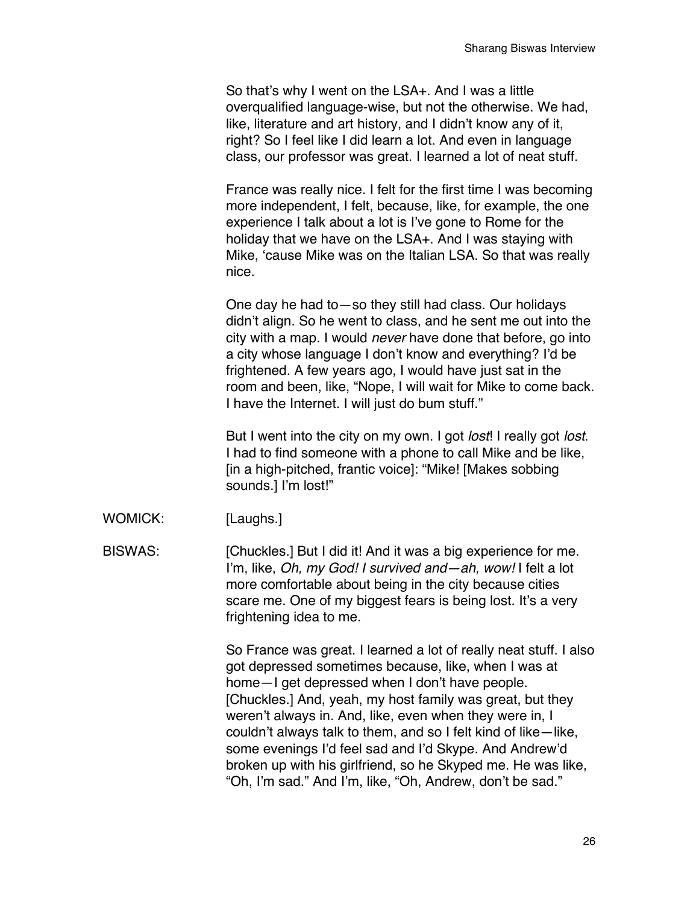So that's why I went on the LSA+. And I was a little overqualified language-wise, but not the otherwise. We had, like, literature and art history, and I didn't know any of it, right? So I feel like I did learn a lot. And even in language class, our professor was great. I learned a lot of neat stuff.

France was really nice. I felt for the first time I was becoming more independent, I felt, because, like, for example, the one experience I talk about a lot is I've gone to Rome for the holiday that we have on the LSA+. And I was staying with Mike, 'cause Mike was on the Italian LSA. So that was really nice.

One day he had to—so they still had class. Our holidays didn't align. So he went to class, and he sent me out into the city with a map. I would *never* have done that before, go into a city whose language I don't know and everything? I'd be frightened. A few years ago, I would have just sat in the room and been, like, "Nope, I will wait for Mike to come back. I have the Internet. I will just do bum stuff."

But I went into the city on my own. I got *lost*! I really got *lost*. I had to find someone with a phone to call Mike and be like, [in a high-pitched, frantic voice]: "Mike! [Makes sobbing sounds.] I'm lost!"

WOMICK: [Laughs.]

BISWAS: [Chuckles.] But I did it! And it was a big experience for me. I'm, like, *Oh, my God! I survived and—ah, wow!* I felt a lot more comfortable about being in the city because cities scare me. One of my biggest fears is being lost. It's a very frightening idea to me.

So France was great. I learned a lot of really neat stuff. I also got depressed sometimes because, like, when I was at home—I get depressed when I don't have people. [Chuckles.] And, yeah, my host family was great, but they weren't always in. And, like, even when they were in, I couldn't always talk to them, and so I felt kind of like—like, some evenings I'd feel sad and I'd Skype. And Andrew'd broken up with his girlfriend, so he Skyped me. He was like, "Oh, I'm sad." And I'm, like, "Oh, Andrew, don't be sad."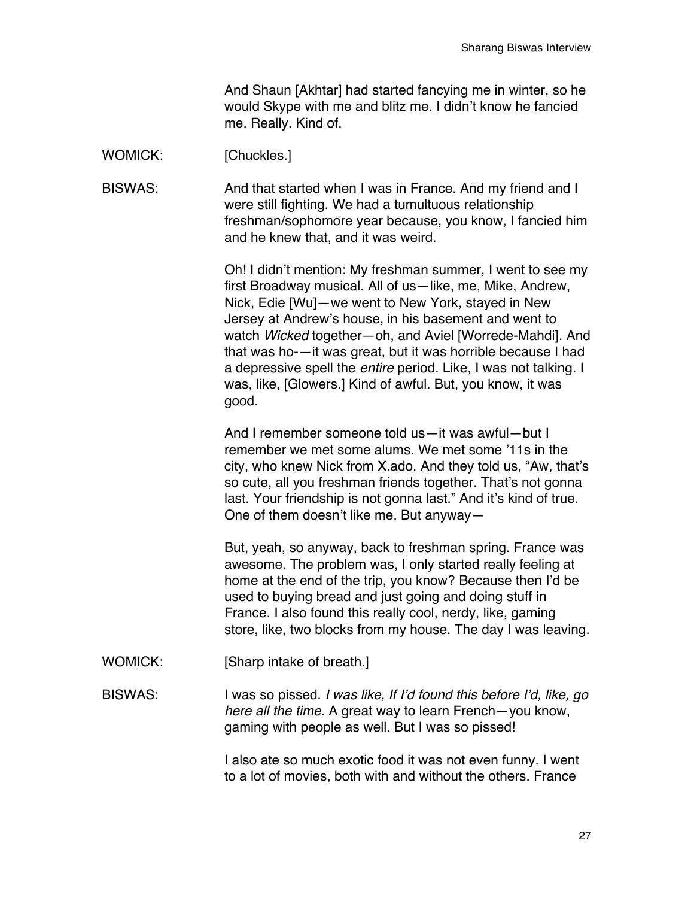And Shaun [Akhtar] had started fancying me in winter, so he would Skype with me and blitz me. I didn't know he fancied me. Really. Kind of.

WOMICK: [Chuckles.]

BISWAS: And that started when I was in France. And my friend and I were still fighting. We had a tumultuous relationship freshman/sophomore year because, you know, I fancied him and he knew that, and it was weird.

Oh! I didn't mention: My freshman summer, I went to see my first Broadway musical. All of us—like, me, Mike, Andrew, Nick, Edie [Wu]—we went to New York, stayed in New Jersey at Andrew's house, in his basement and went to watch *Wicked* together—oh, and Aviel [Worrede-Mahdi]. And that was ho-—it was great, but it was horrible because I had a depressive spell the *entire* period. Like, I was not talking. I was, like, [Glowers.] Kind of awful. But, you know, it was good.

And I remember someone told us—it was awful—but I remember we met some alums. We met some '11s in the city, who knew Nick from X.ado. And they told us, "Aw, that's so cute, all you freshman friends together. That's not gonna last. Your friendship is not gonna last." And it's kind of true. One of them doesn't like me. But anyway—

But, yeah, so anyway, back to freshman spring. France was awesome. The problem was, I only started really feeling at home at the end of the trip, you know? Because then I'd be used to buying bread and just going and doing stuff in France. I also found this really cool, nerdy, like, gaming store, like, two blocks from my house. The day I was leaving.

WOMICK: [Sharp intake of breath.]

BISWAS: I was so pissed. *I was like, If I'd found this before I'd, like, go here all the time*. A great way to learn French—you know, gaming with people as well. But I was so pissed!

I also ate so much exotic food it was not even funny. I went to a lot of movies, both with and without the others. France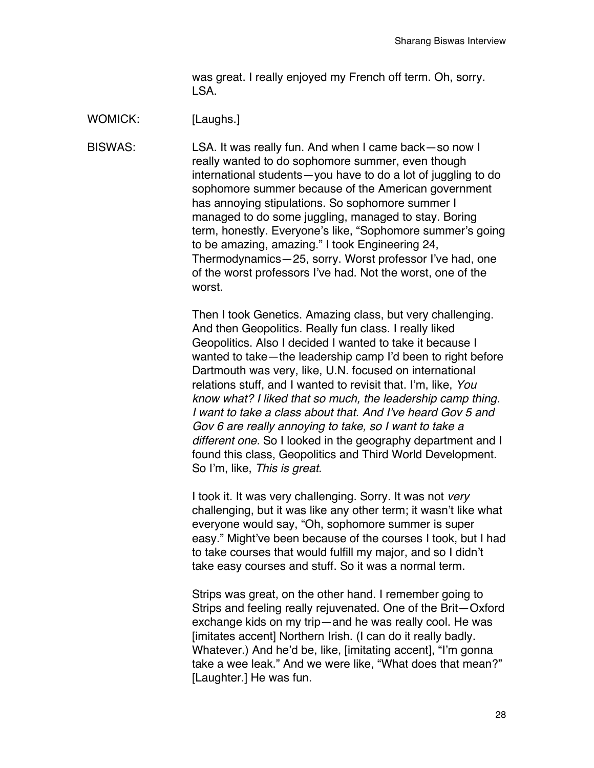was great. I really enjoyed my French off term. Oh, sorry. LSA.

WOMICK: [Laughs.]

BISWAS: LSA. It was really fun. And when I came back—so now I really wanted to do sophomore summer, even though international students—you have to do a lot of juggling to do sophomore summer because of the American government has annoying stipulations. So sophomore summer I managed to do some juggling, managed to stay. Boring term, honestly. Everyone's like, "Sophomore summer's going to be amazing, amazing." I took Engineering 24, Thermodynamics—25, sorry. Worst professor I've had, one of the worst professors I've had. Not the worst, one of the worst.

Then I took Genetics. Amazing class, but very challenging. And then Geopolitics. Really fun class. I really liked Geopolitics. Also I decided I wanted to take it because I wanted to take—the leadership camp I'd been to right before Dartmouth was very, like, U.N. focused on international relations stuff, and I wanted to revisit that. I'm, like, *You know what? I liked that so much, the leadership camp thing. I want to take a class about that. And I've heard Gov 5 and Gov 6 are really annoying to take, so I want to take a different one.* So I looked in the geography department and I found this class, Geopolitics and Third World Development. So I'm, like, *This is great.*

I took it. It was very challenging. Sorry. It was not *very* challenging, but it was like any other term; it wasn't like what everyone would say, "Oh, sophomore summer is super easy." Might've been because of the courses I took, but I had to take courses that would fulfill my major, and so I didn't take easy courses and stuff. So it was a normal term.

Strips was great, on the other hand. I remember going to Strips and feeling really rejuvenated. One of the Brit—Oxford exchange kids on my trip—and he was really cool. He was [imitates accent] Northern Irish. (I can do it really badly. Whatever.) And he'd be, like, [imitating accent], "I'm gonna take a wee leak." And we were like, "What does that mean?" [Laughter.] He was fun.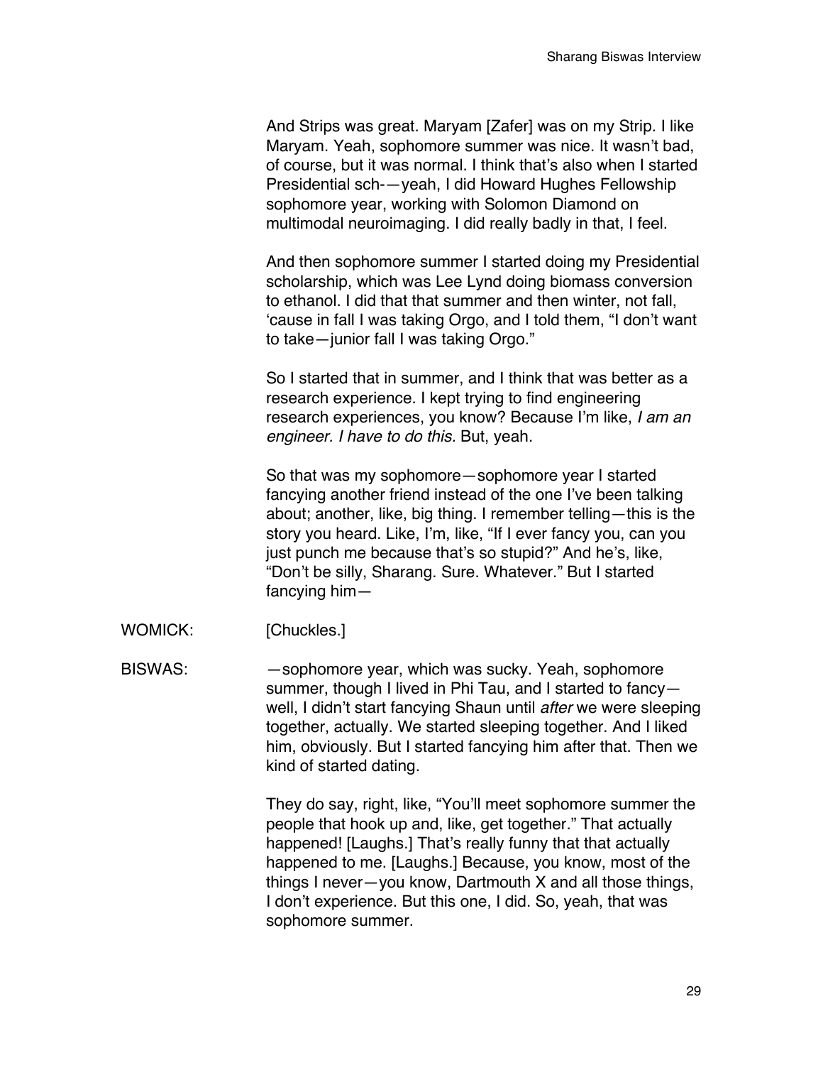And Strips was great. Maryam [Zafer] was on my Strip. I like Maryam. Yeah, sophomore summer was nice. It wasn't bad, of course, but it was normal. I think that's also when I started Presidential sch-—yeah, I did Howard Hughes Fellowship sophomore year, working with Solomon Diamond on multimodal neuroimaging. I did really badly in that, I feel.

And then sophomore summer I started doing my Presidential scholarship, which was Lee Lynd doing biomass conversion to ethanol. I did that that summer and then winter, not fall, 'cause in fall I was taking Orgo, and I told them, "I don't want to take—junior fall I was taking Orgo."

So I started that in summer, and I think that was better as a research experience. I kept trying to find engineering research experiences, you know? Because I'm like, *I am an engineer. I have to do this.* But, yeah.

So that was my sophomore—sophomore year I started fancying another friend instead of the one I've been talking about; another, like, big thing. I remember telling—this is the story you heard. Like, I'm, like, "If I ever fancy you, can you just punch me because that's so stupid?" And he's, like, "Don't be silly, Sharang. Sure. Whatever." But I started fancying him—

WOMICK: [Chuckles.]

BISWAS: —sophomore year, which was sucky. Yeah, sophomore summer, though I lived in Phi Tau, and I started to fancy—well, I didn't start fancying Shaun until *after* we were sleeping together, actually. We started sleeping together. And I liked him, obviously. But I started fancying him after that. Then we kind of started dating.

They do say, right, like, "You'll meet sophomore summer the people that hook up and, like, get together." That actually happened! [Laughs.] That's really funny that that actually happened to me. [Laughs.] Because, you know, most of the things I never—you know, Dartmouth X and all those things, I don't experience. But this one, I did. So, yeah, that was sophomore summer.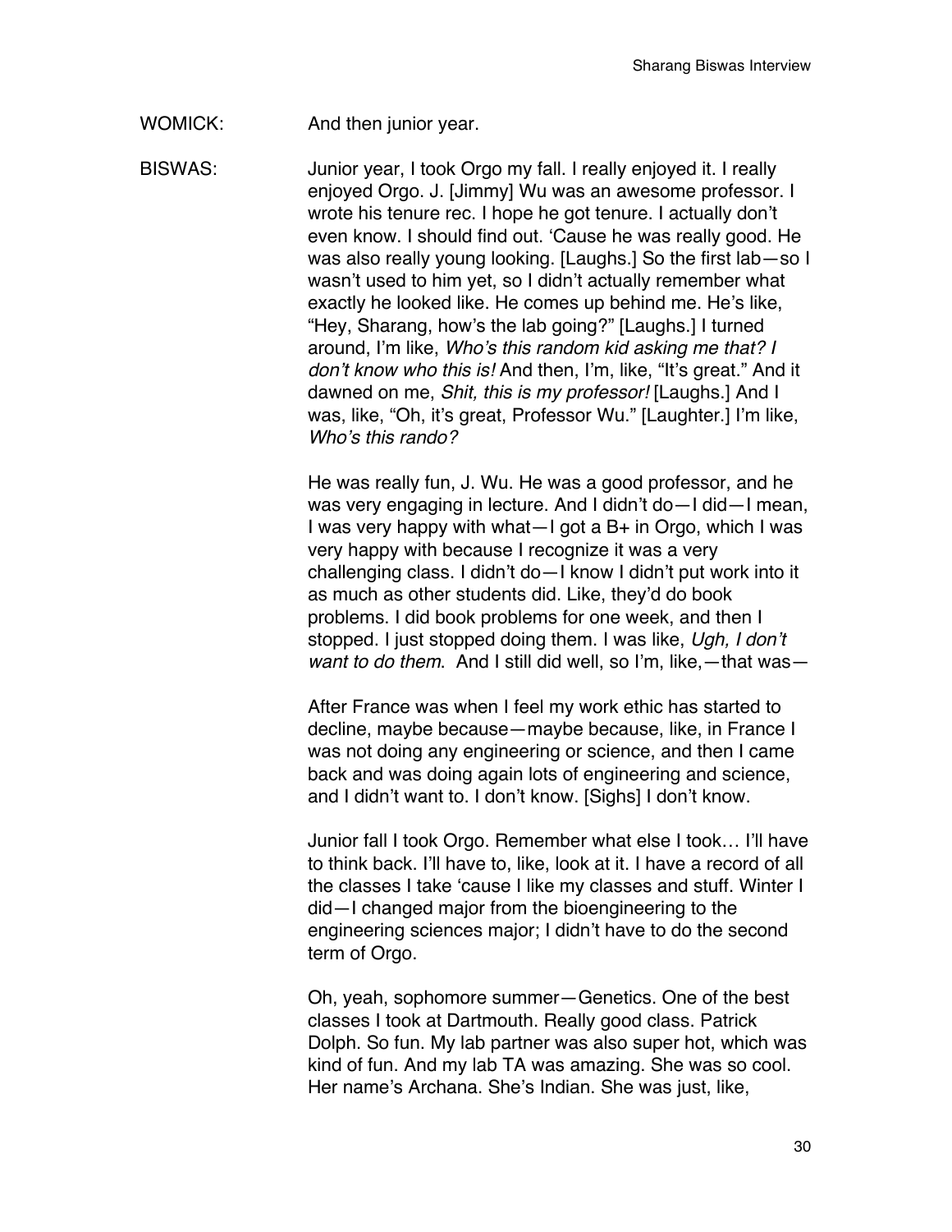WOMICK: And then junior year.

BISWAS: Junior year, I took Orgo my fall. I really enjoyed it. I really enjoyed Orgo. J. [Jimmy] Wu was an awesome professor. I wrote his tenure rec. I hope he got tenure. I actually don't even know. I should find out. 'Cause he was really good. He was also really young looking. [Laughs.] So the first lab—so I wasn't used to him yet, so I didn't actually remember what exactly he looked like. He comes up behind me. He's like, "Hey, Sharang, how's the lab going?" [Laughs.] I turned around, I'm like, *Who's this random kid asking me that? I don't know who this is!* And then, I'm, like, "It's great." And it dawned on me, *Shit, this is my professor!* [Laughs.] And I was, like, "Oh, it's great, Professor Wu." [Laughter.] I'm like, *Who's this rando?*

He was really fun, J. Wu. He was a good professor, and he was very engaging in lecture. And I didn't do—I did—I mean, I was very happy with what—I got a B+ in Orgo, which I was very happy with because I recognize it was a very challenging class. I didn't do—I know I didn't put work into it as much as other students did. Like, they'd do book problems. I did book problems for one week, and then I stopped. I just stopped doing them. I was like, *Ugh, I don't want to do them*. And I still did well, so I'm, like,—that was—

After France was when I feel my work ethic has started to decline, maybe because—maybe because, like, in France I was not doing any engineering or science, and then I came back and was doing again lots of engineering and science, and I didn't want to. I don't know. [Sighs] I don't know.

Junior fall I took Orgo. Remember what else I took… I'll have to think back. I'll have to, like, look at it. I have a record of all the classes I take 'cause I like my classes and stuff. Winter I did—I changed major from the bioengineering to the engineering sciences major; I didn't have to do the second term of Orgo.

Oh, yeah, sophomore summer—Genetics. One of the best classes I took at Dartmouth. Really good class. Patrick Dolph. So fun. My lab partner was also super hot, which was kind of fun. And my lab TA was amazing. She was so cool. Her name's Archana. She's Indian. She was just, like,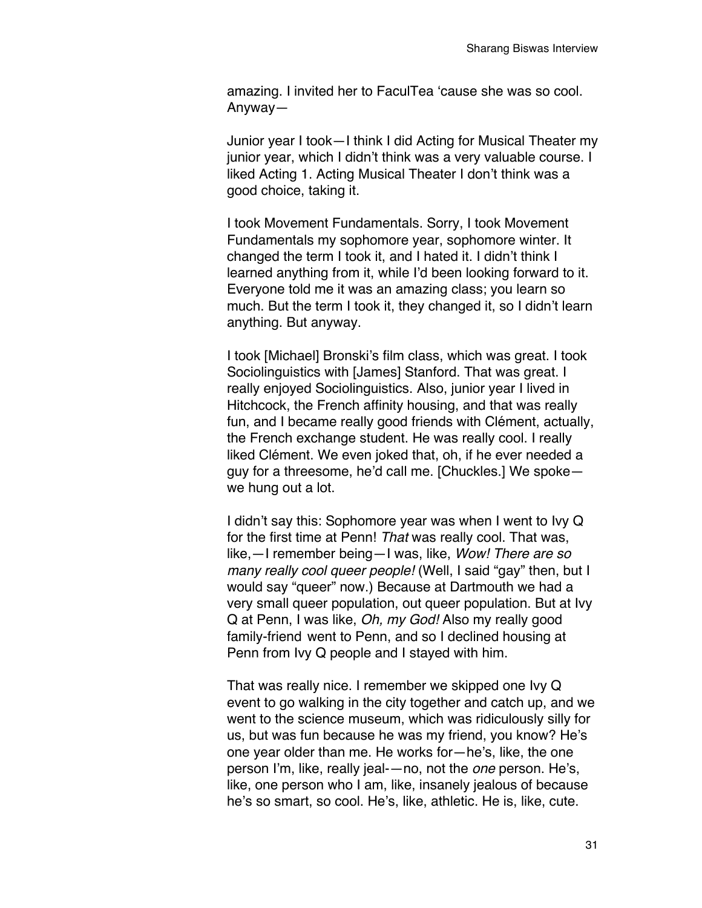amazing. I invited her to FaculTea 'cause she was so cool. Anyway—

Junior year I took—I think I did Acting for Musical Theater my junior year, which I didn't think was a very valuable course. I liked Acting 1. Acting Musical Theater I don't think was a good choice, taking it.

I took Movement Fundamentals. Sorry, I took Movement Fundamentals my sophomore year, sophomore winter. It changed the term I took it, and I hated it. I didn't think I learned anything from it, while I'd been looking forward to it. Everyone told me it was an amazing class; you learn so much. But the term I took it, they changed it, so I didn't learn anything. But anyway.

I took [Michael] Bronski's film class, which was great. I took Sociolinguistics with [James] Stanford. That was great. I really enjoyed Sociolinguistics. Also, junior year I lived in Hitchcock, the French affinity housing, and that was really fun, and I became really good friends with Clément, actually, the French exchange student. He was really cool. I really liked Clément. We even joked that, oh, if he ever needed a guy for a threesome, he'd call me. [Chuckles.] We spoke—we hung out a lot.

I didn't say this: Sophomore year was when I went to Ivy Q for the first time at Penn! *That* was really cool. That was, like,—I remember being—I was, like, *Wow! There are so many really cool queer people!* (Well, I said "gay" then, but I would say "queer" now.) Because at Dartmouth we had a very small queer population, out queer population. But at Ivy Q at Penn, I was like, *Oh, my God!* Also my really good family-friend went to Penn, and so I declined housing at Penn from Ivy Q people and I stayed with him.

That was really nice. I remember we skipped one Ivy Q event to go walking in the city together and catch up, and we went to the science museum, which was ridiculously silly for us, but was fun because he was my friend, you know? He's one year older than me. He works for—he's, like, the one person I'm, like, really jeal-—no, not the *one* person. He's, like, one person who I am, like, insanely jealous of because he's so smart, so cool. He's, like, athletic. He is, like, cute.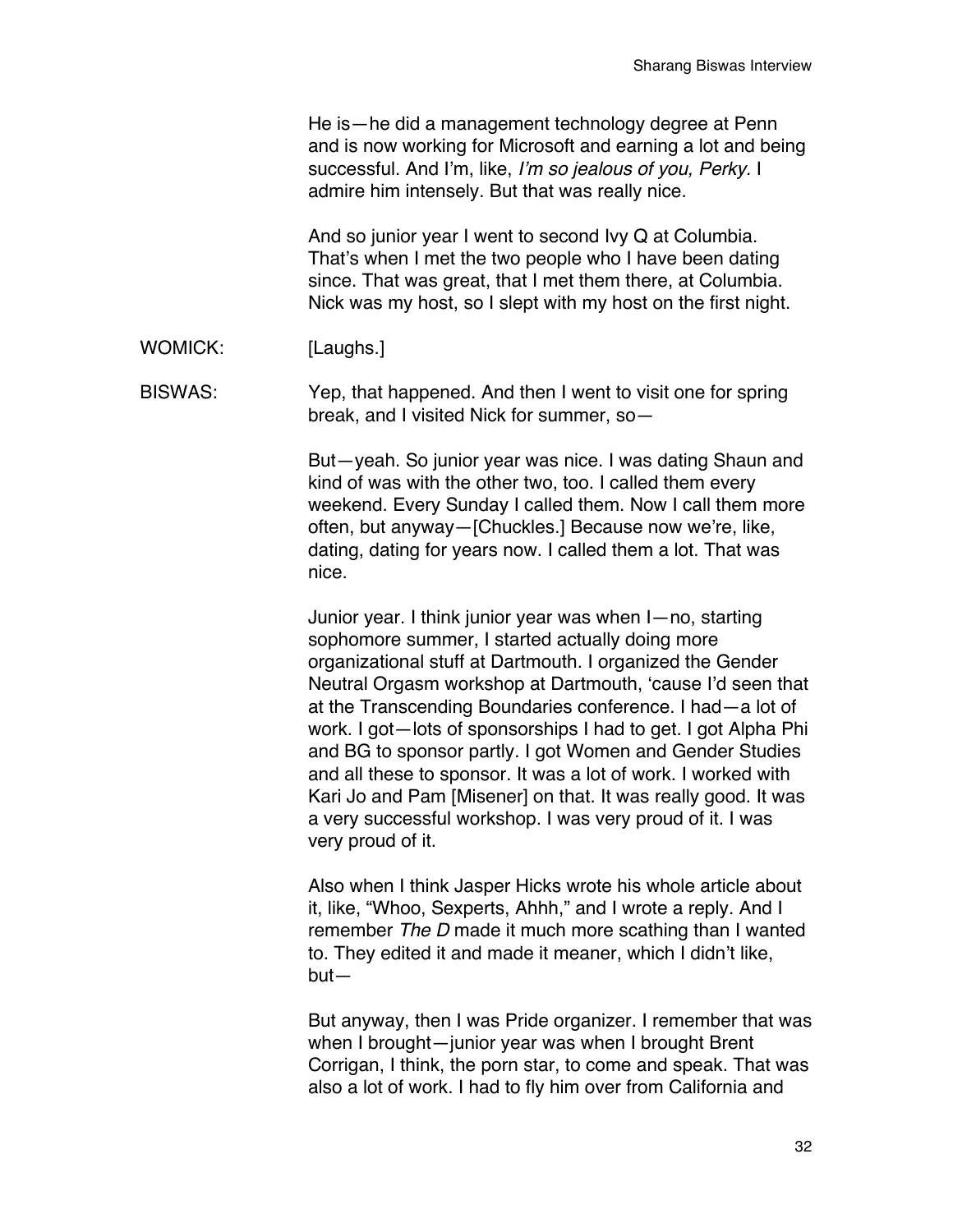He is—he did a management technology degree at Penn and is now working for Microsoft and earning a lot and being successful. And I'm, like, *I'm so jealous of you, Perky.* I admire him intensely. But that was really nice.

And so junior year I went to second Ivy Q at Columbia. That's when I met the two people who I have been dating since. That was great, that I met them there, at Columbia. Nick was my host, so I slept with my host on the first night.

WOMICK: [Laughs.]

BISWAS: Yep, that happened. And then I went to visit one for spring break, and I visited Nick for summer, so—

But—yeah. So junior year was nice. I was dating Shaun and kind of was with the other two, too. I called them every weekend. Every Sunday I called them. Now I call them more often, but anyway—[Chuckles.] Because now we're, like, dating, dating for years now. I called them a lot. That was nice.

Junior year. I think junior year was when I—no, starting sophomore summer, I started actually doing more organizational stuff at Dartmouth. I organized the Gender Neutral Orgasm workshop at Dartmouth, 'cause I'd seen that at the Transcending Boundaries conference. I had—a lot of work. I got—lots of sponsorships I had to get. I got Alpha Phi and BG to sponsor partly. I got Women and Gender Studies and all these to sponsor. It was a lot of work. I worked with Kari Jo and Pam [Misener] on that. It was really good. It was a very successful workshop. I was very proud of it. I was very proud of it.

Also when I think Jasper Hicks wrote his whole article about it, like, "Whoo, Sexperts, Ahhh," and I wrote a reply. And I remember *The D* made it much more scathing than I wanted to. They edited it and made it meaner, which I didn't like, but—

But anyway, then I was Pride organizer. I remember that was when I brought—junior year was when I brought Brent Corrigan, I think, the porn star, to come and speak. That was also a lot of work. I had to fly him over from California and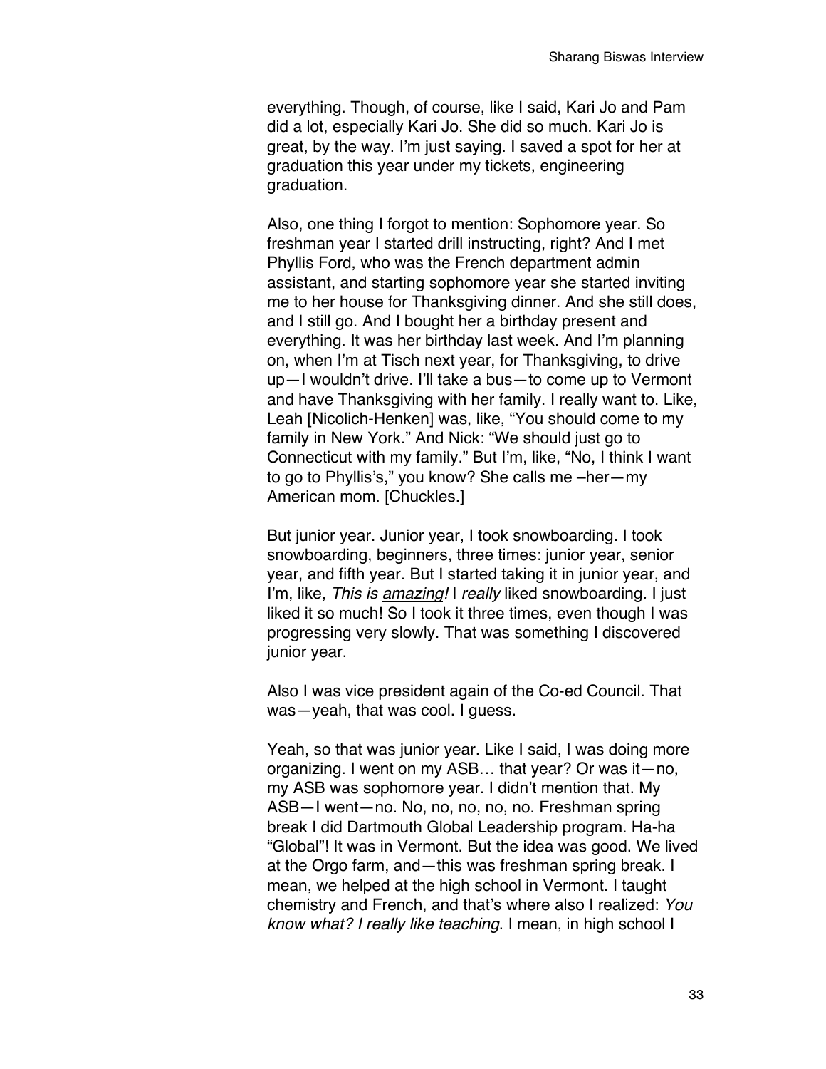everything. Though, of course, like I said, Kari Jo and Pam did a lot, especially Kari Jo. She did so much. Kari Jo is great, by the way. I'm just saying. I saved a spot for her at graduation this year under my tickets, engineering graduation.

Also, one thing I forgot to mention: Sophomore year. So freshman year I started drill instructing, right? And I met Phyllis Ford, who was the French department admin assistant, and starting sophomore year she started inviting me to her house for Thanksgiving dinner. And she still does, and I still go. And I bought her a birthday present and everything. It was her birthday last week. And I'm planning on, when I'm at Tisch next year, for Thanksgiving, to drive up—I wouldn't drive. I'll take a bus—to come up to Vermont and have Thanksgiving with her family. I really want to. Like, Leah [Nicolich-Henken] was, like, "You should come to my family in New York." And Nick: "We should just go to Connecticut with my family." But I'm, like, "No, I think I want to go to Phyllis's," you know? She calls me –her—my American mom. [Chuckles.]

But junior year. Junior year, I took snowboarding. I took snowboarding, beginners, three times: junior year, senior year, and fifth year. But I started taking it in junior year, and I'm, like, *This is <u>amazing</u>!* I *really* liked snowboarding. I just liked it so much! So I took it three times, even though I was progressing very slowly. That was something I discovered junior year.

Also I was vice president again of the Co-ed Council. That was—yeah, that was cool. I guess.

Yeah, so that was junior year. Like I said, I was doing more organizing. I went on my ASB… that year? Or was it—no, my ASB was sophomore year. I didn't mention that. My ASB—I went—no. No, no, no, no, no. Freshman spring break I did Dartmouth Global Leadership program. Ha-ha "Global"! It was in Vermont. But the idea was good. We lived at the Orgo farm, and—this was freshman spring break. I mean, we helped at the high school in Vermont. I taught chemistry and French, and that's where also I realized: *You know what? I really like teaching*. I mean, in high school I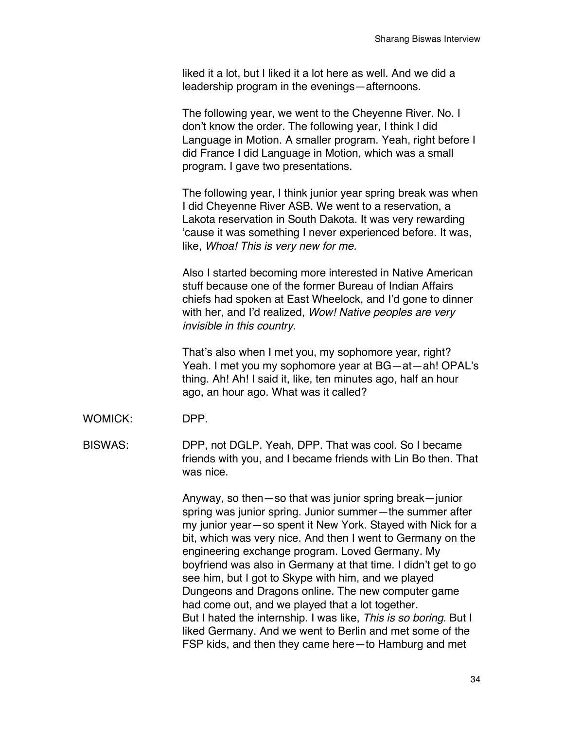liked it a lot, but I liked it a lot here as well. And we did a leadership program in the evenings—afternoons.

The following year, we went to the Cheyenne River. No. I don't know the order. The following year, I think I did Language in Motion. A smaller program. Yeah, right before I did France I did Language in Motion, which was a small program. I gave two presentations.

The following year, I think junior year spring break was when I did Cheyenne River ASB. We went to a reservation, a Lakota reservation in South Dakota. It was very rewarding 'cause it was something I never experienced before. It was, like, *Whoa! This is very new for me.*

Also I started becoming more interested in Native American stuff because one of the former Bureau of Indian Affairs chiefs had spoken at East Wheelock, and I'd gone to dinner with her, and I'd realized, *Wow! Native peoples are very invisible in this country.*

That's also when I met you, my sophomore year, right? Yeah. I met you my sophomore year at BG—at—ah! OPAL's thing. Ah! Ah! I said it, like, ten minutes ago, half an hour ago, an hour ago. What was it called?

WOMICK: DPP.

BISWAS: DPP, not DGLP. Yeah, DPP. That was cool. So I became friends with you, and I became friends with Lin Bo then. That was nice.

Anyway, so then—so that was junior spring break—junior spring was junior spring. Junior summer—the summer after my junior year—so spent it New York. Stayed with Nick for a bit, which was very nice. And then I went to Germany on the engineering exchange program. Loved Germany. My boyfriend was also in Germany at that time. I didn't get to go see him, but I got to Skype with him, and we played Dungeons and Dragons online. The new computer game had come out, and we played that a lot together. But I hated the internship. I was like, *This is so boring*. But I liked Germany. And we went to Berlin and met some of the FSP kids, and then they came here—to Hamburg and met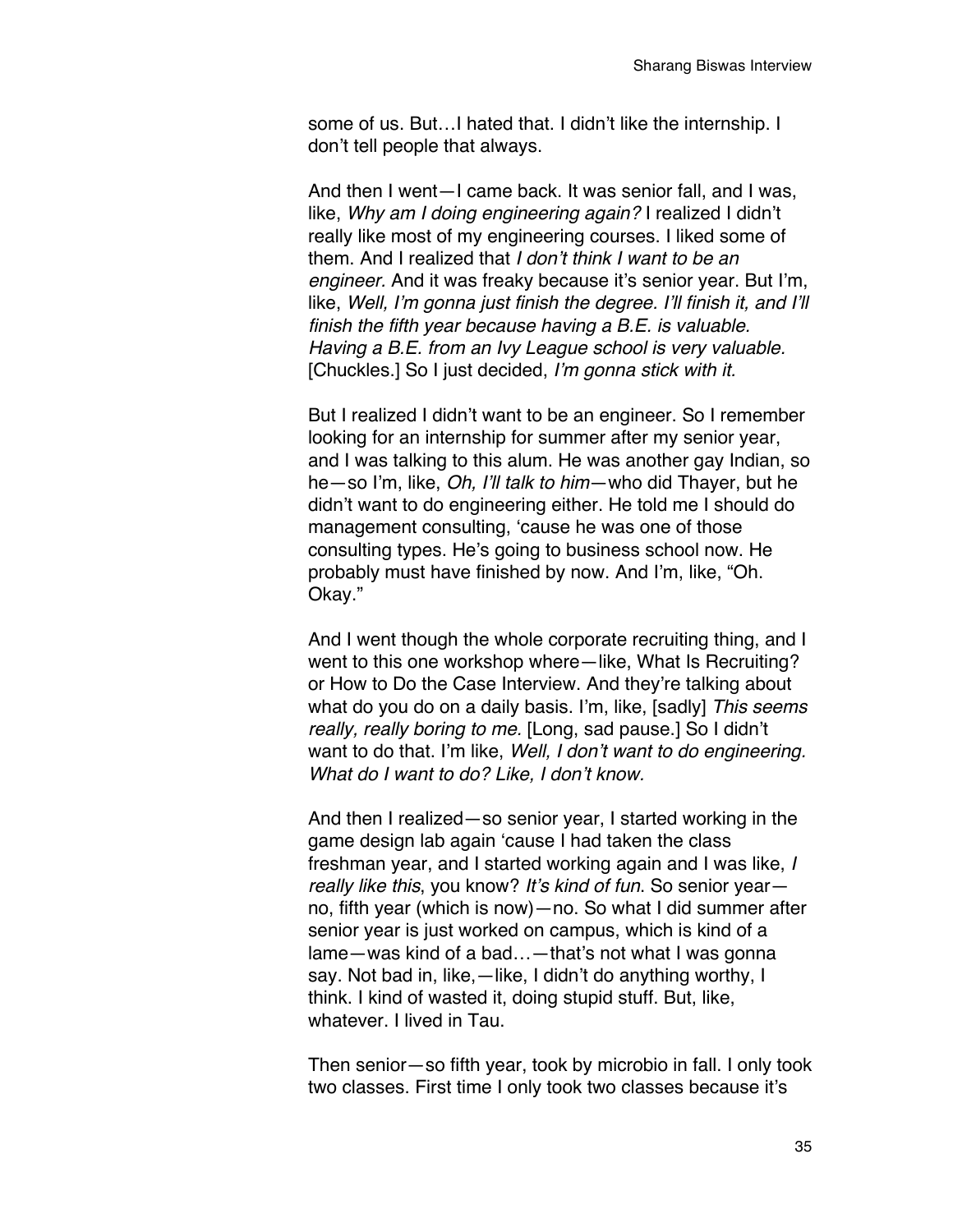some of us. But…I hated that. I didn't like the internship. I don't tell people that always.

And then I went—I came back. It was senior fall, and I was, like, *Why am I doing engineering again?* I realized I didn't really like most of my engineering courses. I liked some of them. And I realized that *I don't think I want to be an engineer.* And it was freaky because it's senior year. But I'm, like, *Well, I'm gonna just finish the degree. I'll finish it, and I'll finish the fifth year because having a B.E. is valuable. Having a B.E. from an Ivy League school is very valuable.* [Chuckles.] So I just decided, *I'm gonna stick with it.*

But I realized I didn't want to be an engineer. So I remember looking for an internship for summer after my senior year, and I was talking to this alum. He was another gay Indian, so he—so I'm, like, *Oh, I'll talk to him*—who did Thayer, but he didn't want to do engineering either. He told me I should do management consulting, 'cause he was one of those consulting types. He's going to business school now. He probably must have finished by now. And I'm, like, "Oh. Okay."

And I went though the whole corporate recruiting thing, and I went to this one workshop where—like, What Is Recruiting? or How to Do the Case Interview. And they're talking about what do you do on a daily basis. I'm, like, [sadly] *This seems really, really boring to me.* [Long, sad pause.] So I didn't want to do that. I'm like, *Well, I don't want to do engineering. What do I want to do? Like, I don't know.*

And then I realized—so senior year, I started working in the game design lab again 'cause I had taken the class freshman year, and I started working again and I was like, *I really like this*, you know? *It's kind of fun*. So senior year—no, fifth year (which is now)—no. So what I did summer after senior year is just worked on campus, which is kind of a lame—was kind of a bad…—that's not what I was gonna say. Not bad in, like,—like, I didn't do anything worthy, I think. I kind of wasted it, doing stupid stuff. But, like, whatever. I lived in Tau.

Then senior—so fifth year, took by microbio in fall. I only took two classes. First time I only took two classes because it's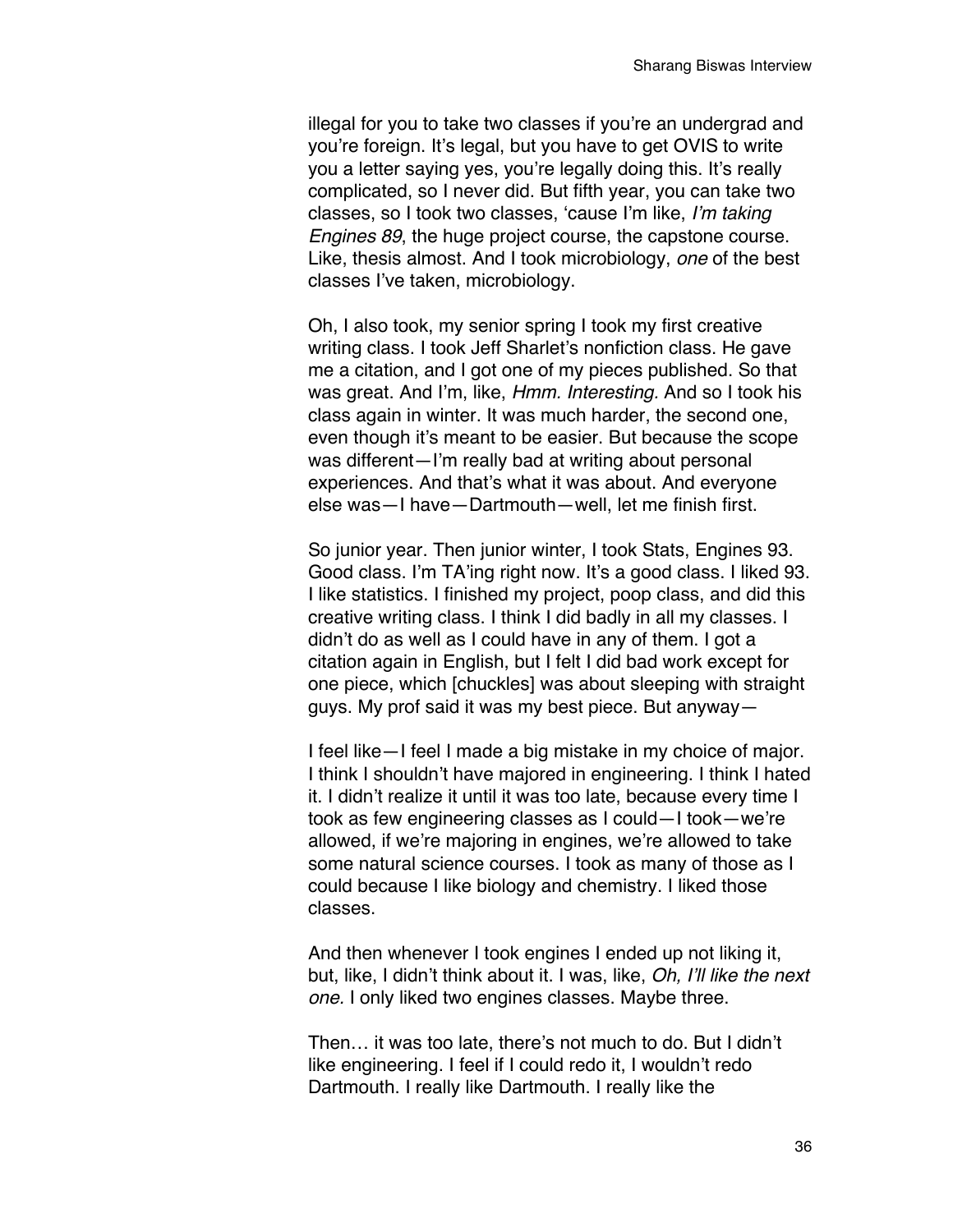illegal for you to take two classes if you're an undergrad and you're foreign. It's legal, but you have to get OVIS to write you a letter saying yes, you're legally doing this. It's really complicated, so I never did. But fifth year, you can take two classes, so I took two classes, 'cause I'm like, *I'm taking Engines 89*, the huge project course, the capstone course. Like, thesis almost. And I took microbiology, *one* of the best classes I've taken, microbiology.

Oh, I also took, my senior spring I took my first creative writing class. I took Jeff Sharlet's nonfiction class. He gave me a citation, and I got one of my pieces published. So that was great. And I'm, like, *Hmm. Interesting.* And so I took his class again in winter. It was much harder, the second one, even though it's meant to be easier. But because the scope was different—I'm really bad at writing about personal experiences. And that's what it was about. And everyone else was—I have—Dartmouth—well, let me finish first.

So junior year. Then junior winter, I took Stats, Engines 93. Good class. I'm TA'ing right now. It's a good class. I liked 93. I like statistics. I finished my project, poop class, and did this creative writing class. I think I did badly in all my classes. I didn't do as well as I could have in any of them. I got a citation again in English, but I felt I did bad work except for one piece, which [chuckles] was about sleeping with straight guys. My prof said it was my best piece. But anyway—

I feel like—I feel I made a big mistake in my choice of major. I think I shouldn't have majored in engineering. I think I hated it. I didn't realize it until it was too late, because every time I took as few engineering classes as I could—I took—we're allowed, if we're majoring in engines, we're allowed to take some natural science courses. I took as many of those as I could because I like biology and chemistry. I liked those classes.

And then whenever I took engines I ended up not liking it, but, like, I didn't think about it. I was, like, *Oh, I'll like the next one.* I only liked two engines classes. Maybe three.

Then… it was too late, there's not much to do. But I didn't like engineering. I feel if I could redo it, I wouldn't redo Dartmouth. I really like Dartmouth. I really like the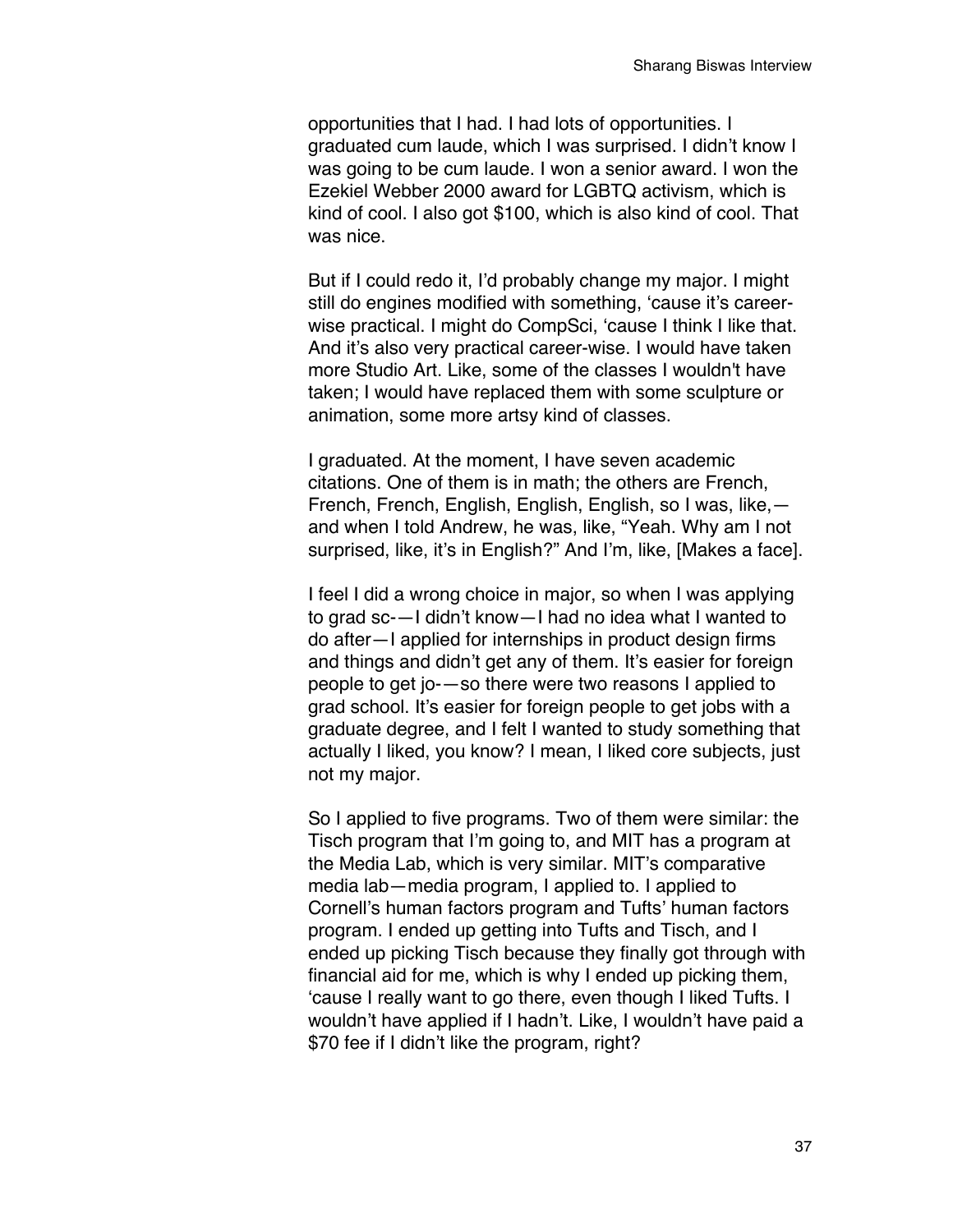opportunities that I had. I had lots of opportunities. I graduated cum laude, which I was surprised. I didn't know I was going to be cum laude. I won a senior award. I won the Ezekiel Webber 2000 award for LGBTQ activism, which is kind of cool. I also got $100, which is also kind of cool. That was nice.

But if I could redo it, I'd probably change my major. I might still do engines modified with something, 'cause it's career-wise practical. I might do CompSci, 'cause I think I like that. And it's also very practical career-wise. I would have taken more Studio Art. Like, some of the classes I wouldn't have taken; I would have replaced them with some sculpture or animation, some more artsy kind of classes.

I graduated. At the moment, I have seven academic citations. One of them is in math; the others are French, French, French, English, English, English, so I was, like,—and when I told Andrew, he was, like, "Yeah. Why am I not surprised, like, it's in English?" And I'm, like, [Makes a face].

I feel I did a wrong choice in major, so when I was applying to grad sc-—I didn't know—I had no idea what I wanted to do after—I applied for internships in product design firms and things and didn't get any of them. It's easier for foreign people to get jo-—so there were two reasons I applied to grad school. It's easier for foreign people to get jobs with a graduate degree, and I felt I wanted to study something that actually I liked, you know? I mean, I liked core subjects, just not my major.

So I applied to five programs. Two of them were similar: the Tisch program that I'm going to, and MIT has a program at the Media Lab, which is very similar. MIT's comparative media lab—media program, I applied to. I applied to Cornell's human factors program and Tufts' human factors program. I ended up getting into Tufts and Tisch, and I ended up picking Tisch because they finally got through with financial aid for me, which is why I ended up picking them, 'cause I really want to go there, even though I liked Tufts. I wouldn't have applied if I hadn't. Like, I wouldn't have paid a $70 fee if I didn't like the program, right?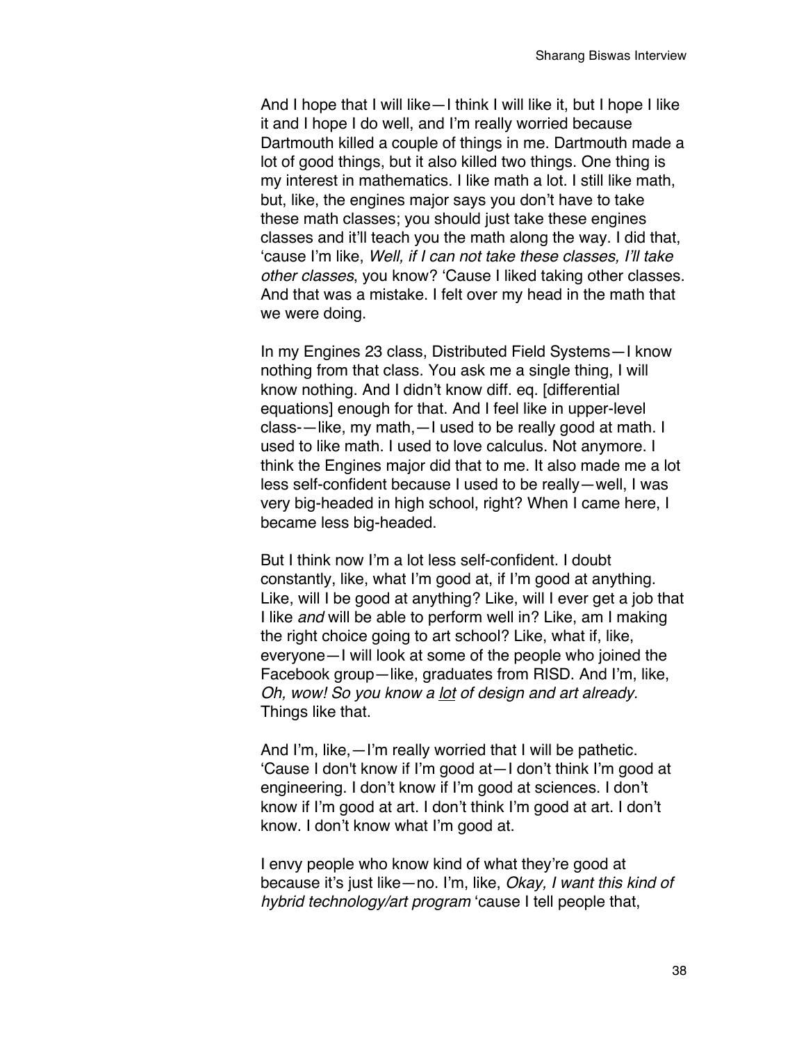And I hope that I will like—I think I will like it, but I hope I like it and I hope I do well, and I'm really worried because Dartmouth killed a couple of things in me. Dartmouth made a lot of good things, but it also killed two things. One thing is my interest in mathematics. I like math a lot. I still like math, but, like, the engines major says you don't have to take these math classes; you should just take these engines classes and it'll teach you the math along the way. I did that, 'cause I'm like, *Well, if I can not take these classes, I'll take other classes*, you know? 'Cause I liked taking other classes. And that was a mistake. I felt over my head in the math that we were doing.

In my Engines 23 class, Distributed Field Systems—I know nothing from that class. You ask me a single thing, I will know nothing. And I didn't know diff. eq. [differential equations] enough for that. And I feel like in upper-level class-—like, my math,—I used to be really good at math. I used to like math. I used to love calculus. Not anymore. I think the Engines major did that to me. It also made me a lot less self-confident because I used to be really—well, I was very big-headed in high school, right? When I came here, I became less big-headed.

But I think now I'm a lot less self-confident. I doubt constantly, like, what I'm good at, if I'm good at anything. Like, will I be good at anything? Like, will I ever get a job that I like *and* will be able to perform well in? Like, am I making the right choice going to art school? Like, what if, like, everyone—I will look at some of the people who joined the Facebook group—like, graduates from RISD. And I'm, like, *Oh, wow! So you know a <u>lot</u> of design and art already.* Things like that.

And I'm, like,—I'm really worried that I will be pathetic. 'Cause I don't know if I'm good at—I don't think I'm good at engineering. I don't know if I'm good at sciences. I don't know if I'm good at art. I don't think I'm good at art. I don't know. I don't know what I'm good at.

I envy people who know kind of what they're good at because it's just like—no. I'm, like, *Okay, I want this kind of hybrid technology/art program* 'cause I tell people that,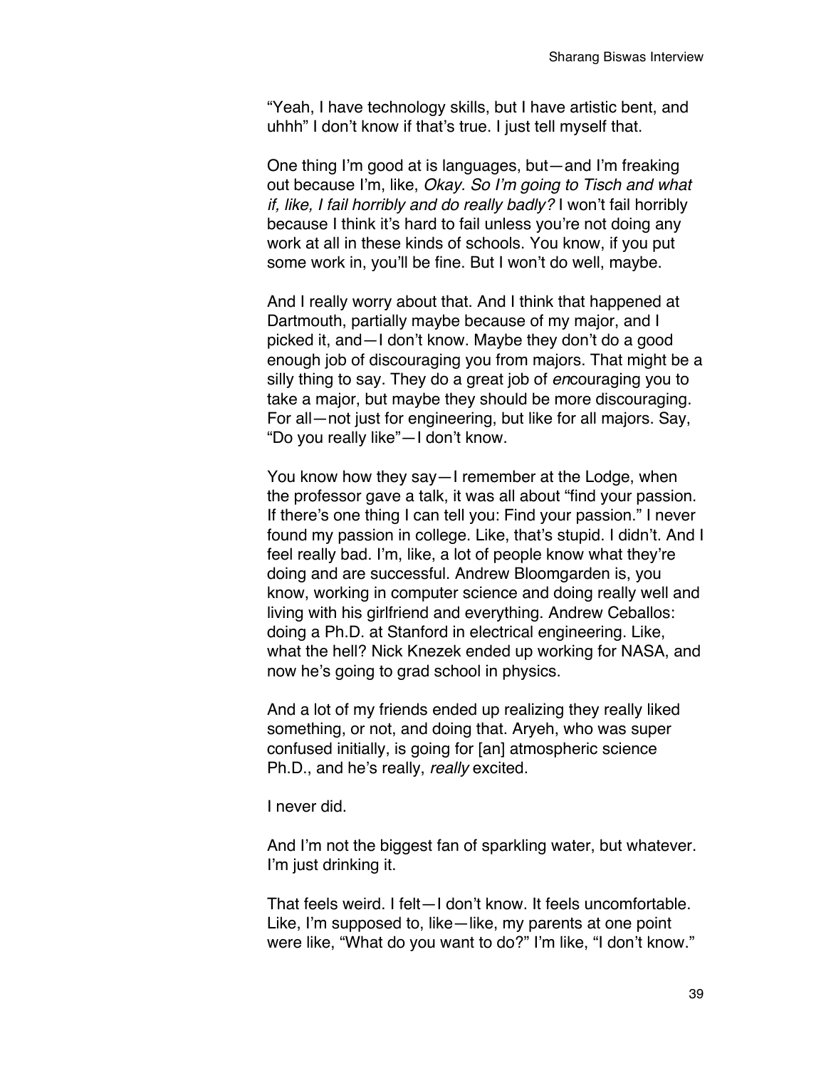"Yeah, I have technology skills, but I have artistic bent, and uhhh" I don't know if that's true. I just tell myself that.

One thing I'm good at is languages, but—and I'm freaking out because I'm, like, *Okay. So I'm going to Tisch and what if, like, I fail horribly and do really badly?* I won't fail horribly because I think it's hard to fail unless you're not doing any work at all in these kinds of schools. You know, if you put some work in, you'll be fine. But I won't do well, maybe.

And I really worry about that. And I think that happened at Dartmouth, partially maybe because of my major, and I picked it, and—I don't know. Maybe they don't do a good enough job of discouraging you from majors. That might be a silly thing to say. They do a great job of *en*couraging you to take a major, but maybe they should be more discouraging. For all—not just for engineering, but like for all majors. Say, "Do you really like"—I don't know.

You know how they say—I remember at the Lodge, when the professor gave a talk, it was all about "find your passion. If there's one thing I can tell you: Find your passion." I never found my passion in college. Like, that's stupid. I didn't. And I feel really bad. I'm, like, a lot of people know what they're doing and are successful. Andrew Bloomgarden is, you know, working in computer science and doing really well and living with his girlfriend and everything. Andrew Ceballos: doing a Ph.D. at Stanford in electrical engineering. Like, what the hell? Nick Knezek ended up working for NASA, and now he's going to grad school in physics.

And a lot of my friends ended up realizing they really liked something, or not, and doing that. Aryeh, who was super confused initially, is going for [an] atmospheric science Ph.D., and he's really, *really* excited.

I never did.

And I'm not the biggest fan of sparkling water, but whatever. I'm just drinking it.

That feels weird. I felt—I don't know. It feels uncomfortable. Like, I'm supposed to, like—like, my parents at one point were like, "What do you want to do?" I'm like, "I don't know."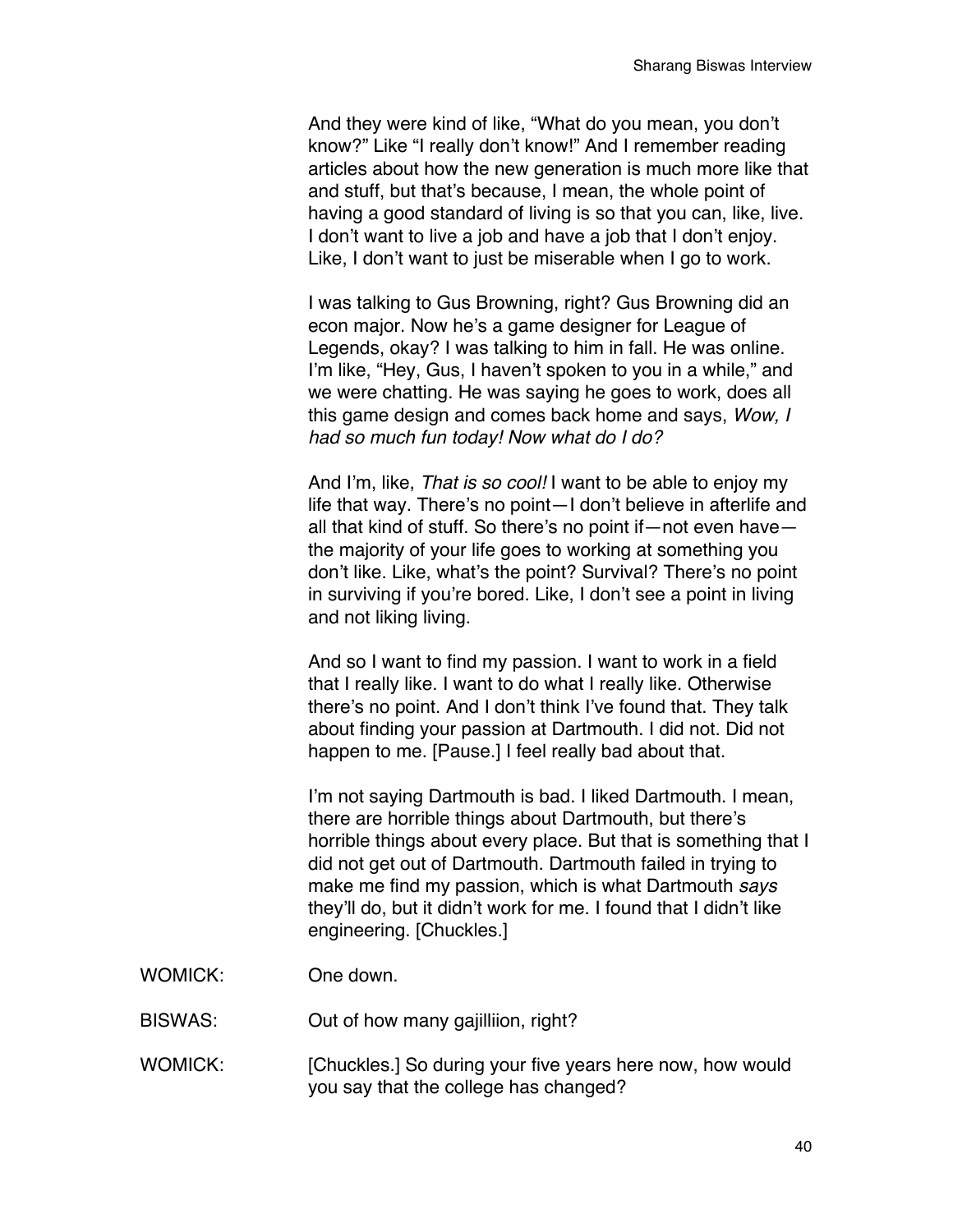And they were kind of like, "What do you mean, you don't know?" Like "I really don't know!" And I remember reading articles about how the new generation is much more like that and stuff, but that's because, I mean, the whole point of having a good standard of living is so that you can, like, live. I don't want to live a job and have a job that I don't enjoy. Like, I don't want to just be miserable when I go to work.

I was talking to Gus Browning, right? Gus Browning did an econ major. Now he's a game designer for League of Legends, okay? I was talking to him in fall. He was online. I'm like, "Hey, Gus, I haven't spoken to you in a while," and we were chatting. He was saying he goes to work, does all this game design and comes back home and says, *Wow, I had so much fun today! Now what do I do?*

And I'm, like, *That is so cool!* I want to be able to enjoy my life that way. There's no point—I don't believe in afterlife and all that kind of stuff. So there's no point if—not even have—the majority of your life goes to working at something you don't like. Like, what's the point? Survival? There's no point in surviving if you're bored. Like, I don't see a point in living and not liking living.

And so I want to find my passion. I want to work in a field that I really like. I want to do what I really like. Otherwise there's no point. And I don't think I've found that. They talk about finding your passion at Dartmouth. I did not. Did not happen to me. [Pause.] I feel really bad about that.

I'm not saying Dartmouth is bad. I liked Dartmouth. I mean, there are horrible things about Dartmouth, but there's horrible things about every place. But that is something that I did not get out of Dartmouth. Dartmouth failed in trying to make me find my passion, which is what Dartmouth *says* they'll do, but it didn't work for me. I found that I didn't like engineering. [Chuckles.]

WOMICK: One down.

BISWAS: Out of how many gajilliion, right?

WOMICK: [Chuckles.] So during your five years here now, how would you say that the college has changed?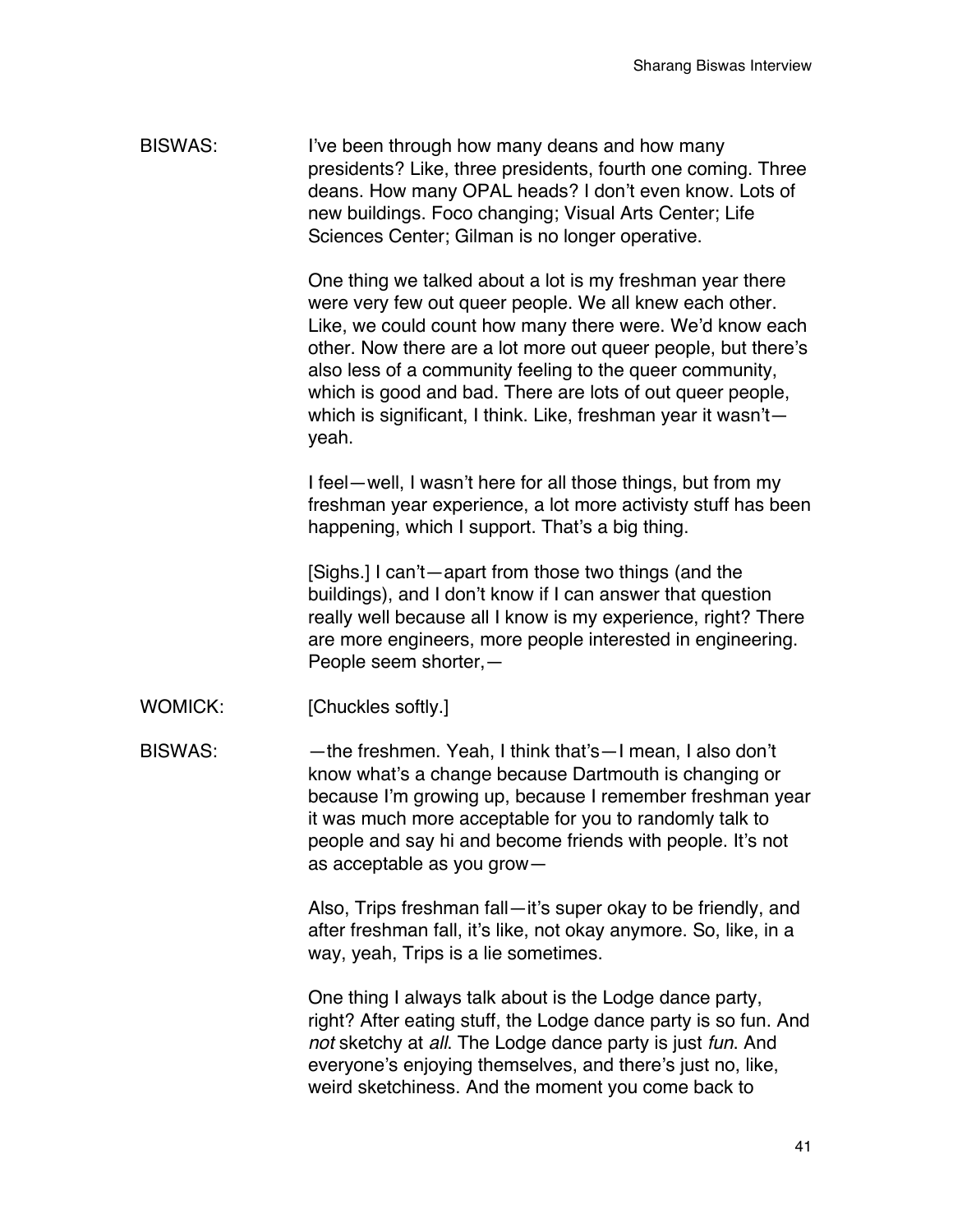BISWAS: I've been through how many deans and how many presidents? Like, three presidents, fourth one coming. Three deans. How many OPAL heads? I don't even know. Lots of new buildings. Foco changing; Visual Arts Center; Life Sciences Center; Gilman is no longer operative.

One thing we talked about a lot is my freshman year there were very few out queer people. We all knew each other. Like, we could count how many there were. We'd know each other. Now there are a lot more out queer people, but there's also less of a community feeling to the queer community, which is good and bad. There are lots of out queer people, which is significant, I think. Like, freshman year it wasn't—yeah.

I feel—well, I wasn't here for all those things, but from my freshman year experience, a lot more activisty stuff has been happening, which I support. That's a big thing.

[Sighs.] I can't—apart from those two things (and the buildings), and I don't know if I can answer that question really well because all I know is my experience, right? There are more engineers, more people interested in engineering. People seem shorter,—

WOMICK: [Chuckles softly.]

BISWAS: —the freshmen. Yeah, I think that's—I mean, I also don't know what's a change because Dartmouth is changing or because I'm growing up, because I remember freshman year it was much more acceptable for you to randomly talk to people and say hi and become friends with people. It's not as acceptable as you grow—

Also, Trips freshman fall—it's super okay to be friendly, and after freshman fall, it's like, not okay anymore. So, like, in a way, yeah, Trips is a lie sometimes.

One thing I always talk about is the Lodge dance party, right? After eating stuff, the Lodge dance party is so fun. And *not* sketchy at *all*. The Lodge dance party is just *fun*. And everyone's enjoying themselves, and there's just no, like, weird sketchiness. And the moment you come back to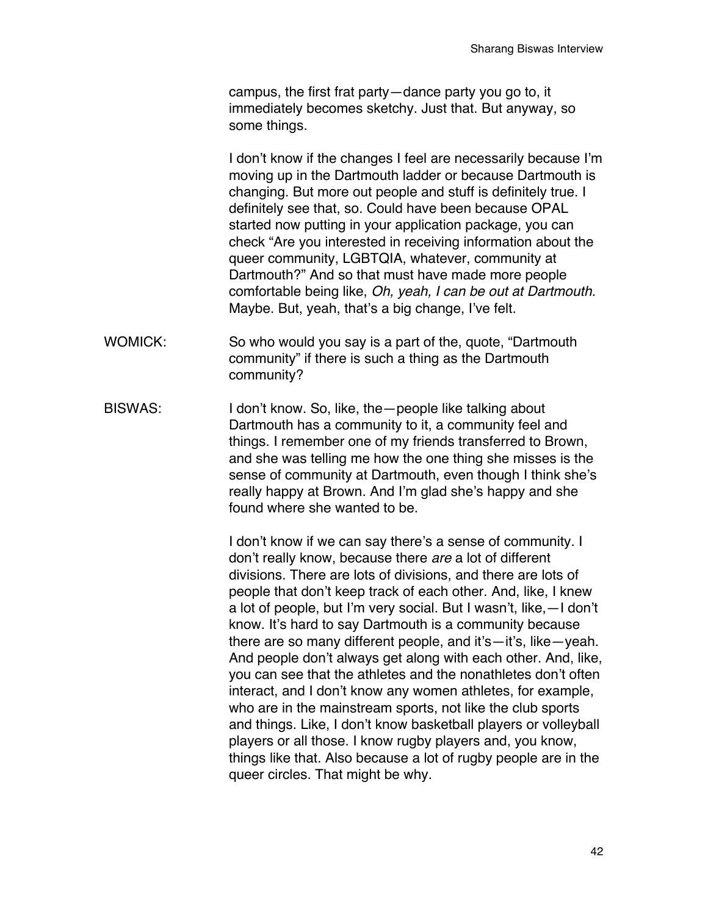campus, the first frat party—dance party you go to, it immediately becomes sketchy. Just that. But anyway, so some things.

I don't know if the changes I feel are necessarily because I'm moving up in the Dartmouth ladder or because Dartmouth is changing. But more out people and stuff is definitely true. I definitely see that, so. Could have been because OPAL started now putting in your application package, you can check "Are you interested in receiving information about the queer community, LGBTQIA, whatever, community at Dartmouth?" And so that must have made more people comfortable being like, *Oh, yeah, I can be out at Dartmouth.* Maybe. But, yeah, that's a big change, I've felt.

WOMICK: So who would you say is a part of the, quote, "Dartmouth community" if there is such a thing as the Dartmouth community?

BISWAS: I don't know. So, like, the—people like talking about Dartmouth has a community to it, a community feel and things. I remember one of my friends transferred to Brown, and she was telling me how the one thing she misses is the sense of community at Dartmouth, even though I think she's really happy at Brown. And I'm glad she's happy and she found where she wanted to be.

I don't know if we can say there's a sense of community. I don't really know, because there *are* a lot of different divisions. There are lots of divisions, and there are lots of people that don't keep track of each other. And, like, I knew a lot of people, but I'm very social. But I wasn't, like,—I don't know. It's hard to say Dartmouth is a community because there are so many different people, and it's—it's, like—yeah. And people don't always get along with each other. And, like, you can see that the athletes and the nonathletes don't often interact, and I don't know any women athletes, for example, who are in the mainstream sports, not like the club sports and things. Like, I don't know basketball players or volleyball players or all those. I know rugby players and, you know, things like that. Also because a lot of rugby people are in the queer circles. That might be why.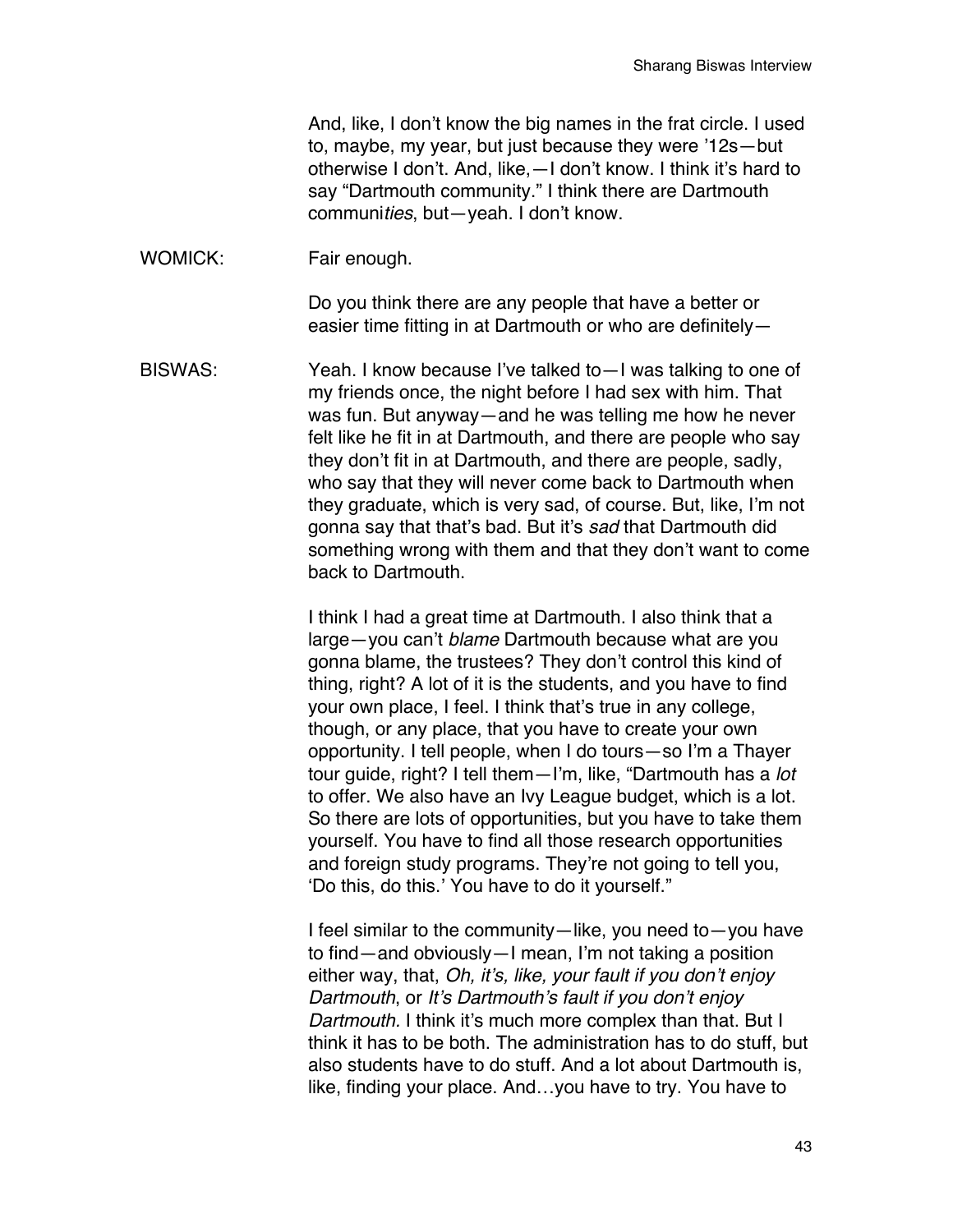And, like, I don't know the big names in the frat circle. I used to, maybe, my year, but just because they were '12s—but otherwise I don't. And, like,—I don't know. I think it's hard to say "Dartmouth community." I think there are Dartmouth communi*ties*, but—yeah. I don't know.

WOMICK: Fair enough.

Do you think there are any people that have a better or easier time fitting in at Dartmouth or who are definitely—

BISWAS: Yeah. I know because I've talked to—I was talking to one of my friends once, the night before I had sex with him. That was fun. But anyway—and he was telling me how he never felt like he fit in at Dartmouth, and there are people who say they don't fit in at Dartmouth, and there are people, sadly, who say that they will never come back to Dartmouth when they graduate, which is very sad, of course. But, like, I'm not gonna say that that's bad. But it's *sad* that Dartmouth did something wrong with them and that they don't want to come back to Dartmouth.

I think I had a great time at Dartmouth. I also think that a large—you can't *blame* Dartmouth because what are you gonna blame, the trustees? They don't control this kind of thing, right? A lot of it is the students, and you have to find your own place, I feel. I think that's true in any college, though, or any place, that you have to create your own opportunity. I tell people, when I do tours—so I'm a Thayer tour guide, right? I tell them—I'm, like, "Dartmouth has a *lot* to offer. We also have an Ivy League budget, which is a lot. So there are lots of opportunities, but you have to take them yourself. You have to find all those research opportunities and foreign study programs. They're not going to tell you, 'Do this, do this.' You have to do it yourself."

I feel similar to the community—like, you need to—you have to find—and obviously—I mean, I'm not taking a position either way, that, *Oh, it's, like, your fault if you don't enjoy Dartmouth*, or *It's Dartmouth's fault if you don't enjoy Dartmouth.* I think it's much more complex than that. But I think it has to be both. The administration has to do stuff, but also students have to do stuff. And a lot about Dartmouth is, like, finding your place. And…you have to try. You have to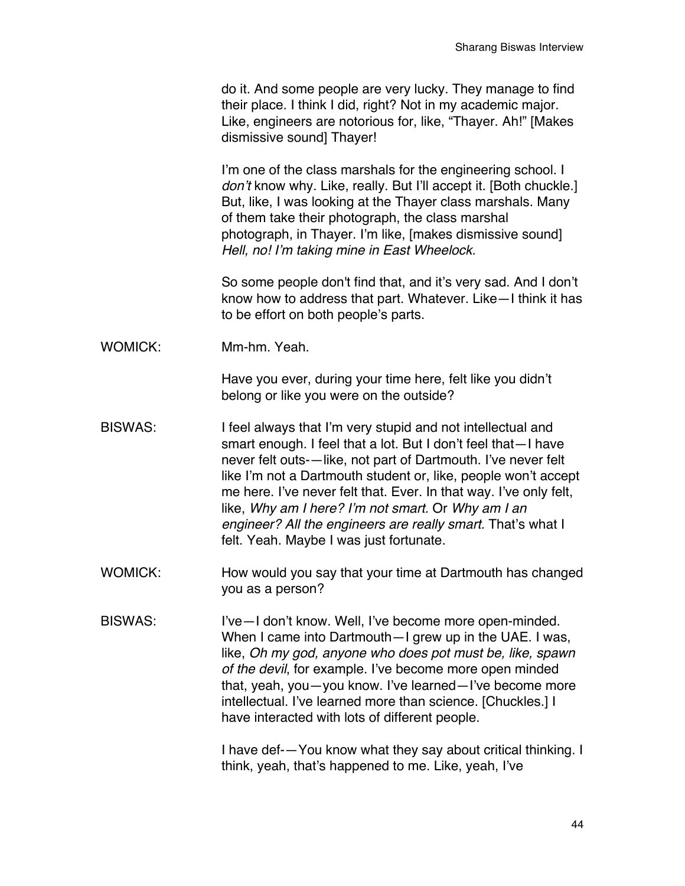do it. And some people are very lucky. They manage to find their place. I think I did, right? Not in my academic major. Like, engineers are notorious for, like, "Thayer. Ah!" [Makes dismissive sound] Thayer!

I'm one of the class marshals for the engineering school. I *don't* know why. Like, really. But I'll accept it. [Both chuckle.] But, like, I was looking at the Thayer class marshals. Many of them take their photograph, the class marshal photograph, in Thayer. I'm like, [makes dismissive sound] *Hell, no! I'm taking mine in East Wheelock.*

So some people don't find that, and it's very sad. And I don't know how to address that part. Whatever. Like—I think it has to be effort on both people's parts.

WOMICK: Mm-hm. Yeah.

Have you ever, during your time here, felt like you didn't belong or like you were on the outside?

BISWAS: I feel always that I'm very stupid and not intellectual and smart enough. I feel that a lot. But I don't feel that—I have never felt outs-—like, not part of Dartmouth. I've never felt like I'm not a Dartmouth student or, like, people won't accept me here. I've never felt that. Ever. In that way. I've only felt, like, *Why am I here? I'm not smart.* Or *Why am I an engineer? All the engineers are really smart.* That's what I felt. Yeah. Maybe I was just fortunate.

WOMICK: How would you say that your time at Dartmouth has changed you as a person?

BISWAS: I've—I don't know. Well, I've become more open-minded. When I came into Dartmouth—I grew up in the UAE. I was, like, *Oh my god, anyone who does pot must be, like, spawn of the devil*, for example. I've become more open minded that, yeah, you—you know. I've learned—I've become more intellectual. I've learned more than science. [Chuckles.] I have interacted with lots of different people.

I have def-—You know what they say about critical thinking. I think, yeah, that's happened to me. Like, yeah, I've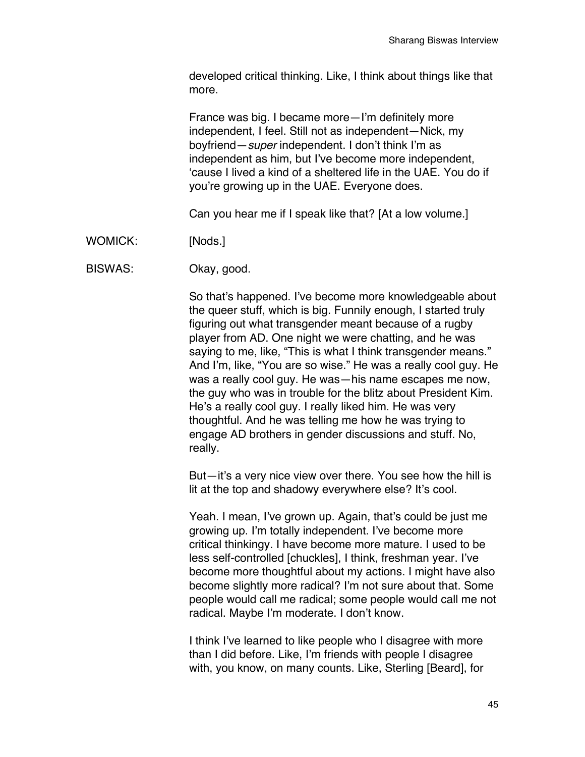developed critical thinking. Like, I think about things like that more.

France was big. I became more—I'm definitely more independent, I feel. Still not as independent—Nick, my boyfriend—*super* independent. I don't think I'm as independent as him, but I've become more independent, 'cause I lived a kind of a sheltered life in the UAE. You do if you're growing up in the UAE. Everyone does.

Can you hear me if I speak like that? [At a low volume.]

WOMICK: [Nods.]

BISWAS: Okay, good.

So that's happened. I've become more knowledgeable about the queer stuff, which is big. Funnily enough, I started truly figuring out what transgender meant because of a rugby player from AD. One night we were chatting, and he was saying to me, like, "This is what I think transgender means." And I'm, like, "You are so wise." He was a really cool guy. He was a really cool guy. He was—his name escapes me now, the guy who was in trouble for the blitz about President Kim. He's a really cool guy. I really liked him. He was very thoughtful. And he was telling me how he was trying to engage AD brothers in gender discussions and stuff. No, really.

But—it's a very nice view over there. You see how the hill is lit at the top and shadowy everywhere else? It's cool.

Yeah. I mean, I've grown up. Again, that's could be just me growing up. I'm totally independent. I've become more critical thinkingy. I have become more mature. I used to be less self-controlled [chuckles], I think, freshman year. I've become more thoughtful about my actions. I might have also become slightly more radical? I'm not sure about that. Some people would call me radical; some people would call me not radical. Maybe I'm moderate. I don't know.

I think I've learned to like people who I disagree with more than I did before. Like, I'm friends with people I disagree with, you know, on many counts. Like, Sterling [Beard], for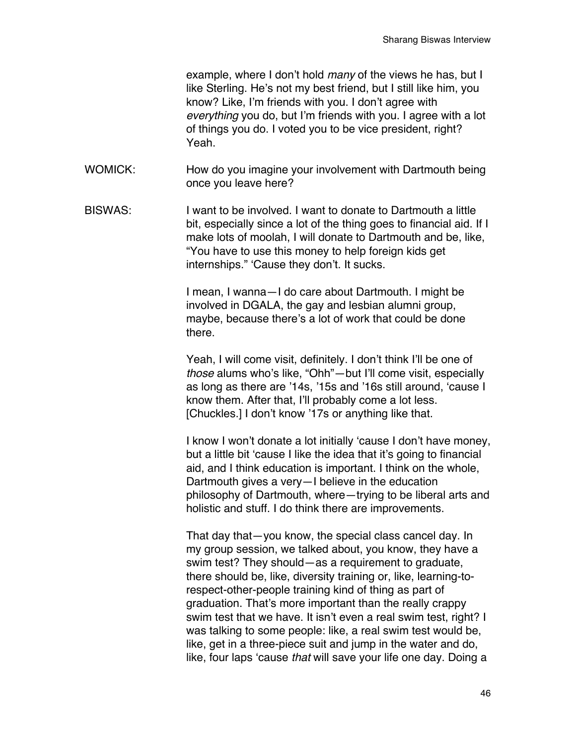example, where I don't hold *many* of the views he has, but I like Sterling. He's not my best friend, but I still like him, you know? Like, I'm friends with you. I don't agree with *everything* you do, but I'm friends with you. I agree with a lot of things you do. I voted you to be vice president, right? Yeah.

WOMICK: How do you imagine your involvement with Dartmouth being once you leave here?

BISWAS: I want to be involved. I want to donate to Dartmouth a little bit, especially since a lot of the thing goes to financial aid. If I make lots of moolah, I will donate to Dartmouth and be, like, "You have to use this money to help foreign kids get internships." 'Cause they don't. It sucks.

I mean, I wanna—I do care about Dartmouth. I might be involved in DGALA, the gay and lesbian alumni group, maybe, because there's a lot of work that could be done there.

Yeah, I will come visit, definitely. I don't think I'll be one of *those* alums who's like, "Ohh"—but I'll come visit, especially as long as there are '14s, '15s and '16s still around, 'cause I know them. After that, I'll probably come a lot less. [Chuckles.] I don't know '17s or anything like that.

I know I won't donate a lot initially 'cause I don't have money, but a little bit 'cause I like the idea that it's going to financial aid, and I think education is important. I think on the whole, Dartmouth gives a very—I believe in the education philosophy of Dartmouth, where—trying to be liberal arts and holistic and stuff. I do think there are improvements.

That day that—you know, the special class cancel day. In my group session, we talked about, you know, they have a swim test? They should—as a requirement to graduate, there should be, like, diversity training or, like, learning-to-respect-other-people training kind of thing as part of graduation. That's more important than the really crappy swim test that we have. It isn't even a real swim test, right? I was talking to some people: like, a real swim test would be, like, get in a three-piece suit and jump in the water and do, like, four laps 'cause *that* will save your life one day. Doing a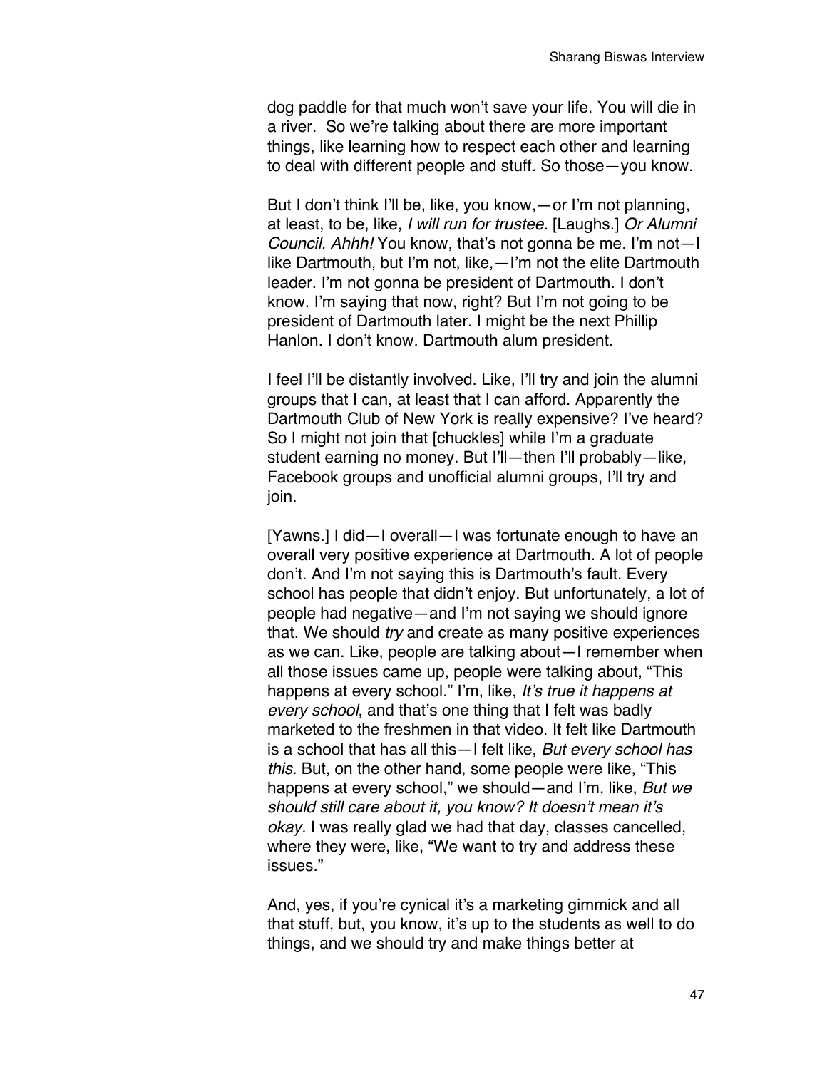dog paddle for that much won't save your life. You will die in a river.  So we're talking about there are more important things, like learning how to respect each other and learning to deal with different people and stuff. So those—you know.

But I don't think I'll be, like, you know,—or I'm not planning, at least, to be, like, *I will run for trustee.* [Laughs.] *Or Alumni Council. Ahhh!* You know, that's not gonna be me. I'm not—I like Dartmouth, but I'm not, like,—I'm not the elite Dartmouth leader. I'm not gonna be president of Dartmouth. I don't know. I'm saying that now, right? But I'm not going to be president of Dartmouth later. I might be the next Phillip Hanlon. I don't know. Dartmouth alum president.

I feel I'll be distantly involved. Like, I'll try and join the alumni groups that I can, at least that I can afford. Apparently the Dartmouth Club of New York is really expensive? I've heard? So I might not join that [chuckles] while I'm a graduate student earning no money. But I'll—then I'll probably—like, Facebook groups and unofficial alumni groups, I'll try and join.

[Yawns.] I did—I overall—I was fortunate enough to have an overall very positive experience at Dartmouth. A lot of people don't. And I'm not saying this is Dartmouth's fault. Every school has people that didn't enjoy. But unfortunately, a lot of people had negative—and I'm not saying we should ignore that. We should *try* and create as many positive experiences as we can. Like, people are talking about—I remember when all those issues came up, people were talking about, "This happens at every school." I'm, like, *It's true it happens at every school*, and that's one thing that I felt was badly marketed to the freshmen in that video. It felt like Dartmouth is a school that has all this—I felt like, *But every school has this*. But, on the other hand, some people were like, "This happens at every school," we should—and I'm, like, *But we should still care about it, you know? It doesn't mean it's okay.* I was really glad we had that day, classes cancelled, where they were, like, "We want to try and address these issues."

And, yes, if you're cynical it's a marketing gimmick and all that stuff, but, you know, it's up to the students as well to do things, and we should try and make things better at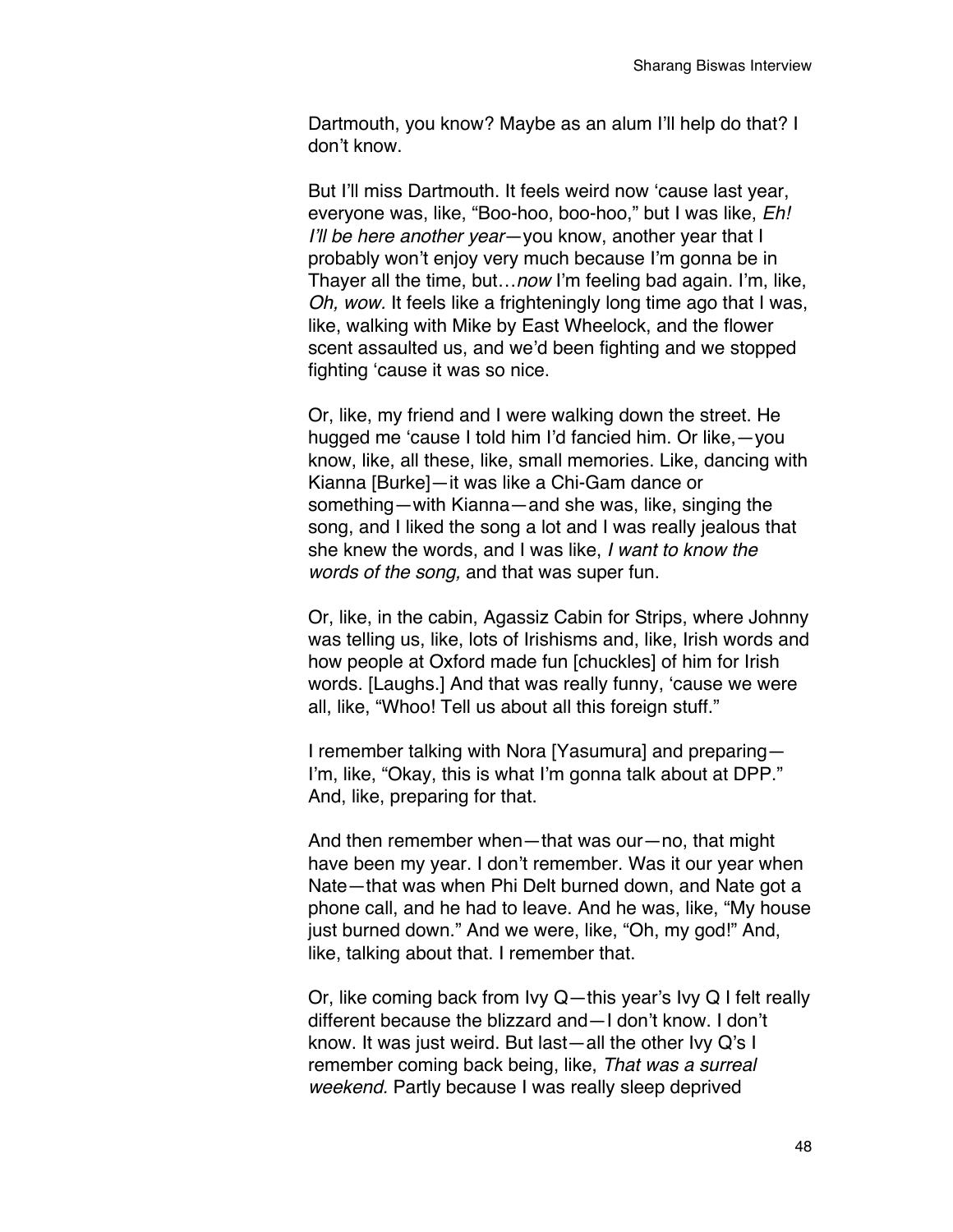Dartmouth, you know? Maybe as an alum I'll help do that? I don't know.

But I'll miss Dartmouth. It feels weird now 'cause last year, everyone was, like, "Boo-hoo, boo-hoo," but I was like, *Eh! I'll be here another year*—you know, another year that I probably won't enjoy very much because I'm gonna be in Thayer all the time, but…*now* I'm feeling bad again. I'm, like, *Oh, wow.* It feels like a frighteningly long time ago that I was, like, walking with Mike by East Wheelock, and the flower scent assaulted us, and we'd been fighting and we stopped fighting 'cause it was so nice.

Or, like, my friend and I were walking down the street. He hugged me 'cause I told him I'd fancied him. Or like,—you know, like, all these, like, small memories. Like, dancing with Kianna [Burke]—it was like a Chi-Gam dance or something—with Kianna—and she was, like, singing the song, and I liked the song a lot and I was really jealous that she knew the words, and I was like, *I want to know the words of the song,* and that was super fun.

Or, like, in the cabin, Agassiz Cabin for Strips, where Johnny was telling us, like, lots of Irishisms and, like, Irish words and how people at Oxford made fun [chuckles] of him for Irish words. [Laughs.] And that was really funny, 'cause we were all, like, "Whoo! Tell us about all this foreign stuff."

I remember talking with Nora [Yasumura] and preparing—I'm, like, "Okay, this is what I'm gonna talk about at DPP." And, like, preparing for that.

And then remember when—that was our—no, that might have been my year. I don't remember. Was it our year when Nate—that was when Phi Delt burned down, and Nate got a phone call, and he had to leave. And he was, like, "My house just burned down." And we were, like, "Oh, my god!" And, like, talking about that. I remember that.

Or, like coming back from Ivy Q—this year's Ivy Q I felt really different because the blizzard and—I don't know. I don't know. It was just weird. But last—all the other Ivy Q's I remember coming back being, like, *That was a surreal weekend.* Partly because I was really sleep deprived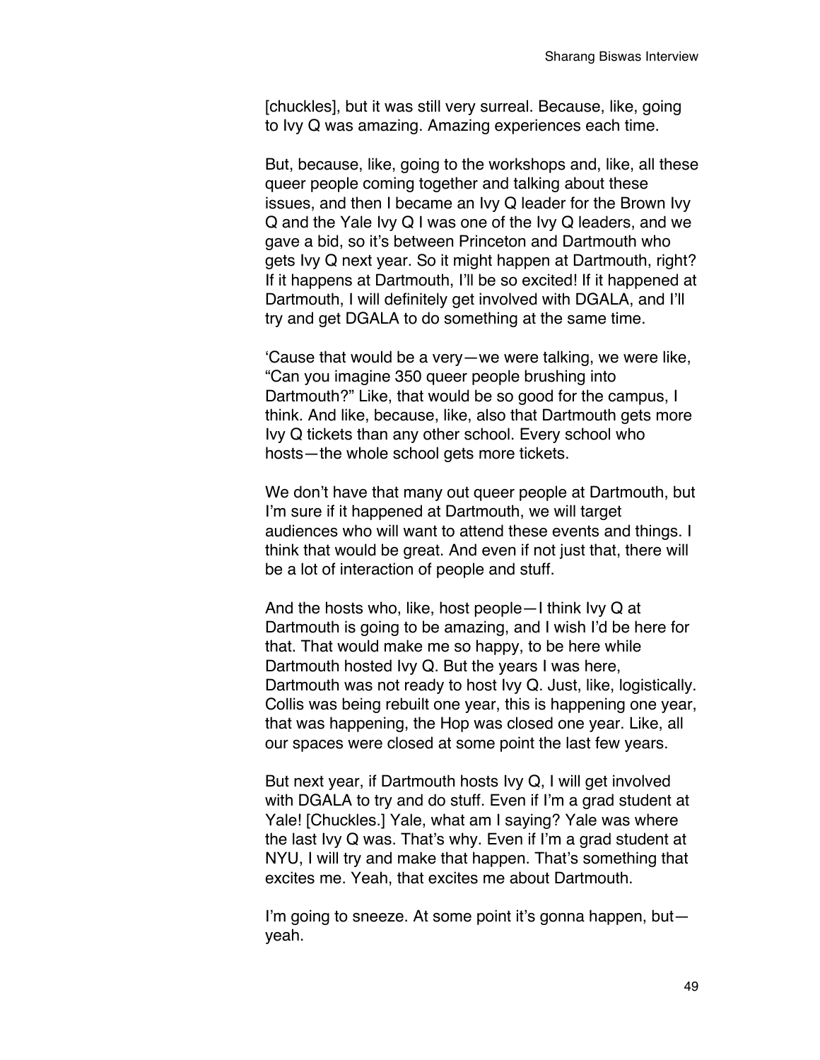[chuckles], but it was still very surreal. Because, like, going to Ivy Q was amazing. Amazing experiences each time.

But, because, like, going to the workshops and, like, all these queer people coming together and talking about these issues, and then I became an Ivy Q leader for the Brown Ivy Q and the Yale Ivy Q I was one of the Ivy Q leaders, and we gave a bid, so it's between Princeton and Dartmouth who gets Ivy Q next year. So it might happen at Dartmouth, right? If it happens at Dartmouth, I'll be so excited! If it happened at Dartmouth, I will definitely get involved with DGALA, and I'll try and get DGALA to do something at the same time.

'Cause that would be a very—we were talking, we were like, "Can you imagine 350 queer people brushing into Dartmouth?" Like, that would be so good for the campus, I think. And like, because, like, also that Dartmouth gets more Ivy Q tickets than any other school. Every school who hosts—the whole school gets more tickets.

We don't have that many out queer people at Dartmouth, but I'm sure if it happened at Dartmouth, we will target audiences who will want to attend these events and things. I think that would be great. And even if not just that, there will be a lot of interaction of people and stuff.

And the hosts who, like, host people—I think Ivy Q at Dartmouth is going to be amazing, and I wish I'd be here for that. That would make me so happy, to be here while Dartmouth hosted Ivy Q. But the years I was here, Dartmouth was not ready to host Ivy Q. Just, like, logistically. Collis was being rebuilt one year, this is happening one year, that was happening, the Hop was closed one year. Like, all our spaces were closed at some point the last few years.

But next year, if Dartmouth hosts Ivy Q, I will get involved with DGALA to try and do stuff. Even if I'm a grad student at Yale! [Chuckles.] Yale, what am I saying? Yale was where the last Ivy Q was. That's why. Even if I'm a grad student at NYU, I will try and make that happen. That's something that excites me. Yeah, that excites me about Dartmouth.

I'm going to sneeze. At some point it's gonna happen, but—yeah.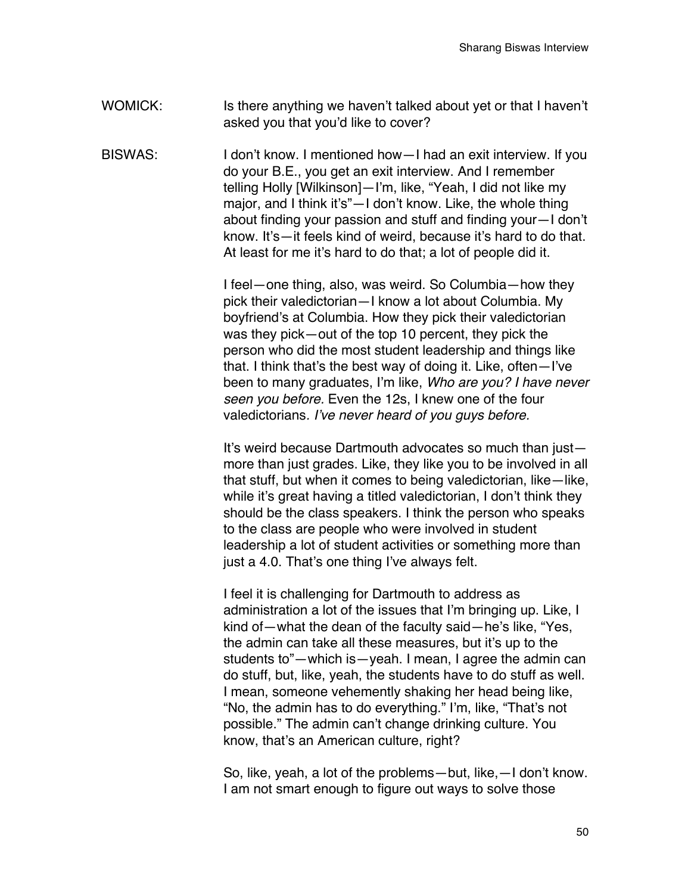WOMICK: Is there anything we haven't talked about yet or that I haven't asked you that you'd like to cover?

BISWAS: I don't know. I mentioned how—I had an exit interview. If you do your B.E., you get an exit interview. And I remember telling Holly [Wilkinson]—I'm, like, "Yeah, I did not like my major, and I think it's"—I don't know. Like, the whole thing about finding your passion and stuff and finding your—I don't know. It's—it feels kind of weird, because it's hard to do that. At least for me it's hard to do that; a lot of people did it.

I feel—one thing, also, was weird. So Columbia—how they pick their valedictorian—I know a lot about Columbia. My boyfriend's at Columbia. How they pick their valedictorian was they pick—out of the top 10 percent, they pick the person who did the most student leadership and things like that. I think that's the best way of doing it. Like, often—I've been to many graduates, I'm like, *Who are you? I have never seen you before.* Even the 12s, I knew one of the four valedictorians*. I've never heard of you guys before.*

It's weird because Dartmouth advocates so much than just—more than just grades. Like, they like you to be involved in all that stuff, but when it comes to being valedictorian, like—like, while it's great having a titled valedictorian, I don't think they should be the class speakers. I think the person who speaks to the class are people who were involved in student leadership a lot of student activities or something more than just a 4.0. That's one thing I've always felt.

I feel it is challenging for Dartmouth to address as administration a lot of the issues that I'm bringing up. Like, I kind of—what the dean of the faculty said—he's like, "Yes, the admin can take all these measures, but it's up to the students to"—which is—yeah. I mean, I agree the admin can do stuff, but, like, yeah, the students have to do stuff as well. I mean, someone vehemently shaking her head being like, "No, the admin has to do everything." I'm, like, "That's not possible." The admin can't change drinking culture. You know, that's an American culture, right?

So, like, yeah, a lot of the problems—but, like,—I don't know. I am not smart enough to figure out ways to solve those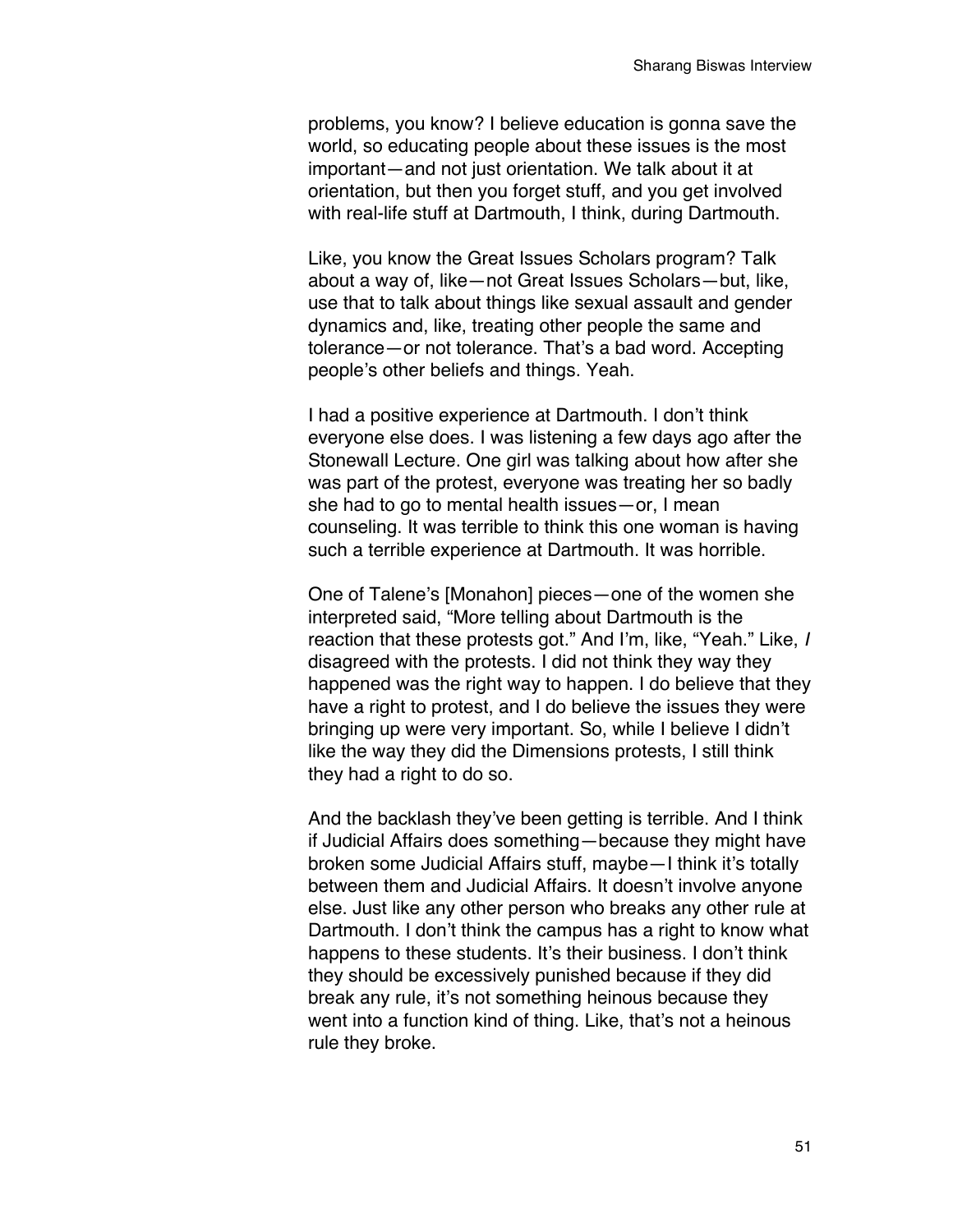problems, you know? I believe education is gonna save the world, so educating people about these issues is the most important—and not just orientation. We talk about it at orientation, but then you forget stuff, and you get involved with real-life stuff at Dartmouth, I think, during Dartmouth.

Like, you know the Great Issues Scholars program? Talk about a way of, like—not Great Issues Scholars—but, like, use that to talk about things like sexual assault and gender dynamics and, like, treating other people the same and tolerance—or not tolerance. That's a bad word. Accepting people's other beliefs and things. Yeah.

I had a positive experience at Dartmouth. I don't think everyone else does. I was listening a few days ago after the Stonewall Lecture. One girl was talking about how after she was part of the protest, everyone was treating her so badly she had to go to mental health issues—or, I mean counseling. It was terrible to think this one woman is having such a terrible experience at Dartmouth. It was horrible.

One of Talene's [Monahon] pieces—one of the women she interpreted said, "More telling about Dartmouth is the reaction that these protests got." And I'm, like, "Yeah." Like, *I* disagreed with the protests. I did not think they way they happened was the right way to happen. I do believe that they have a right to protest, and I do believe the issues they were bringing up were very important. So, while I believe I didn't like the way they did the Dimensions protests, I still think they had a right to do so.

And the backlash they've been getting is terrible. And I think if Judicial Affairs does something—because they might have broken some Judicial Affairs stuff, maybe—I think it's totally between them and Judicial Affairs. It doesn't involve anyone else. Just like any other person who breaks any other rule at Dartmouth. I don't think the campus has a right to know what happens to these students. It's their business. I don't think they should be excessively punished because if they did break any rule, it's not something heinous because they went into a function kind of thing. Like, that's not a heinous rule they broke.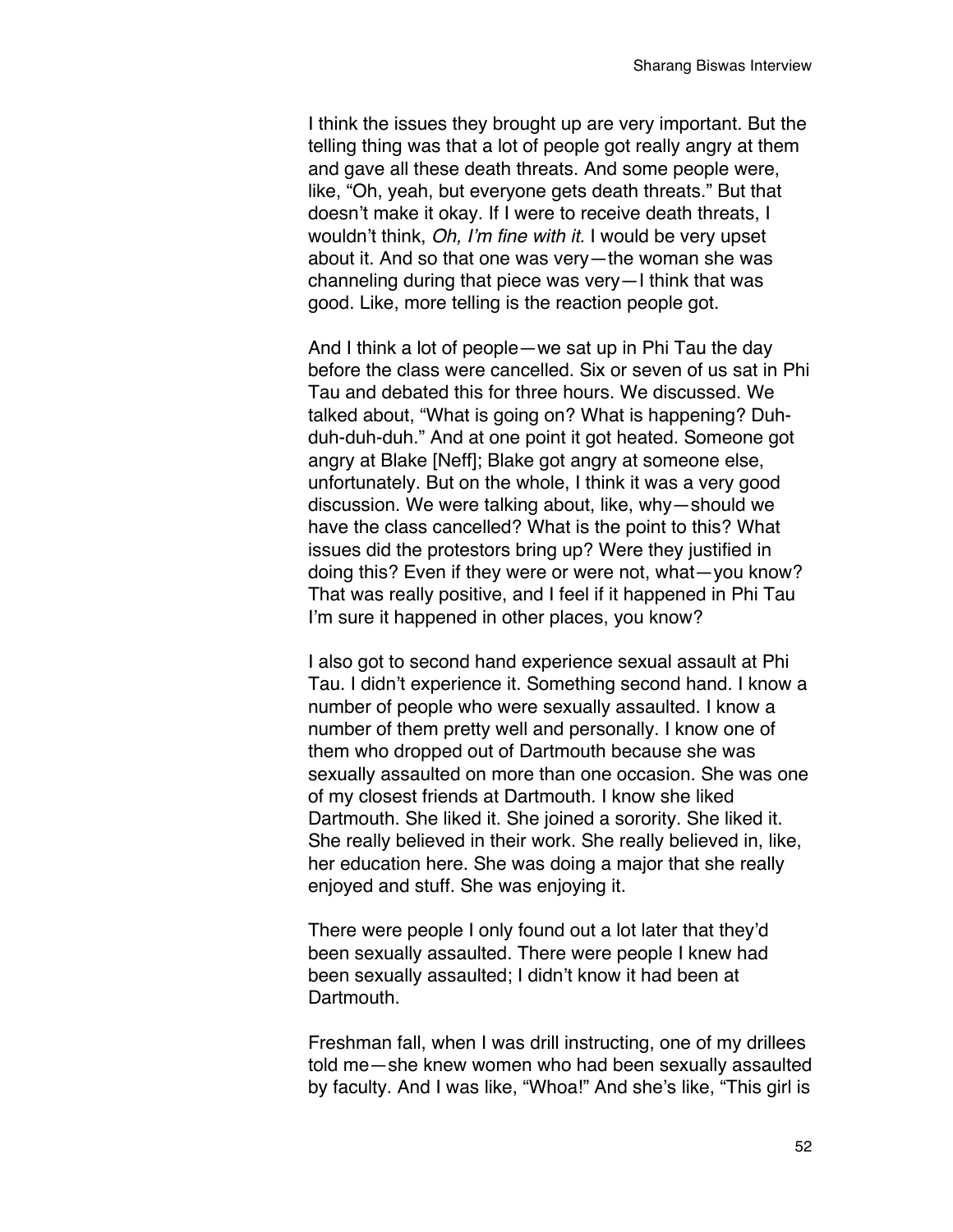I think the issues they brought up are very important. But the telling thing was that a lot of people got really angry at them and gave all these death threats. And some people were, like, "Oh, yeah, but everyone gets death threats." But that doesn't make it okay. If I were to receive death threats, I wouldn't think, *Oh, I'm fine with it.* I would be very upset about it. And so that one was very—the woman she was channeling during that piece was very—I think that was good. Like, more telling is the reaction people got.

And I think a lot of people—we sat up in Phi Tau the day before the class were cancelled. Six or seven of us sat in Phi Tau and debated this for three hours. We discussed. We talked about, "What is going on? What is happening? Duh-duh-duh-duh." And at one point it got heated. Someone got angry at Blake [Neff]; Blake got angry at someone else, unfortunately. But on the whole, I think it was a very good discussion. We were talking about, like, why—should we have the class cancelled? What is the point to this? What issues did the protestors bring up? Were they justified in doing this? Even if they were or were not, what—you know? That was really positive, and I feel if it happened in Phi Tau I'm sure it happened in other places, you know?

I also got to second hand experience sexual assault at Phi Tau. I didn't experience it. Something second hand. I know a number of people who were sexually assaulted. I know a number of them pretty well and personally. I know one of them who dropped out of Dartmouth because she was sexually assaulted on more than one occasion. She was one of my closest friends at Dartmouth. I know she liked Dartmouth. She liked it. She joined a sorority. She liked it. She really believed in their work. She really believed in, like, her education here. She was doing a major that she really enjoyed and stuff. She was enjoying it.

There were people I only found out a lot later that they'd been sexually assaulted. There were people I knew had been sexually assaulted; I didn't know it had been at Dartmouth.

Freshman fall, when I was drill instructing, one of my drillees told me—she knew women who had been sexually assaulted by faculty. And I was like, "Whoa!" And she's like, "This girl is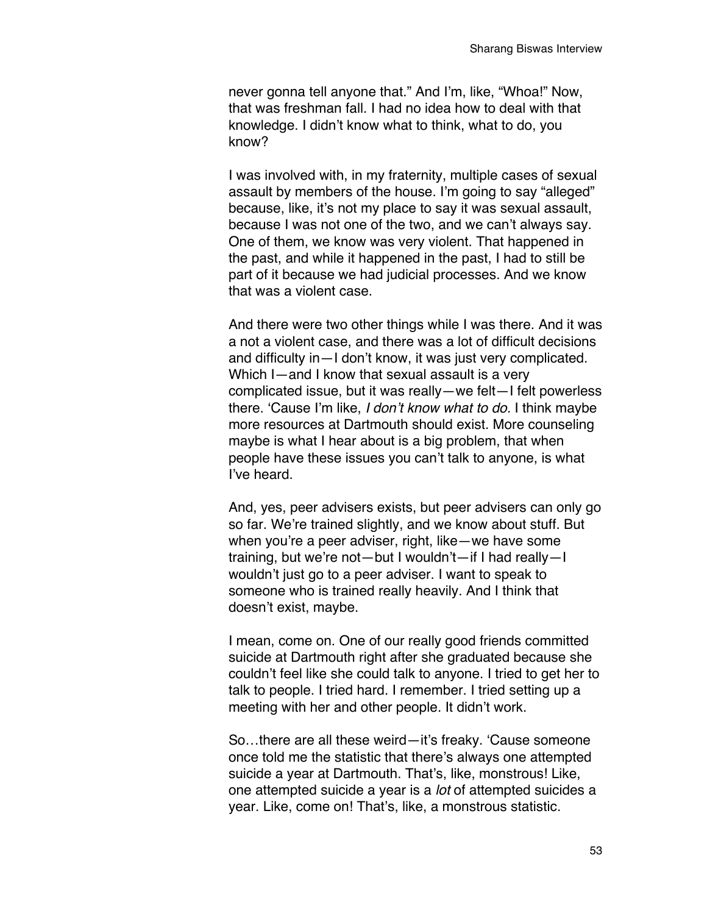never gonna tell anyone that." And I'm, like, "Whoa!" Now, that was freshman fall. I had no idea how to deal with that knowledge. I didn't know what to think, what to do, you know?

I was involved with, in my fraternity, multiple cases of sexual assault by members of the house. I'm going to say "alleged" because, like, it's not my place to say it was sexual assault, because I was not one of the two, and we can't always say. One of them, we know was very violent. That happened in the past, and while it happened in the past, I had to still be part of it because we had judicial processes. And we know that was a violent case.

And there were two other things while I was there. And it was a not a violent case, and there was a lot of difficult decisions and difficulty in—I don't know, it was just very complicated. Which I—and I know that sexual assault is a very complicated issue, but it was really—we felt—I felt powerless there. 'Cause I'm like, *I don't know what to do.* I think maybe more resources at Dartmouth should exist. More counseling maybe is what I hear about is a big problem, that when people have these issues you can't talk to anyone, is what I've heard.

And, yes, peer advisers exists, but peer advisers can only go so far. We're trained slightly, and we know about stuff. But when you're a peer adviser, right, like—we have some training, but we're not—but I wouldn't—if I had really—I wouldn't just go to a peer adviser. I want to speak to someone who is trained really heavily. And I think that doesn't exist, maybe.

I mean, come on. One of our really good friends committed suicide at Dartmouth right after she graduated because she couldn't feel like she could talk to anyone. I tried to get her to talk to people. I tried hard. I remember. I tried setting up a meeting with her and other people. It didn't work.

So…there are all these weird—it's freaky. 'Cause someone once told me the statistic that there's always one attempted suicide a year at Dartmouth. That's, like, monstrous! Like, one attempted suicide a year is a *lot* of attempted suicides a year. Like, come on! That's, like, a monstrous statistic.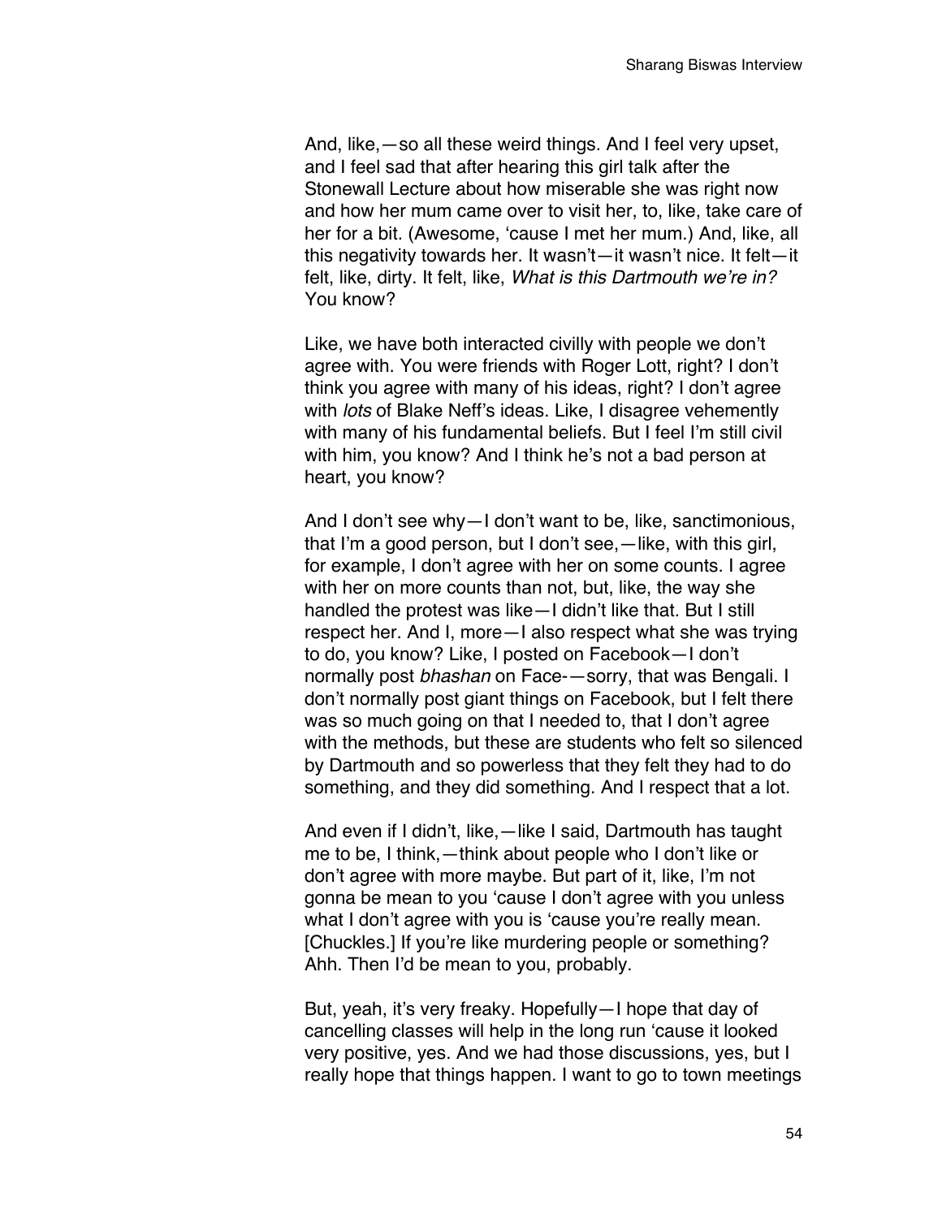And, like,—so all these weird things. And I feel very upset, and I feel sad that after hearing this girl talk after the Stonewall Lecture about how miserable she was right now and how her mum came over to visit her, to, like, take care of her for a bit. (Awesome, 'cause I met her mum.) And, like, all this negativity towards her. It wasn't—it wasn't nice. It felt—it felt, like, dirty. It felt, like, *What is this Dartmouth we're in?* You know?

Like, we have both interacted civilly with people we don't agree with. You were friends with Roger Lott, right? I don't think you agree with many of his ideas, right? I don't agree with *lots* of Blake Neff's ideas. Like, I disagree vehemently with many of his fundamental beliefs. But I feel I'm still civil with him, you know? And I think he's not a bad person at heart, you know?

And I don't see why—I don't want to be, like, sanctimonious, that I'm a good person, but I don't see,—like, with this girl, for example, I don't agree with her on some counts. I agree with her on more counts than not, but, like, the way she handled the protest was like—I didn't like that. But I still respect her. And I, more—I also respect what she was trying to do, you know? Like, I posted on Facebook—I don't normally post *bhashan* on Face-—sorry, that was Bengali. I don't normally post giant things on Facebook, but I felt there was so much going on that I needed to, that I don't agree with the methods, but these are students who felt so silenced by Dartmouth and so powerless that they felt they had to do something, and they did something. And I respect that a lot.

And even if I didn't, like,—like I said, Dartmouth has taught me to be, I think,—think about people who I don't like or don't agree with more maybe. But part of it, like, I'm not gonna be mean to you 'cause I don't agree with you unless what I don't agree with you is 'cause you're really mean. [Chuckles.] If you're like murdering people or something? Ahh. Then I'd be mean to you, probably.

But, yeah, it's very freaky. Hopefully—I hope that day of cancelling classes will help in the long run 'cause it looked very positive, yes. And we had those discussions, yes, but I really hope that things happen. I want to go to town meetings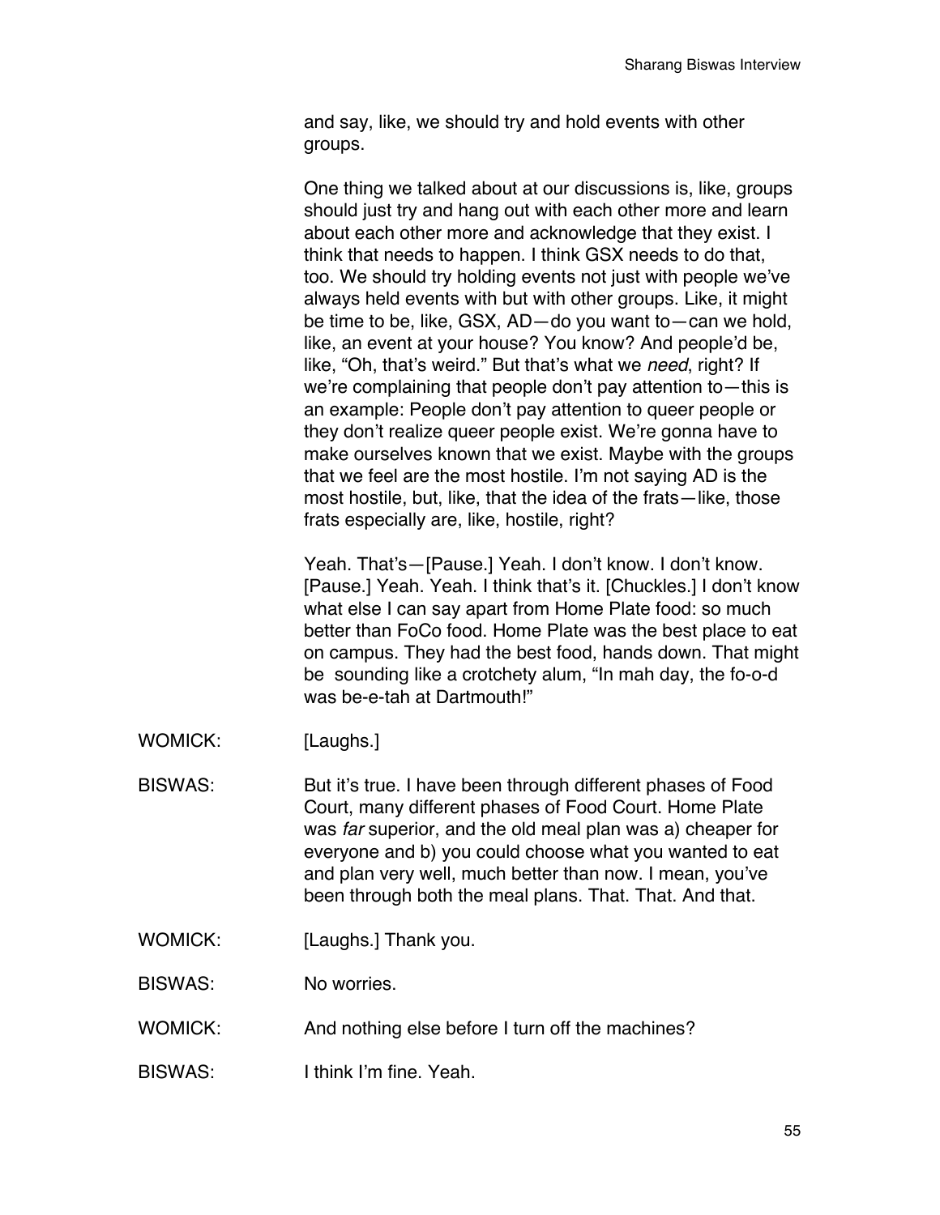and say, like, we should try and hold events with other groups.

One thing we talked about at our discussions is, like, groups should just try and hang out with each other more and learn about each other more and acknowledge that they exist. I think that needs to happen. I think GSX needs to do that, too. We should try holding events not just with people we've always held events with but with other groups. Like, it might be time to be, like, GSX, AD—do you want to—can we hold, like, an event at your house? You know? And people'd be, like, "Oh, that's weird." But that's what we *need*, right? If we're complaining that people don't pay attention to—this is an example: People don't pay attention to queer people or they don't realize queer people exist. We're gonna have to make ourselves known that we exist. Maybe with the groups that we feel are the most hostile. I'm not saying AD is the most hostile, but, like, that the idea of the frats—like, those frats especially are, like, hostile, right?

Yeah. That's—[Pause.] Yeah. I don't know. I don't know. [Pause.] Yeah. Yeah. I think that's it. [Chuckles.] I don't know what else I can say apart from Home Plate food: so much better than FoCo food. Home Plate was the best place to eat on campus. They had the best food, hands down. That might be sounding like a crotchety alum, "In mah day, the fo-o-d was be-e-tah at Dartmouth!"

WOMICK: [Laughs.]

BISWAS: But it's true. I have been through different phases of Food Court, many different phases of Food Court. Home Plate was *far* superior, and the old meal plan was a) cheaper for everyone and b) you could choose what you wanted to eat and plan very well, much better than now. I mean, you've been through both the meal plans. That. That. And that.

WOMICK: [Laughs.] Thank you.

BISWAS: No worries.

WOMICK: And nothing else before I turn off the machines?

BISWAS: I think I'm fine. Yeah.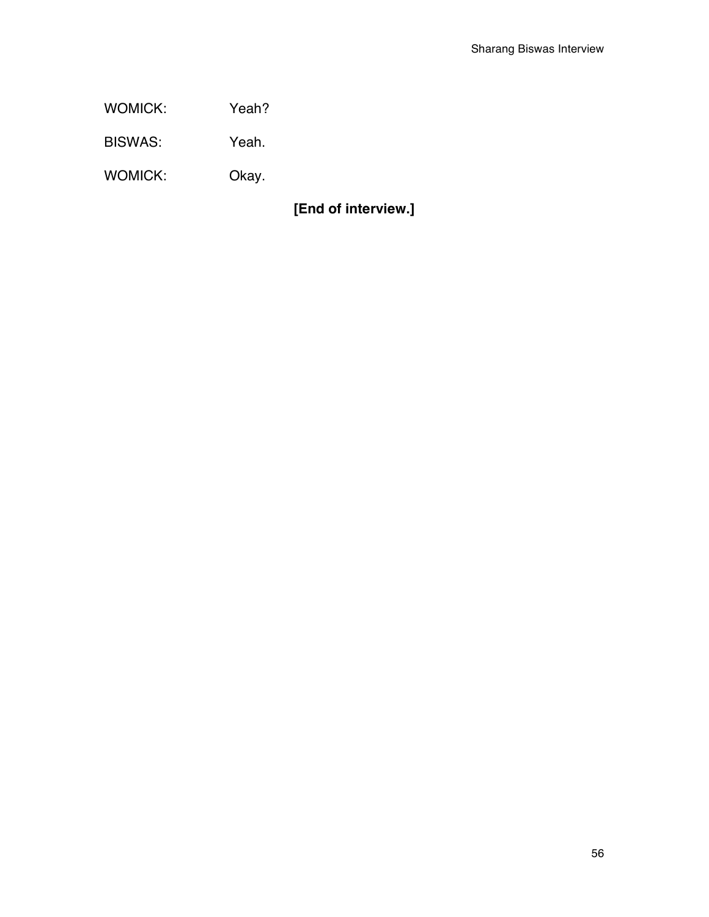WOMICK: Yeah?

BISWAS: Yeah.

WOMICK: Okay.

**[End of interview.]**